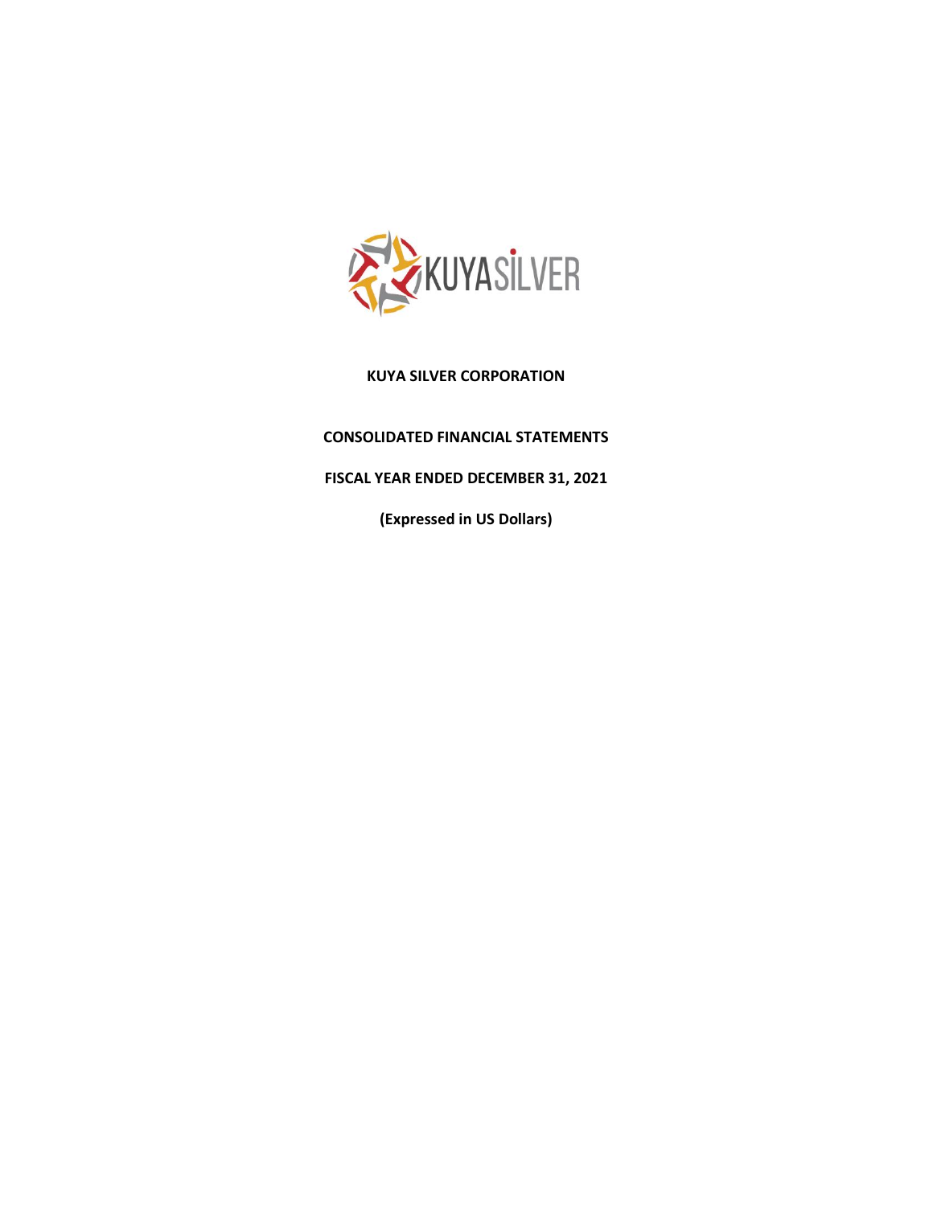**KUYA SILVER CORPORATION**

**CONSOLIDATED FINANCIAL STATEMENTS**

**FISCAL YEAR ENDED DECEMBER 31, 2021**

**(Expressed in US Dollars)**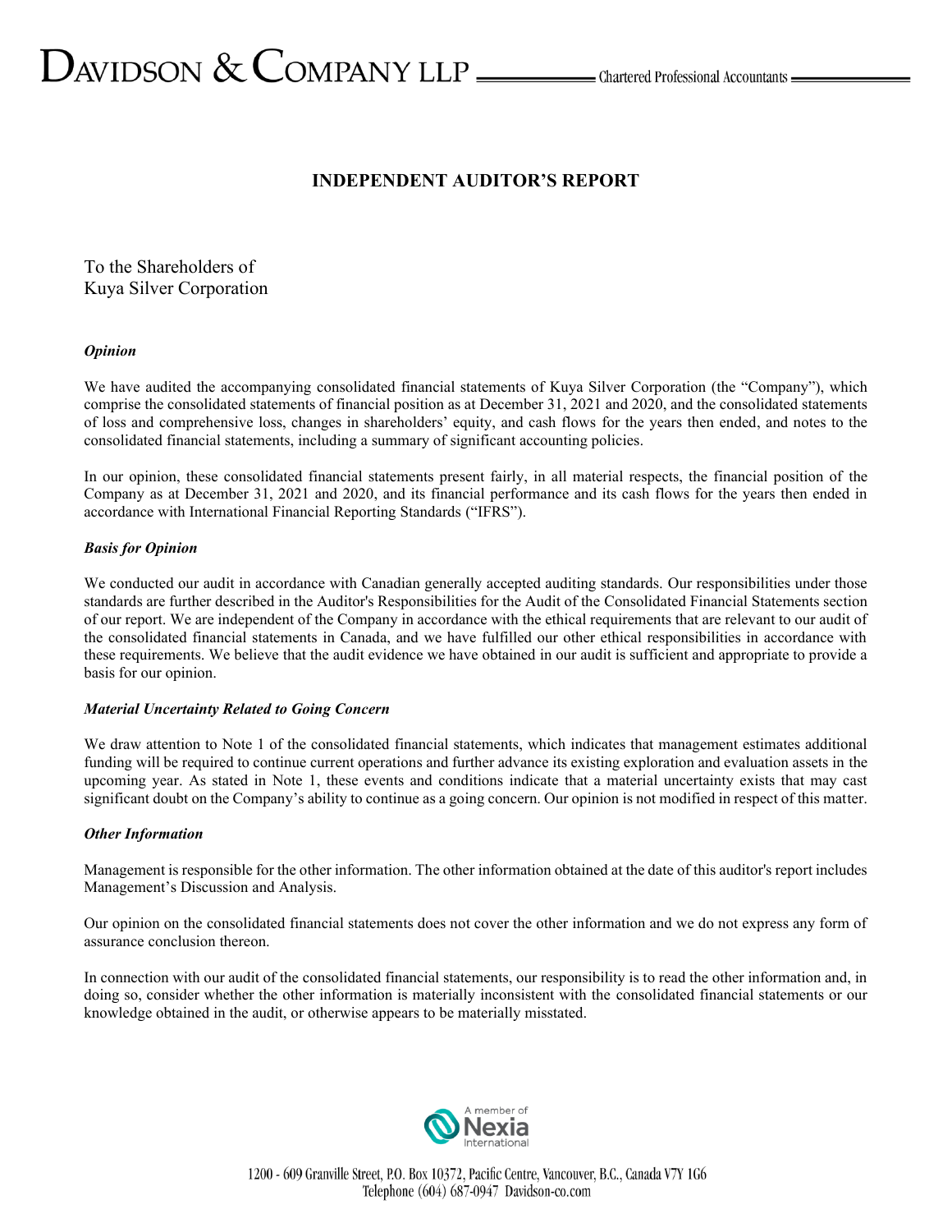# INDEPENDENT AUDITOR'S REPORT

To the Shareholders of
Kuya Silver Corporation

### *Opinion*

We have audited the accompanying consolidated financial statements of Kuya Silver Corporation (the "Company"), which comprise the consolidated statements of financial position as at December 31, 2021 and 2020, and the consolidated statements of loss and comprehensive loss, changes in shareholders' equity, and cash flows for the years then ended, and notes to the consolidated financial statements, including a summary of significant accounting policies.

In our opinion, these consolidated financial statements present fairly, in all material respects, the financial position of the Company as at December 31, 2021 and 2020, and its financial performance and its cash flows for the years then ended in accordance with International Financial Reporting Standards ("IFRS").

### *Basis for Opinion*

We conducted our audit in accordance with Canadian generally accepted auditing standards. Our responsibilities under those standards are further described in the Auditor's Responsibilities for the Audit of the Consolidated Financial Statements section of our report. We are independent of the Company in accordance with the ethical requirements that are relevant to our audit of the consolidated financial statements in Canada, and we have fulfilled our other ethical responsibilities in accordance with these requirements. We believe that the audit evidence we have obtained in our audit is sufficient and appropriate to provide a basis for our opinion.

### *Material Uncertainty Related to Going Concern*

We draw attention to Note 1 of the consolidated financial statements, which indicates that management estimates additional funding will be required to continue current operations and further advance its existing exploration and evaluation assets in the upcoming year. As stated in Note 1, these events and conditions indicate that a material uncertainty exists that may cast significant doubt on the Company's ability to continue as a going concern. Our opinion is not modified in respect of this matter.

### *Other Information*

Management is responsible for the other information. The other information obtained at the date of this auditor's report includes Management's Discussion and Analysis.

Our opinion on the consolidated financial statements does not cover the other information and we do not express any form of assurance conclusion thereon.

In connection with our audit of the consolidated financial statements, our responsibility is to read the other information and, in doing so, consider whether the other information is materially inconsistent with the consolidated financial statements or our knowledge obtained in the audit, or otherwise appears to be materially misstated.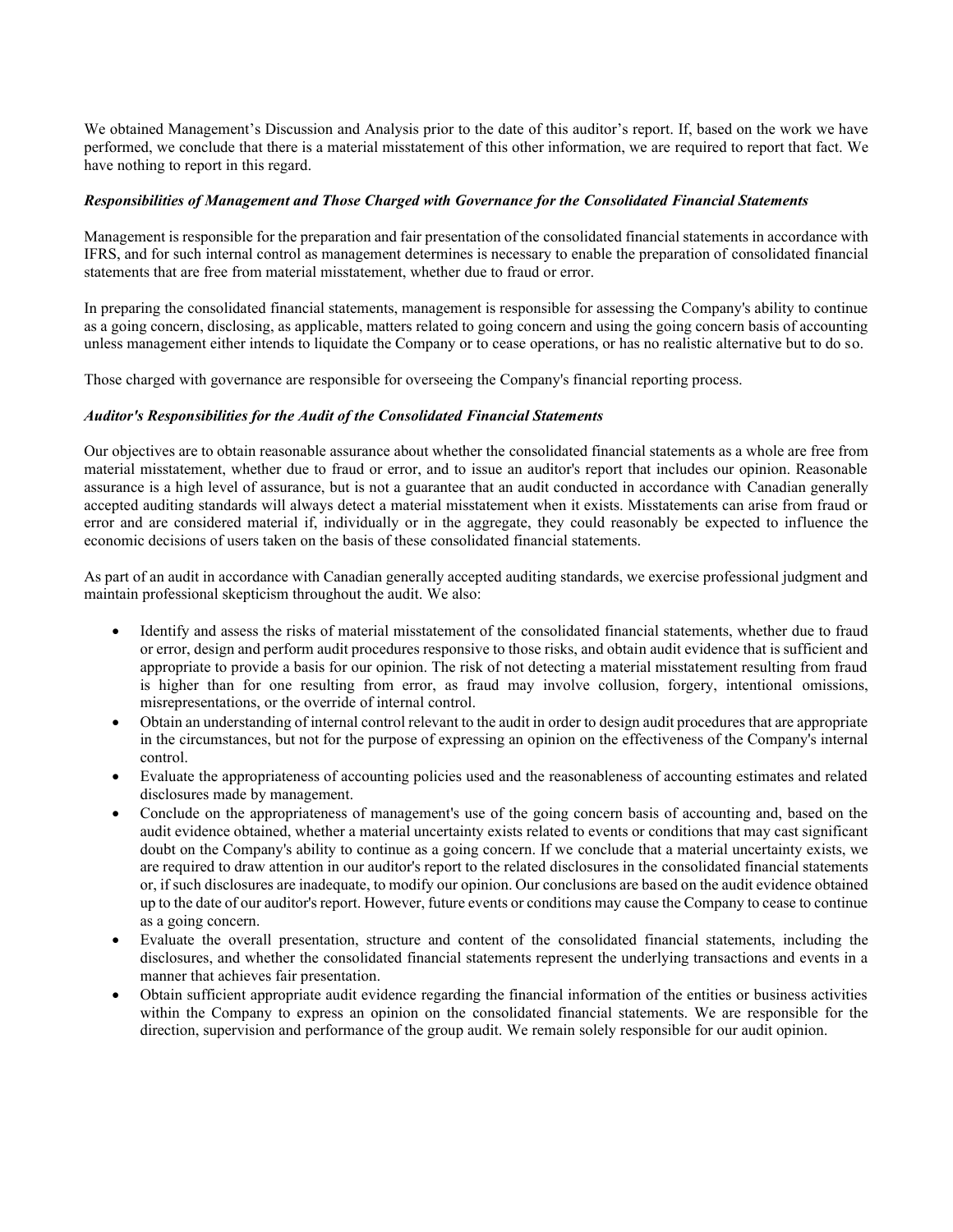We obtained Management's Discussion and Analysis prior to the date of this auditor's report. If, based on the work we have performed, we conclude that there is a material misstatement of this other information, we are required to report that fact. We have nothing to report in this regard.

***Responsibilities of Management and Those Charged with Governance for the Consolidated Financial Statements***

Management is responsible for the preparation and fair presentation of the consolidated financial statements in accordance with IFRS, and for such internal control as management determines is necessary to enable the preparation of consolidated financial statements that are free from material misstatement, whether due to fraud or error.

In preparing the consolidated financial statements, management is responsible for assessing the Company's ability to continue as a going concern, disclosing, as applicable, matters related to going concern and using the going concern basis of accounting unless management either intends to liquidate the Company or to cease operations, or has no realistic alternative but to do so.

Those charged with governance are responsible for overseeing the Company's financial reporting process.

***Auditor's Responsibilities for the Audit of the Consolidated Financial Statements***

Our objectives are to obtain reasonable assurance about whether the consolidated financial statements as a whole are free from material misstatement, whether due to fraud or error, and to issue an auditor's report that includes our opinion. Reasonable assurance is a high level of assurance, but is not a guarantee that an audit conducted in accordance with Canadian generally accepted auditing standards will always detect a material misstatement when it exists. Misstatements can arise from fraud or error and are considered material if, individually or in the aggregate, they could reasonably be expected to influence the economic decisions of users taken on the basis of these consolidated financial statements.

As part of an audit in accordance with Canadian generally accepted auditing standards, we exercise professional judgment and maintain professional skepticism throughout the audit. We also:

- Identify and assess the risks of material misstatement of the consolidated financial statements, whether due to fraud or error, design and perform audit procedures responsive to those risks, and obtain audit evidence that is sufficient and appropriate to provide a basis for our opinion. The risk of not detecting a material misstatement resulting from fraud is higher than for one resulting from error, as fraud may involve collusion, forgery, intentional omissions, misrepresentations, or the override of internal control.
- Obtain an understanding of internal control relevant to the audit in order to design audit procedures that are appropriate in the circumstances, but not for the purpose of expressing an opinion on the effectiveness of the Company's internal control.
- Evaluate the appropriateness of accounting policies used and the reasonableness of accounting estimates and related disclosures made by management.
- Conclude on the appropriateness of management's use of the going concern basis of accounting and, based on the audit evidence obtained, whether a material uncertainty exists related to events or conditions that may cast significant doubt on the Company's ability to continue as a going concern. If we conclude that a material uncertainty exists, we are required to draw attention in our auditor's report to the related disclosures in the consolidated financial statements or, if such disclosures are inadequate, to modify our opinion. Our conclusions are based on the audit evidence obtained up to the date of our auditor's report. However, future events or conditions may cause the Company to cease to continue as a going concern.
- Evaluate the overall presentation, structure and content of the consolidated financial statements, including the disclosures, and whether the consolidated financial statements represent the underlying transactions and events in a manner that achieves fair presentation.
- Obtain sufficient appropriate audit evidence regarding the financial information of the entities or business activities within the Company to express an opinion on the consolidated financial statements. We are responsible for the direction, supervision and performance of the group audit. We remain solely responsible for our audit opinion.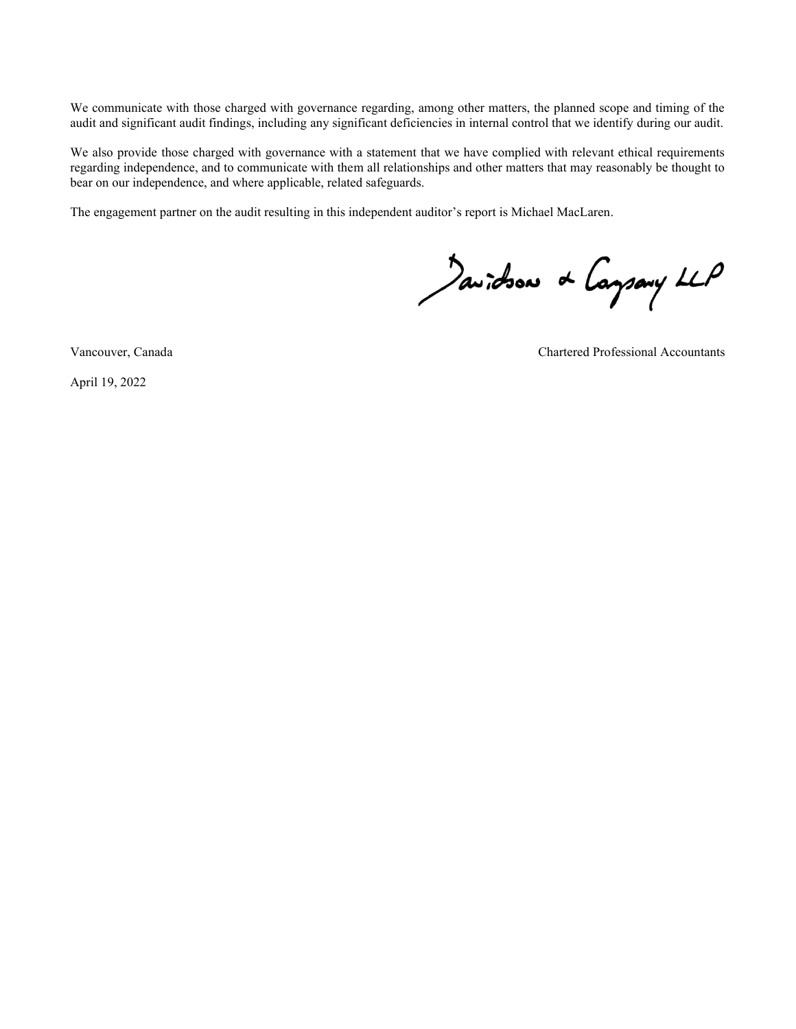We communicate with those charged with governance regarding, among other matters, the planned scope and timing of the audit and significant audit findings, including any significant deficiencies in internal control that we identify during our audit.

We also provide those charged with governance with a statement that we have complied with relevant ethical requirements regarding independence, and to communicate with them all relationships and other matters that may reasonably be thought to bear on our independence, and where applicable, related safeguards.

The engagement partner on the audit resulting in this independent auditor's report is Michael MacLaren.

Davidson & Company LLP

Vancouver, Canada

Chartered Professional Accountants

April 19, 2022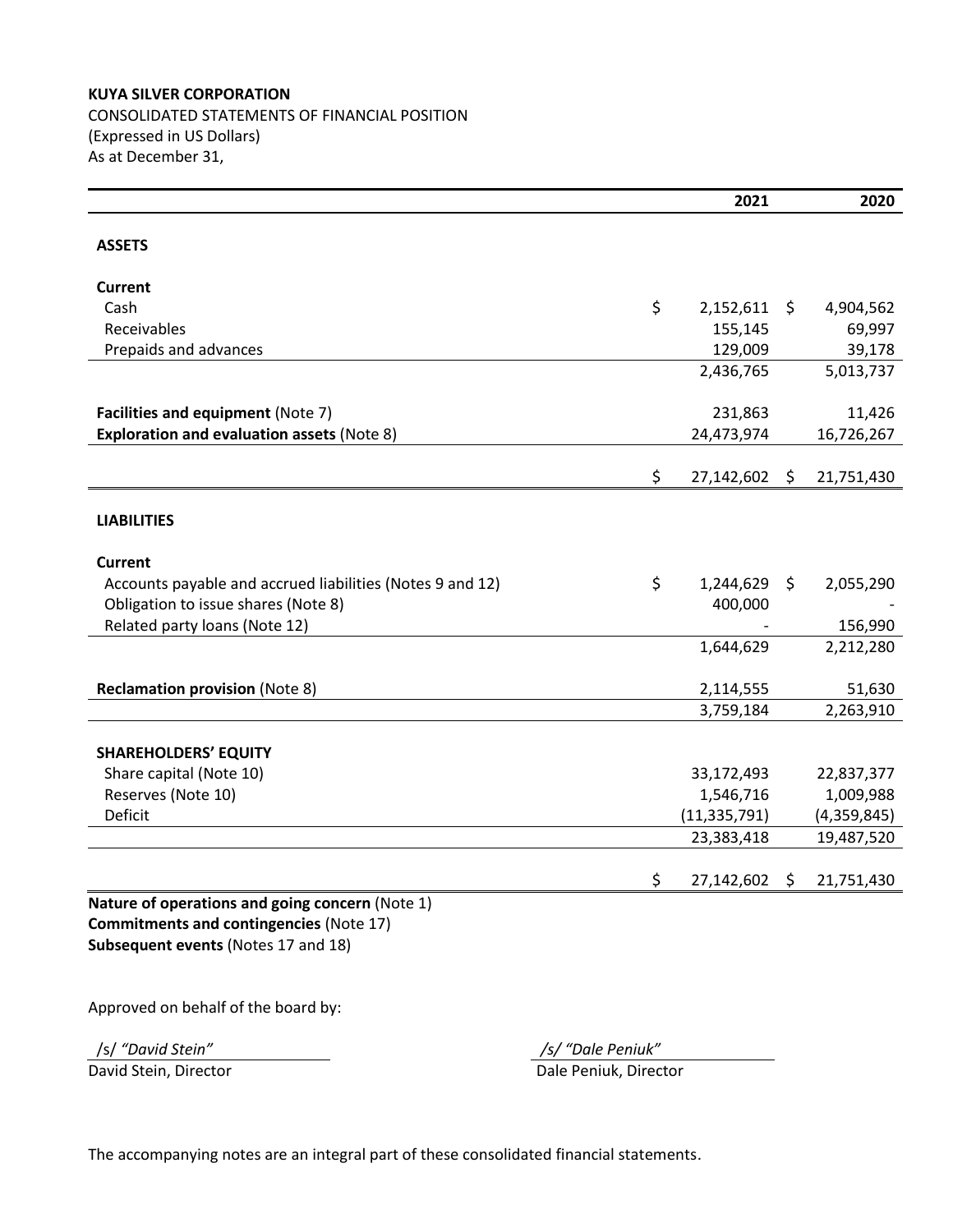**KUYA SILVER CORPORATION**
CONSOLIDATED STATEMENTS OF FINANCIAL POSITION
(Expressed in US Dollars)
As at December 31,

| | 2021 | 2020 |
|---|---|---|
| **ASSETS** | | |
| **Current** | | |
| Cash | $ 2,152,611 | $ 4,904,562 |
| Receivables | 155,145 | 69,997 |
| Prepaids and advances | 129,009 | 39,178 |
| | 2,436,765 | 5,013,737 |
| **Facilities and equipment** (Note 7) | 231,863 | 11,426 |
| **Exploration and evaluation assets** (Note 8) | 24,473,974 | 16,726,267 |
| | $ 27,142,602 | $ 21,751,430 |
| **LIABILITIES** | | |
| **Current** | | |
| Accounts payable and accrued liabilities (Notes 9 and 12) | $ 1,244,629 | $ 2,055,290 |
| Obligation to issue shares (Note 8) | 400,000 | - |
| Related party loans (Note 12) | - | 156,990 |
| | 1,644,629 | 2,212,280 |
| **Reclamation provision** (Note 8) | 2,114,555 | 51,630 |
| | 3,759,184 | 2,263,910 |
| **SHAREHOLDERS' EQUITY** | | |
| Share capital (Note 10) | 33,172,493 | 22,837,377 |
| Reserves (Note 10) | 1,546,716 | 1,009,988 |
| Deficit | (11,335,791) | (4,359,845) |
| | 23,383,418 | 19,487,520 |
| | $ 27,142,602 | $ 21,751,430 |

**Nature of operations and going concern** (Note 1)
**Commitments and contingencies** (Note 17)
**Subsequent events** (Notes 17 and 18)

Approved on behalf of the board by:

| /s/ *"David Stein"* | /s/ *"Dale Peniuk"* |
|---|---|
| David Stein, Director | Dale Peniuk, Director |

The accompanying notes are an integral part of these consolidated financial statements.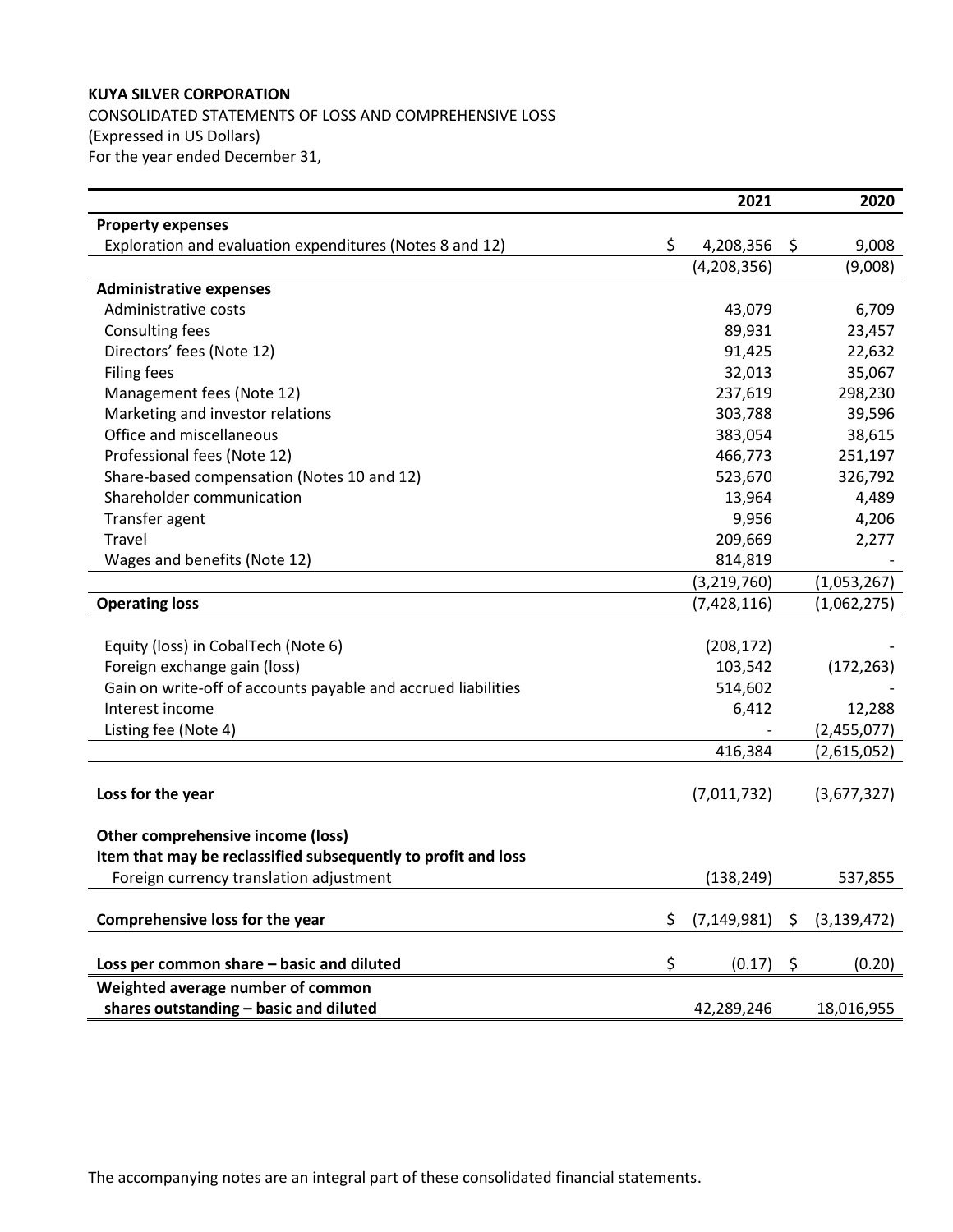**KUYA SILVER CORPORATION**

CONSOLIDATED STATEMENTS OF LOSS AND COMPREHENSIVE LOSS

(Expressed in US Dollars)

For the year ended December 31,

| | 2021 | 2020 |
|---|---|---|
| **Property expenses** | | |
| Exploration and evaluation expenditures (Notes 8 and 12) | $ 4,208,356 | $ 9,008 |
| | (4,208,356) | (9,008) |
| **Administrative expenses** | | |
| Administrative costs | 43,079 | 6,709 |
| Consulting fees | 89,931 | 23,457 |
| Directors' fees (Note 12) | 91,425 | 22,632 |
| Filing fees | 32,013 | 35,067 |
| Management fees (Note 12) | 237,619 | 298,230 |
| Marketing and investor relations | 303,788 | 39,596 |
| Office and miscellaneous | 383,054 | 38,615 |
| Professional fees (Note 12) | 466,773 | 251,197 |
| Share-based compensation (Notes 10 and 12) | 523,670 | 326,792 |
| Shareholder communication | 13,964 | 4,489 |
| Transfer agent | 9,956 | 4,206 |
| Travel | 209,669 | 2,277 |
| Wages and benefits (Note 12) | 814,819 | - |
| | (3,219,760) | (1,053,267) |
| **Operating loss** | (7,428,116) | (1,062,275) |
| | | |
| Equity (loss) in CobalTech (Note 6) | (208,172) | - |
| Foreign exchange gain (loss) | 103,542 | (172,263) |
| Gain on write-off of accounts payable and accrued liabilities | 514,602 | - |
| Interest income | 6,412 | 12,288 |
| Listing fee (Note 4) | - | (2,455,077) |
| | 416,384 | (2,615,052) |
| | | |
| **Loss for the year** | (7,011,732) | (3,677,327) |
| | | |
| **Other comprehensive income (loss)** | | |
| **Item that may be reclassified subsequently to profit and loss** | | |
| Foreign currency translation adjustment | (138,249) | 537,855 |
| | | |
| **Comprehensive loss for the year** | $ (7,149,981) | $ (3,139,472) |
| | | |
| **Loss per common share – basic and diluted** | $ (0.17) | $ (0.20) |
| **Weighted average number of common shares outstanding – basic and diluted** | 42,289,246 | 18,016,955 |

The accompanying notes are an integral part of these consolidated financial statements.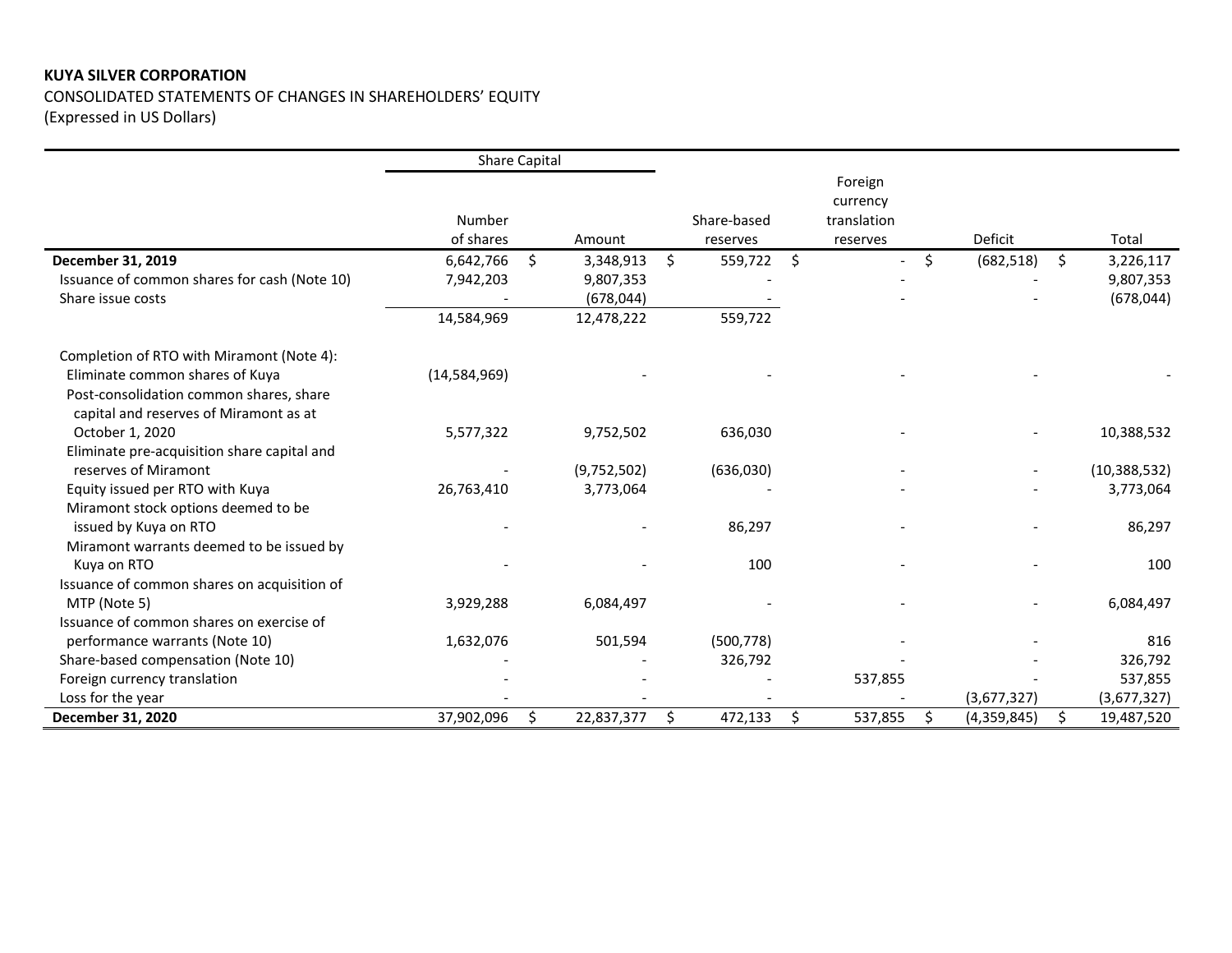**KUYA SILVER CORPORATION**

CONSOLIDATED STATEMENTS OF CHANGES IN SHAREHOLDERS' EQUITY

(Expressed in US Dollars)

| | Share Capital | | | | | |
|---|---|---|---|---|---|---|
| | Number of shares | Amount | Share-based reserves | Foreign currency translation reserves | Deficit | Total |
| **December 31, 2019** | 6,642,766 | $ 3,348,913 | $ 559,722 | $ - | $ (682,518) | $ 3,226,117 |
| Issuance of common shares for cash (Note 10) | 7,942,203 | 9,807,353 | - | - | - | 9,807,353 |
| Share issue costs | - | (678,044) | - | - | - | (678,044) |
| | 14,584,969 | 12,478,222 | 559,722 | | | |
| Completion of RTO with Miramont (Note 4): | | | | | | |
| Eliminate common shares of Kuya | (14,584,969) | - | - | - | - | - |
| Post-consolidation common shares, share capital and reserves of Miramont as at October 1, 2020 | 5,577,322 | 9,752,502 | 636,030 | - | - | 10,388,532 |
| Eliminate pre-acquisition share capital and reserves of Miramont | - | (9,752,502) | (636,030) | - | - | (10,388,532) |
| Equity issued per RTO with Kuya | 26,763,410 | 3,773,064 | - | - | - | 3,773,064 |
| Miramont stock options deemed to be issued by Kuya on RTO | - | - | 86,297 | - | - | 86,297 |
| Miramont warrants deemed to be issued by Kuya on RTO | - | - | 100 | - | - | 100 |
| Issuance of common shares on acquisition of MTP (Note 5) | 3,929,288 | 6,084,497 | - | - | - | 6,084,497 |
| Issuance of common shares on exercise of performance warrants (Note 10) | 1,632,076 | 501,594 | (500,778) | - | - | 816 |
| Share-based compensation (Note 10) | - | - | 326,792 | - | - | 326,792 |
| Foreign currency translation | - | - | - | 537,855 | - | 537,855 |
| Loss for the year | - | - | - | - | (3,677,327) | (3,677,327) |
| **December 31, 2020** | 37,902,096 | $ 22,837,377 | $ 472,133 | $ 537,855 | $ (4,359,845) | $ 19,487,520 |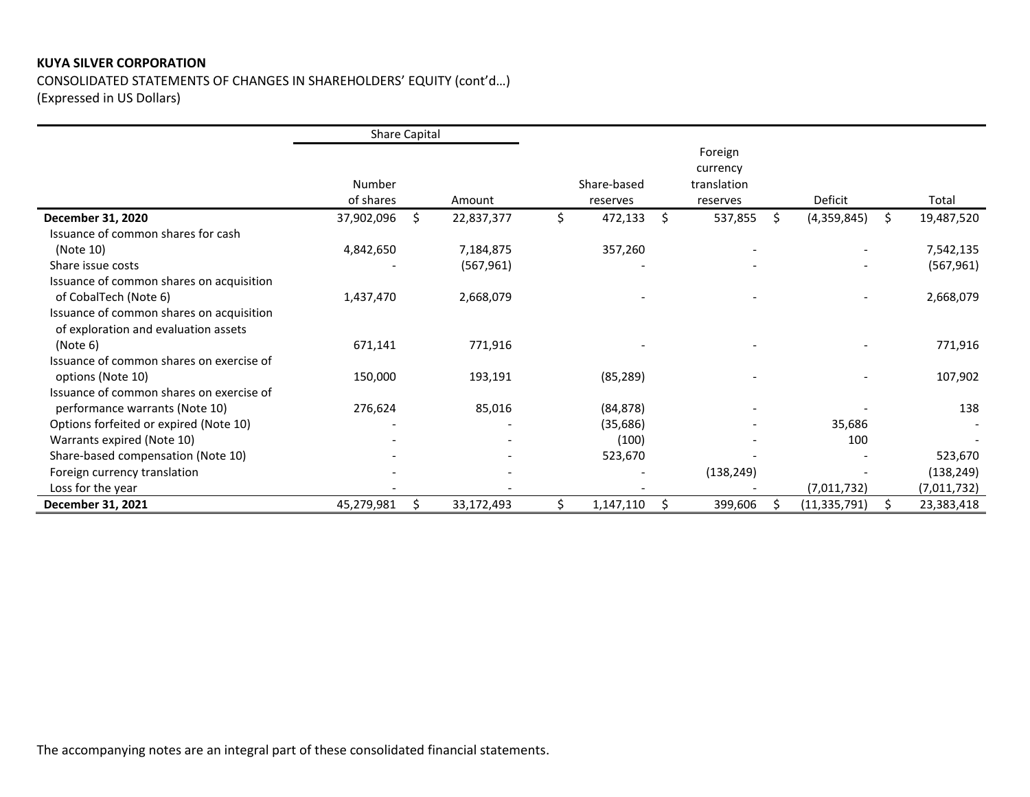**KUYA SILVER CORPORATION**

CONSOLIDATED STATEMENTS OF CHANGES IN SHAREHOLDERS' EQUITY (cont'd…)

(Expressed in US Dollars)

| | Share Capital | | | | | |
|---|---|---|---|---|---|---|
| | Number of shares | Amount | Share-based reserves | Foreign currency translation reserves | Deficit | Total |
| **December 31, 2020** | 37,902,096 | $ 22,837,377 | $ 472,133 | $ 537,855 | $ (4,359,845) | $ 19,487,520 |
| Issuance of common shares for cash (Note 10) | 4,842,650 | 7,184,875 | 357,260 | - | - | 7,542,135 |
| Share issue costs | - | (567,961) | - | - | - | (567,961) |
| Issuance of common shares on acquisition of CobalTech (Note 6) | 1,437,470 | 2,668,079 | - | - | - | 2,668,079 |
| Issuance of common shares on acquisition of exploration and evaluation assets (Note 6) | 671,141 | 771,916 | - | - | - | 771,916 |
| Issuance of common shares on exercise of options (Note 10) | 150,000 | 193,191 | (85,289) | - | - | 107,902 |
| Issuance of common shares on exercise of performance warrants (Note 10) | 276,624 | 85,016 | (84,878) | - | - | 138 |
| Options forfeited or expired (Note 10) | - | - | (35,686) | - | 35,686 | - |
| Warrants expired (Note 10) | - | - | (100) | - | 100 | - |
| Share-based compensation (Note 10) | - | - | 523,670 | - | - | 523,670 |
| Foreign currency translation | - | - | - | (138,249) | - | (138,249) |
| Loss for the year | - | - | - | - | (7,011,732) | (7,011,732) |
| **December 31, 2021** | 45,279,981 | $ 33,172,493 | $ 1,147,110 | $ 399,606 | $ (11,335,791) | $ 23,383,418 |

The accompanying notes are an integral part of these consolidated financial statements.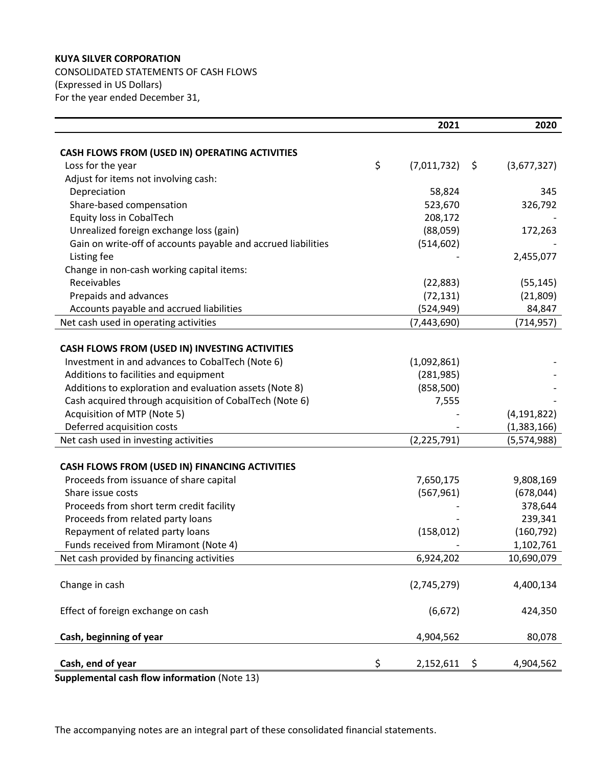**KUYA SILVER CORPORATION**

CONSOLIDATED STATEMENTS OF CASH FLOWS

(Expressed in US Dollars)

For the year ended December 31,

| | 2021 | 2020 |
|---|---:|---:|
| **CASH FLOWS FROM (USED IN) OPERATING ACTIVITIES** | | |
| Loss for the year | $ (7,011,732) | $ (3,677,327) |
| Adjust for items not involving cash: | | |
| Depreciation | 58,824 | 345 |
| Share-based compensation | 523,670 | 326,792 |
| Equity loss in CobalTech | 208,172 | - |
| Unrealized foreign exchange loss (gain) | (88,059) | 172,263 |
| Gain on write-off of accounts payable and accrued liabilities | (514,602) | - |
| Listing fee | - | 2,455,077 |
| Change in non-cash working capital items: | | |
| Receivables | (22,883) | (55,145) |
| Prepaids and advances | (72,131) | (21,809) |
| Accounts payable and accrued liabilities | (524,949) | 84,847 |
| Net cash used in operating activities | (7,443,690) | (714,957) |
| **CASH FLOWS FROM (USED IN) INVESTING ACTIVITIES** | | |
| Investment in and advances to CobalTech (Note 6) | (1,092,861) | - |
| Additions to facilities and equipment | (281,985) | - |
| Additions to exploration and evaluation assets (Note 8) | (858,500) | - |
| Cash acquired through acquisition of CobalTech (Note 6) | 7,555 | - |
| Acquisition of MTP (Note 5) | - | (4,191,822) |
| Deferred acquisition costs | - | (1,383,166) |
| Net cash used in investing activities | (2,225,791) | (5,574,988) |
| **CASH FLOWS FROM (USED IN) FINANCING ACTIVITIES** | | |
| Proceeds from issuance of share capital | 7,650,175 | 9,808,169 |
| Share issue costs | (567,961) | (678,044) |
| Proceeds from short term credit facility | - | 378,644 |
| Proceeds from related party loans | - | 239,341 |
| Repayment of related party loans | (158,012) | (160,792) |
| Funds received from Miramont (Note 4) | - | 1,102,761 |
| Net cash provided by financing activities | 6,924,202 | 10,690,079 |
| Change in cash | (2,745,279) | 4,400,134 |
| Effect of foreign exchange on cash | (6,672) | 424,350 |
| **Cash, beginning of year** | 4,904,562 | 80,078 |
| **Cash, end of year** | $ 2,152,611 | $ 4,904,562 |

**Supplemental cash flow information** (Note 13)

The accompanying notes are an integral part of these consolidated financial statements.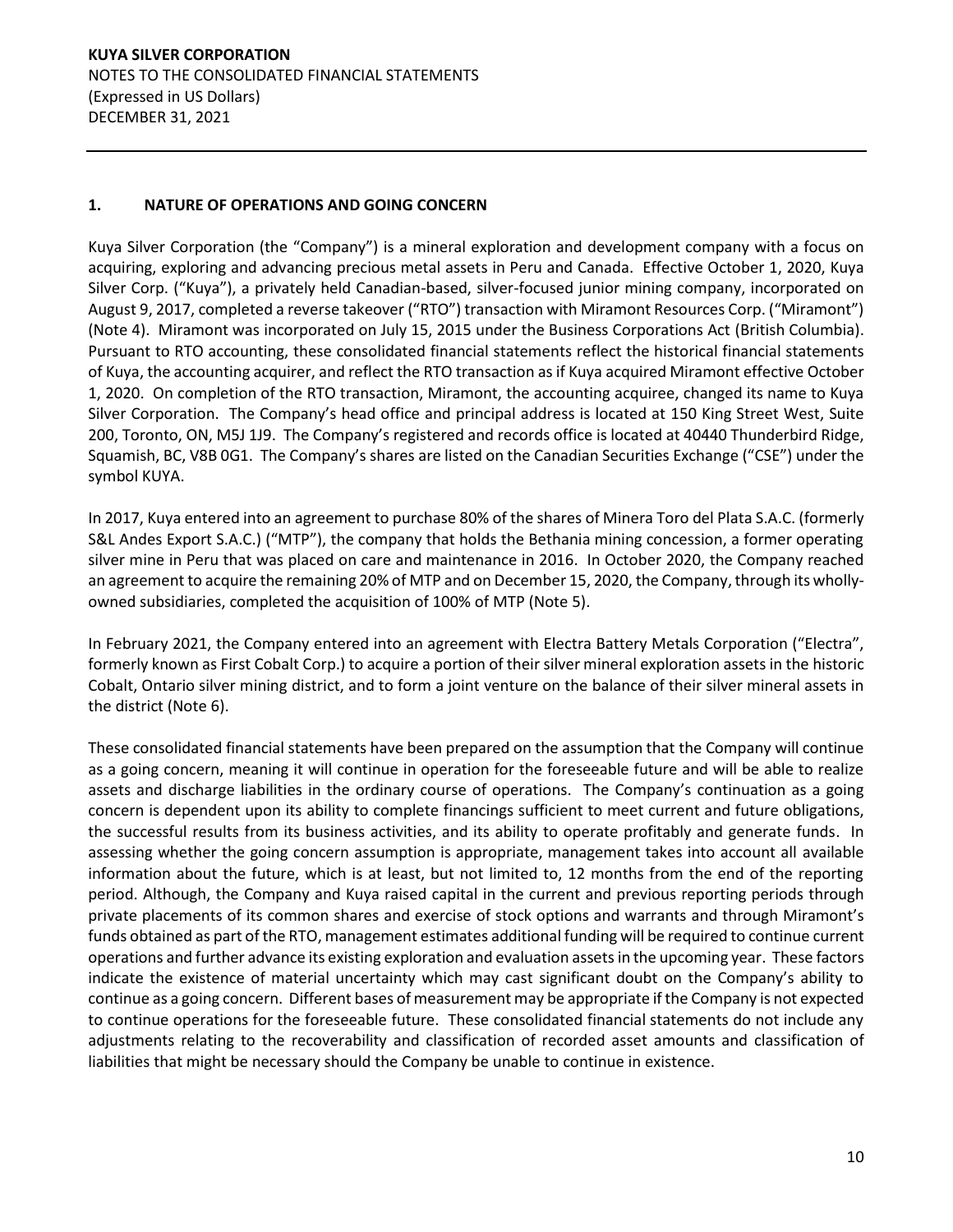## 1. NATURE OF OPERATIONS AND GOING CONCERN

Kuya Silver Corporation (the "Company") is a mineral exploration and development company with a focus on acquiring, exploring and advancing precious metal assets in Peru and Canada. Effective October 1, 2020, Kuya Silver Corp. ("Kuya"), a privately held Canadian-based, silver-focused junior mining company, incorporated on August 9, 2017, completed a reverse takeover ("RTO") transaction with Miramont Resources Corp. ("Miramont") (Note 4). Miramont was incorporated on July 15, 2015 under the Business Corporations Act (British Columbia). Pursuant to RTO accounting, these consolidated financial statements reflect the historical financial statements of Kuya, the accounting acquirer, and reflect the RTO transaction as if Kuya acquired Miramont effective October 1, 2020. On completion of the RTO transaction, Miramont, the accounting acquiree, changed its name to Kuya Silver Corporation. The Company's head office and principal address is located at 150 King Street West, Suite 200, Toronto, ON, M5J 1J9. The Company's registered and records office is located at 40440 Thunderbird Ridge, Squamish, BC, V8B 0G1. The Company's shares are listed on the Canadian Securities Exchange ("CSE") under the symbol KUYA.

In 2017, Kuya entered into an agreement to purchase 80% of the shares of Minera Toro del Plata S.A.C. (formerly S&L Andes Export S.A.C.) ("MTP"), the company that holds the Bethania mining concession, a former operating silver mine in Peru that was placed on care and maintenance in 2016. In October 2020, the Company reached an agreement to acquire the remaining 20% of MTP and on December 15, 2020, the Company, through its wholly-owned subsidiaries, completed the acquisition of 100% of MTP (Note 5).

In February 2021, the Company entered into an agreement with Electra Battery Metals Corporation ("Electra", formerly known as First Cobalt Corp.) to acquire a portion of their silver mineral exploration assets in the historic Cobalt, Ontario silver mining district, and to form a joint venture on the balance of their silver mineral assets in the district (Note 6).

These consolidated financial statements have been prepared on the assumption that the Company will continue as a going concern, meaning it will continue in operation for the foreseeable future and will be able to realize assets and discharge liabilities in the ordinary course of operations. The Company's continuation as a going concern is dependent upon its ability to complete financings sufficient to meet current and future obligations, the successful results from its business activities, and its ability to operate profitably and generate funds. In assessing whether the going concern assumption is appropriate, management takes into account all available information about the future, which is at least, but not limited to, 12 months from the end of the reporting period. Although, the Company and Kuya raised capital in the current and previous reporting periods through private placements of its common shares and exercise of stock options and warrants and through Miramont's funds obtained as part of the RTO, management estimates additional funding will be required to continue current operations and further advance its existing exploration and evaluation assets in the upcoming year. These factors indicate the existence of material uncertainty which may cast significant doubt on the Company's ability to continue as a going concern. Different bases of measurement may be appropriate if the Company is not expected to continue operations for the foreseeable future. These consolidated financial statements do not include any adjustments relating to the recoverability and classification of recorded asset amounts and classification of liabilities that might be necessary should the Company be unable to continue in existence.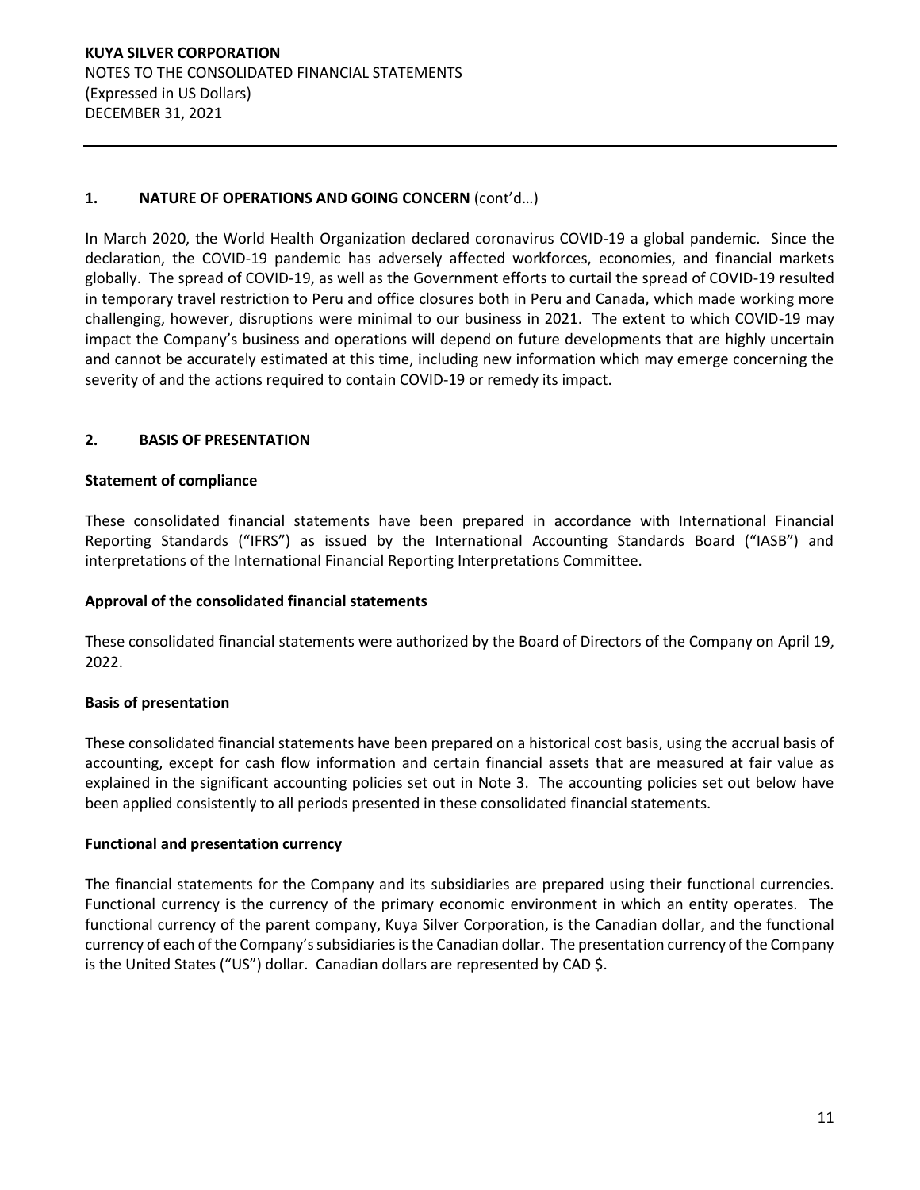## 1. NATURE OF OPERATIONS AND GOING CONCERN (cont'd…)

In March 2020, the World Health Organization declared coronavirus COVID-19 a global pandemic. Since the declaration, the COVID-19 pandemic has adversely affected workforces, economies, and financial markets globally. The spread of COVID-19, as well as the Government efforts to curtail the spread of COVID-19 resulted in temporary travel restriction to Peru and office closures both in Peru and Canada, which made working more challenging, however, disruptions were minimal to our business in 2021. The extent to which COVID-19 may impact the Company's business and operations will depend on future developments that are highly uncertain and cannot be accurately estimated at this time, including new information which may emerge concerning the severity of and the actions required to contain COVID-19 or remedy its impact.

## 2. BASIS OF PRESENTATION

### Statement of compliance

These consolidated financial statements have been prepared in accordance with International Financial Reporting Standards ("IFRS") as issued by the International Accounting Standards Board ("IASB") and interpretations of the International Financial Reporting Interpretations Committee.

### Approval of the consolidated financial statements

These consolidated financial statements were authorized by the Board of Directors of the Company on April 19, 2022.

### Basis of presentation

These consolidated financial statements have been prepared on a historical cost basis, using the accrual basis of accounting, except for cash flow information and certain financial assets that are measured at fair value as explained in the significant accounting policies set out in Note 3. The accounting policies set out below have been applied consistently to all periods presented in these consolidated financial statements.

### Functional and presentation currency

The financial statements for the Company and its subsidiaries are prepared using their functional currencies. Functional currency is the currency of the primary economic environment in which an entity operates. The functional currency of the parent company, Kuya Silver Corporation, is the Canadian dollar, and the functional currency of each of the Company's subsidiaries is the Canadian dollar. The presentation currency of the Company is the United States ("US") dollar. Canadian dollars are represented by CAD $.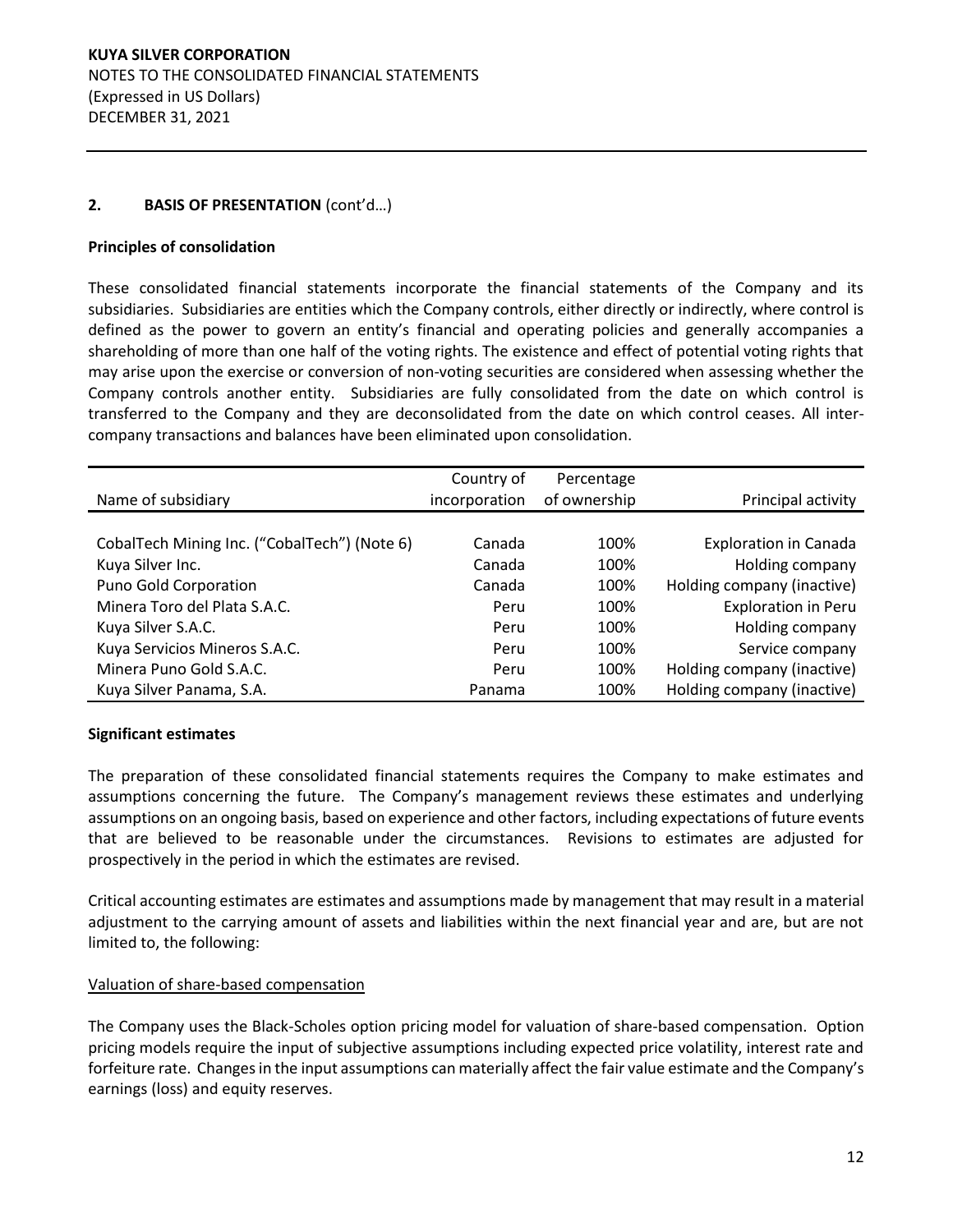## 2. BASIS OF PRESENTATION (cont'd…)

### Principles of consolidation

These consolidated financial statements incorporate the financial statements of the Company and its subsidiaries. Subsidiaries are entities which the Company controls, either directly or indirectly, where control is defined as the power to govern an entity's financial and operating policies and generally accompanies a shareholding of more than one half of the voting rights. The existence and effect of potential voting rights that may arise upon the exercise or conversion of non-voting securities are considered when assessing whether the Company controls another entity. Subsidiaries are fully consolidated from the date on which control is transferred to the Company and they are deconsolidated from the date on which control ceases. All inter-company transactions and balances have been eliminated upon consolidation.

| Name of subsidiary | Country of incorporation | Percentage of ownership | Principal activity |
|---|---|---|---|
| CobalTech Mining Inc. ("CobalTech") (Note 6) | Canada | 100% | Exploration in Canada |
| Kuya Silver Inc. | Canada | 100% | Holding company |
| Puno Gold Corporation | Canada | 100% | Holding company (inactive) |
| Minera Toro del Plata S.A.C. | Peru | 100% | Exploration in Peru |
| Kuya Silver S.A.C. | Peru | 100% | Holding company |
| Kuya Servicios Mineros S.A.C. | Peru | 100% | Service company |
| Minera Puno Gold S.A.C. | Peru | 100% | Holding company (inactive) |
| Kuya Silver Panama, S.A. | Panama | 100% | Holding company (inactive) |

### Significant estimates

The preparation of these consolidated financial statements requires the Company to make estimates and assumptions concerning the future. The Company's management reviews these estimates and underlying assumptions on an ongoing basis, based on experience and other factors, including expectations of future events that are believed to be reasonable under the circumstances. Revisions to estimates are adjusted for prospectively in the period in which the estimates are revised.

Critical accounting estimates are estimates and assumptions made by management that may result in a material adjustment to the carrying amount of assets and liabilities within the next financial year and are, but are not limited to, the following:

<u>Valuation of share-based compensation</u>

The Company uses the Black-Scholes option pricing model for valuation of share-based compensation. Option pricing models require the input of subjective assumptions including expected price volatility, interest rate and forfeiture rate. Changes in the input assumptions can materially affect the fair value estimate and the Company's earnings (loss) and equity reserves.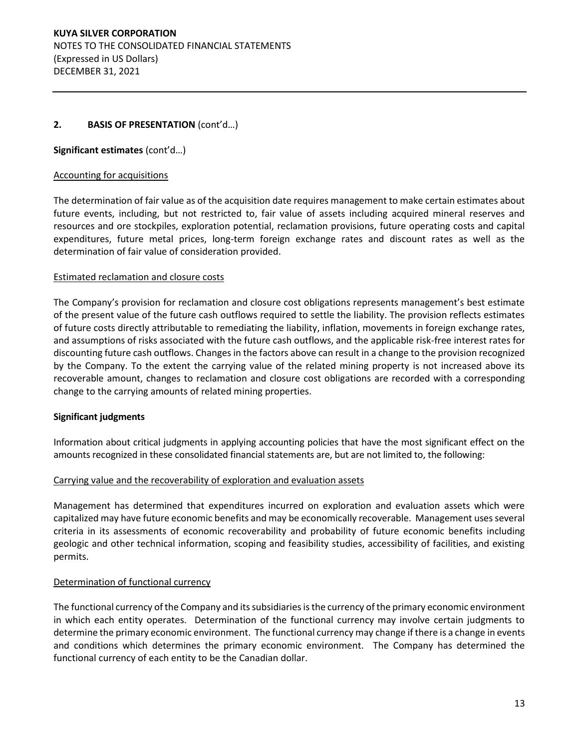## 2. BASIS OF PRESENTATION (cont'd…)

**Significant estimates** (cont'd…)

Accounting for acquisitions

The determination of fair value as of the acquisition date requires management to make certain estimates about future events, including, but not restricted to, fair value of assets including acquired mineral reserves and resources and ore stockpiles, exploration potential, reclamation provisions, future operating costs and capital expenditures, future metal prices, long-term foreign exchange rates and discount rates as well as the determination of fair value of consideration provided.

Estimated reclamation and closure costs

The Company's provision for reclamation and closure cost obligations represents management's best estimate of the present value of the future cash outflows required to settle the liability. The provision reflects estimates of future costs directly attributable to remediating the liability, inflation, movements in foreign exchange rates, and assumptions of risks associated with the future cash outflows, and the applicable risk-free interest rates for discounting future cash outflows. Changes in the factors above can result in a change to the provision recognized by the Company. To the extent the carrying value of the related mining property is not increased above its recoverable amount, changes to reclamation and closure cost obligations are recorded with a corresponding change to the carrying amounts of related mining properties.

**Significant judgments**

Information about critical judgments in applying accounting policies that have the most significant effect on the amounts recognized in these consolidated financial statements are, but are not limited to, the following:

Carrying value and the recoverability of exploration and evaluation assets

Management has determined that expenditures incurred on exploration and evaluation assets which were capitalized may have future economic benefits and may be economically recoverable. Management uses several criteria in its assessments of economic recoverability and probability of future economic benefits including geologic and other technical information, scoping and feasibility studies, accessibility of facilities, and existing permits.

Determination of functional currency

The functional currency of the Company and its subsidiaries is the currency of the primary economic environment in which each entity operates. Determination of the functional currency may involve certain judgments to determine the primary economic environment. The functional currency may change if there is a change in events and conditions which determines the primary economic environment. The Company has determined the functional currency of each entity to be the Canadian dollar.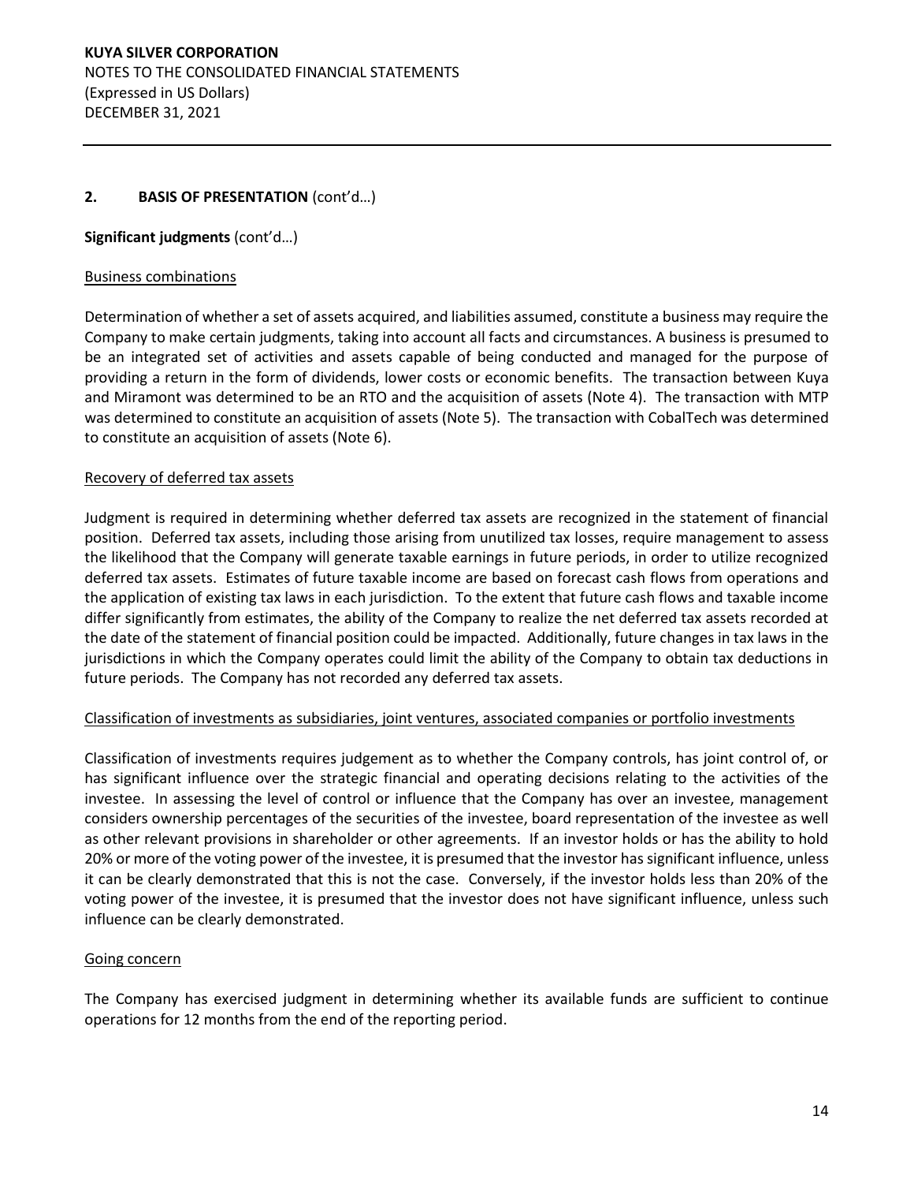## 2. BASIS OF PRESENTATION (cont'd…)

**Significant judgments** (cont'd…)

Business combinations

Determination of whether a set of assets acquired, and liabilities assumed, constitute a business may require the Company to make certain judgments, taking into account all facts and circumstances. A business is presumed to be an integrated set of activities and assets capable of being conducted and managed for the purpose of providing a return in the form of dividends, lower costs or economic benefits. The transaction between Kuya and Miramont was determined to be an RTO and the acquisition of assets (Note 4). The transaction with MTP was determined to constitute an acquisition of assets (Note 5). The transaction with CobalTech was determined to constitute an acquisition of assets (Note 6).

Recovery of deferred tax assets

Judgment is required in determining whether deferred tax assets are recognized in the statement of financial position. Deferred tax assets, including those arising from unutilized tax losses, require management to assess the likelihood that the Company will generate taxable earnings in future periods, in order to utilize recognized deferred tax assets. Estimates of future taxable income are based on forecast cash flows from operations and the application of existing tax laws in each jurisdiction. To the extent that future cash flows and taxable income differ significantly from estimates, the ability of the Company to realize the net deferred tax assets recorded at the date of the statement of financial position could be impacted. Additionally, future changes in tax laws in the jurisdictions in which the Company operates could limit the ability of the Company to obtain tax deductions in future periods. The Company has not recorded any deferred tax assets.

Classification of investments as subsidiaries, joint ventures, associated companies or portfolio investments

Classification of investments requires judgement as to whether the Company controls, has joint control of, or has significant influence over the strategic financial and operating decisions relating to the activities of the investee. In assessing the level of control or influence that the Company has over an investee, management considers ownership percentages of the securities of the investee, board representation of the investee as well as other relevant provisions in shareholder or other agreements. If an investor holds or has the ability to hold 20% or more of the voting power of the investee, it is presumed that the investor has significant influence, unless it can be clearly demonstrated that this is not the case. Conversely, if the investor holds less than 20% of the voting power of the investee, it is presumed that the investor does not have significant influence, unless such influence can be clearly demonstrated.

Going concern

The Company has exercised judgment in determining whether its available funds are sufficient to continue operations for 12 months from the end of the reporting period.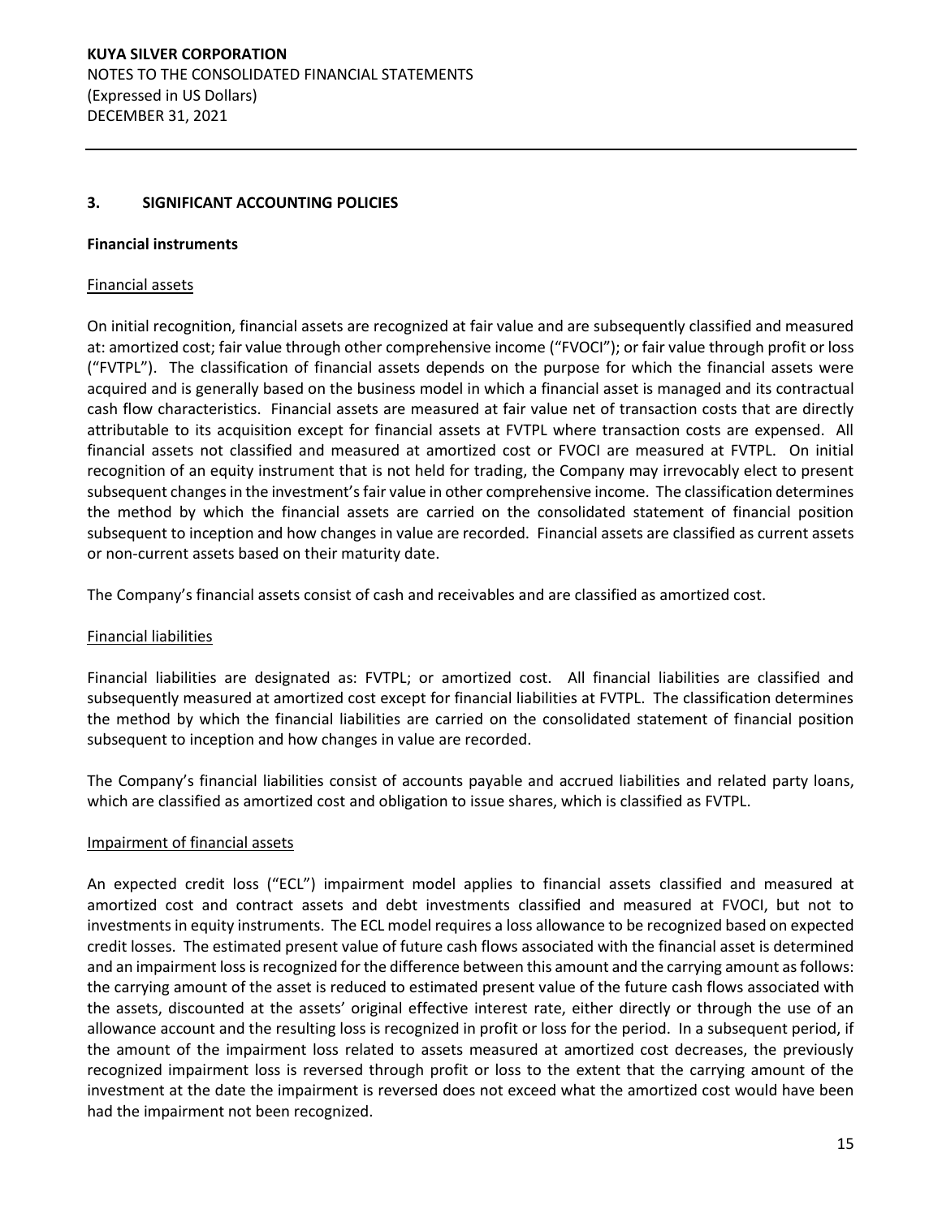## 3. SIGNIFICANT ACCOUNTING POLICIES

**Financial instruments**

Financial assets

On initial recognition, financial assets are recognized at fair value and are subsequently classified and measured at: amortized cost; fair value through other comprehensive income ("FVOCI"); or fair value through profit or loss ("FVTPL"). The classification of financial assets depends on the purpose for which the financial assets were acquired and is generally based on the business model in which a financial asset is managed and its contractual cash flow characteristics. Financial assets are measured at fair value net of transaction costs that are directly attributable to its acquisition except for financial assets at FVTPL where transaction costs are expensed. All financial assets not classified and measured at amortized cost or FVOCI are measured at FVTPL. On initial recognition of an equity instrument that is not held for trading, the Company may irrevocably elect to present subsequent changes in the investment's fair value in other comprehensive income. The classification determines the method by which the financial assets are carried on the consolidated statement of financial position subsequent to inception and how changes in value are recorded. Financial assets are classified as current assets or non-current assets based on their maturity date.

The Company's financial assets consist of cash and receivables and are classified as amortized cost.

Financial liabilities

Financial liabilities are designated as: FVTPL; or amortized cost. All financial liabilities are classified and subsequently measured at amortized cost except for financial liabilities at FVTPL. The classification determines the method by which the financial liabilities are carried on the consolidated statement of financial position subsequent to inception and how changes in value are recorded.

The Company's financial liabilities consist of accounts payable and accrued liabilities and related party loans, which are classified as amortized cost and obligation to issue shares, which is classified as FVTPL.

Impairment of financial assets

An expected credit loss ("ECL") impairment model applies to financial assets classified and measured at amortized cost and contract assets and debt investments classified and measured at FVOCI, but not to investments in equity instruments. The ECL model requires a loss allowance to be recognized based on expected credit losses. The estimated present value of future cash flows associated with the financial asset is determined and an impairment loss is recognized for the difference between this amount and the carrying amount as follows: the carrying amount of the asset is reduced to estimated present value of the future cash flows associated with the assets, discounted at the assets' original effective interest rate, either directly or through the use of an allowance account and the resulting loss is recognized in profit or loss for the period. In a subsequent period, if the amount of the impairment loss related to assets measured at amortized cost decreases, the previously recognized impairment loss is reversed through profit or loss to the extent that the carrying amount of the investment at the date the impairment is reversed does not exceed what the amortized cost would have been had the impairment not been recognized.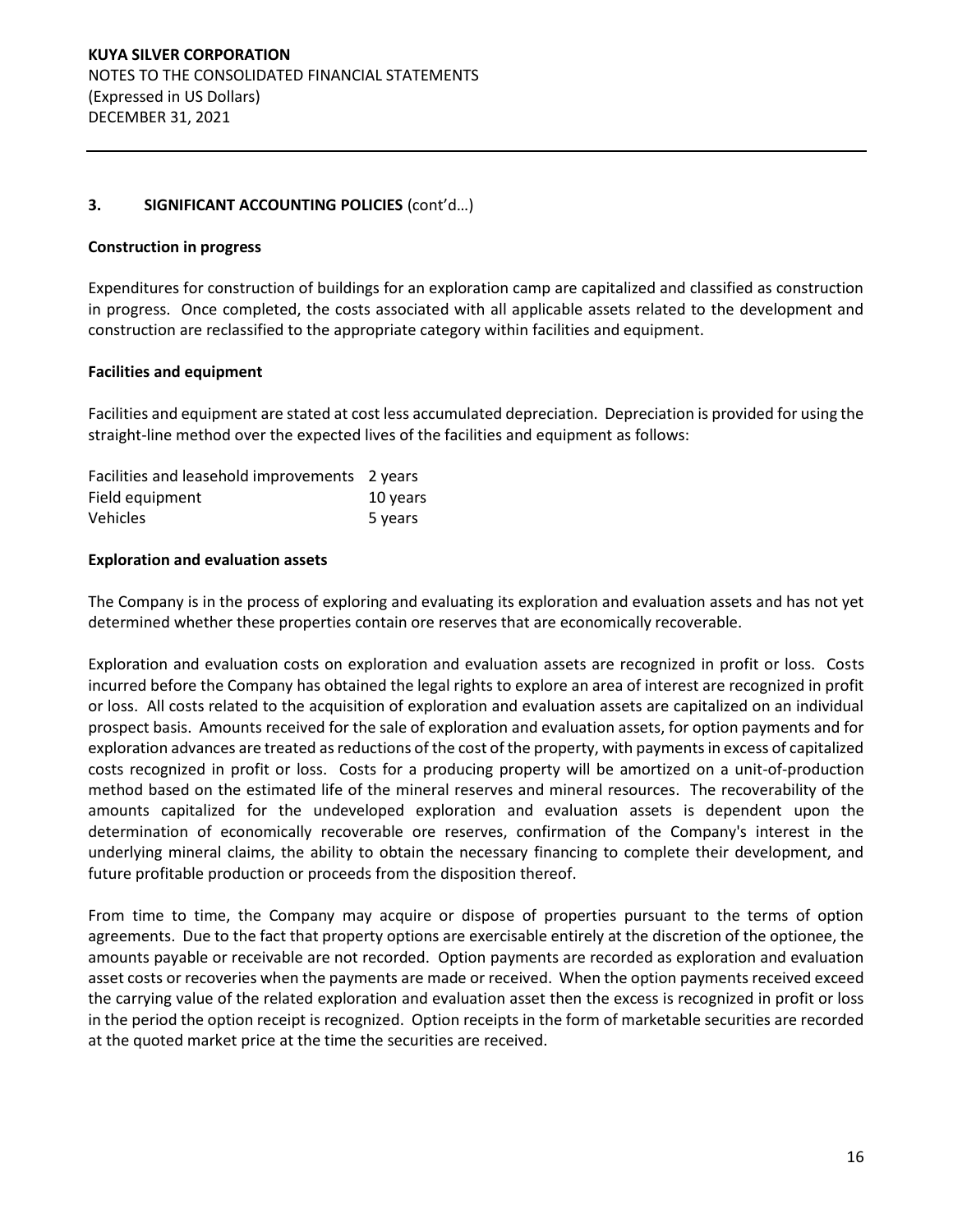## 3. SIGNIFICANT ACCOUNTING POLICIES (cont'd…)

### Construction in progress

Expenditures for construction of buildings for an exploration camp are capitalized and classified as construction in progress. Once completed, the costs associated with all applicable assets related to the development and construction are reclassified to the appropriate category within facilities and equipment.

### Facilities and equipment

Facilities and equipment are stated at cost less accumulated depreciation. Depreciation is provided for using the straight-line method over the expected lives of the facilities and equipment as follows:

| | |
|---|---|
| Facilities and leasehold improvements | 2 years |
| Field equipment | 10 years |
| Vehicles | 5 years |

### Exploration and evaluation assets

The Company is in the process of exploring and evaluating its exploration and evaluation assets and has not yet determined whether these properties contain ore reserves that are economically recoverable.

Exploration and evaluation costs on exploration and evaluation assets are recognized in profit or loss. Costs incurred before the Company has obtained the legal rights to explore an area of interest are recognized in profit or loss. All costs related to the acquisition of exploration and evaluation assets are capitalized on an individual prospect basis. Amounts received for the sale of exploration and evaluation assets, for option payments and for exploration advances are treated as reductions of the cost of the property, with payments in excess of capitalized costs recognized in profit or loss. Costs for a producing property will be amortized on a unit-of-production method based on the estimated life of the mineral reserves and mineral resources. The recoverability of the amounts capitalized for the undeveloped exploration and evaluation assets is dependent upon the determination of economically recoverable ore reserves, confirmation of the Company's interest in the underlying mineral claims, the ability to obtain the necessary financing to complete their development, and future profitable production or proceeds from the disposition thereof.

From time to time, the Company may acquire or dispose of properties pursuant to the terms of option agreements. Due to the fact that property options are exercisable entirely at the discretion of the optionee, the amounts payable or receivable are not recorded. Option payments are recorded as exploration and evaluation asset costs or recoveries when the payments are made or received. When the option payments received exceed the carrying value of the related exploration and evaluation asset then the excess is recognized in profit or loss in the period the option receipt is recognized. Option receipts in the form of marketable securities are recorded at the quoted market price at the time the securities are received.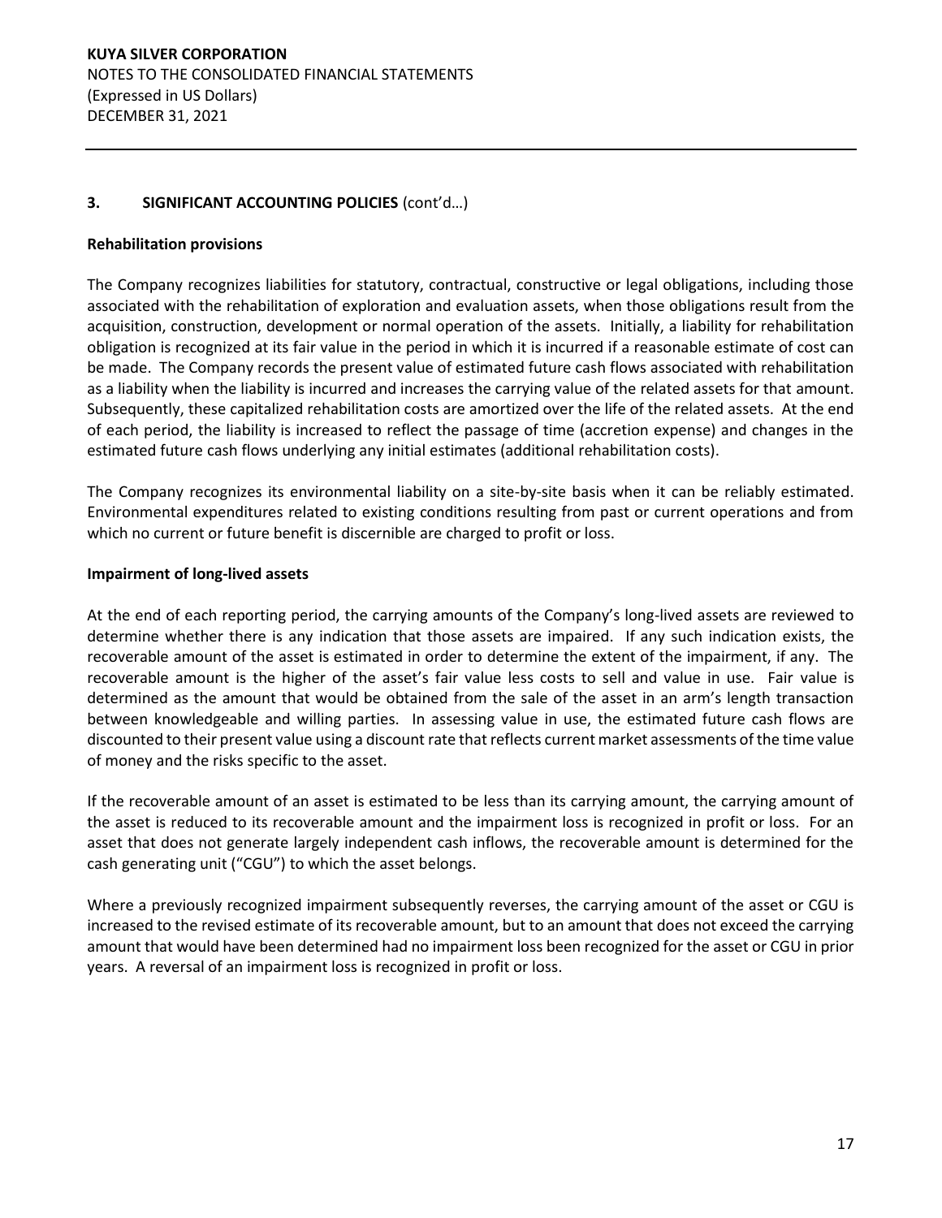## 3. SIGNIFICANT ACCOUNTING POLICIES (cont'd…)

### Rehabilitation provisions

The Company recognizes liabilities for statutory, contractual, constructive or legal obligations, including those associated with the rehabilitation of exploration and evaluation assets, when those obligations result from the acquisition, construction, development or normal operation of the assets. Initially, a liability for rehabilitation obligation is recognized at its fair value in the period in which it is incurred if a reasonable estimate of cost can be made. The Company records the present value of estimated future cash flows associated with rehabilitation as a liability when the liability is incurred and increases the carrying value of the related assets for that amount. Subsequently, these capitalized rehabilitation costs are amortized over the life of the related assets. At the end of each period, the liability is increased to reflect the passage of time (accretion expense) and changes in the estimated future cash flows underlying any initial estimates (additional rehabilitation costs).

The Company recognizes its environmental liability on a site-by-site basis when it can be reliably estimated. Environmental expenditures related to existing conditions resulting from past or current operations and from which no current or future benefit is discernible are charged to profit or loss.

### Impairment of long-lived assets

At the end of each reporting period, the carrying amounts of the Company's long-lived assets are reviewed to determine whether there is any indication that those assets are impaired. If any such indication exists, the recoverable amount of the asset is estimated in order to determine the extent of the impairment, if any. The recoverable amount is the higher of the asset's fair value less costs to sell and value in use. Fair value is determined as the amount that would be obtained from the sale of the asset in an arm's length transaction between knowledgeable and willing parties. In assessing value in use, the estimated future cash flows are discounted to their present value using a discount rate that reflects current market assessments of the time value of money and the risks specific to the asset.

If the recoverable amount of an asset is estimated to be less than its carrying amount, the carrying amount of the asset is reduced to its recoverable amount and the impairment loss is recognized in profit or loss. For an asset that does not generate largely independent cash inflows, the recoverable amount is determined for the cash generating unit ("CGU") to which the asset belongs.

Where a previously recognized impairment subsequently reverses, the carrying amount of the asset or CGU is increased to the revised estimate of its recoverable amount, but to an amount that does not exceed the carrying amount that would have been determined had no impairment loss been recognized for the asset or CGU in prior years. A reversal of an impairment loss is recognized in profit or loss.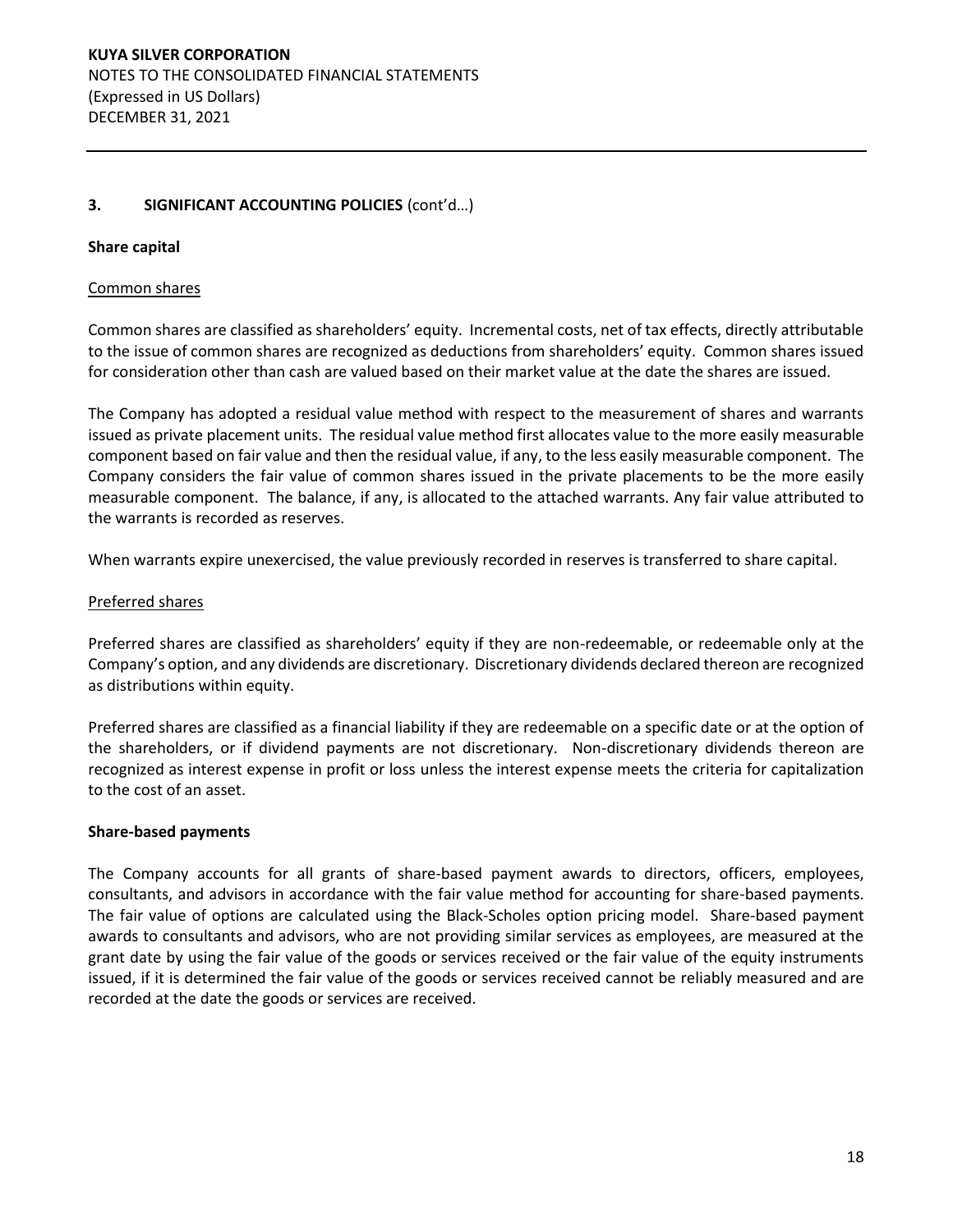## 3. SIGNIFICANT ACCOUNTING POLICIES (cont'd…)

### Share capital

#### Common shares

Common shares are classified as shareholders' equity. Incremental costs, net of tax effects, directly attributable to the issue of common shares are recognized as deductions from shareholders' equity. Common shares issued for consideration other than cash are valued based on their market value at the date the shares are issued.

The Company has adopted a residual value method with respect to the measurement of shares and warrants issued as private placement units. The residual value method first allocates value to the more easily measurable component based on fair value and then the residual value, if any, to the less easily measurable component. The Company considers the fair value of common shares issued in the private placements to be the more easily measurable component. The balance, if any, is allocated to the attached warrants. Any fair value attributed to the warrants is recorded as reserves.

When warrants expire unexercised, the value previously recorded in reserves is transferred to share capital.

#### Preferred shares

Preferred shares are classified as shareholders' equity if they are non-redeemable, or redeemable only at the Company's option, and any dividends are discretionary. Discretionary dividends declared thereon are recognized as distributions within equity.

Preferred shares are classified as a financial liability if they are redeemable on a specific date or at the option of the shareholders, or if dividend payments are not discretionary. Non-discretionary dividends thereon are recognized as interest expense in profit or loss unless the interest expense meets the criteria for capitalization to the cost of an asset.

### Share-based payments

The Company accounts for all grants of share-based payment awards to directors, officers, employees, consultants, and advisors in accordance with the fair value method for accounting for share-based payments. The fair value of options are calculated using the Black-Scholes option pricing model. Share-based payment awards to consultants and advisors, who are not providing similar services as employees, are measured at the grant date by using the fair value of the goods or services received or the fair value of the equity instruments issued, if it is determined the fair value of the goods or services received cannot be reliably measured and are recorded at the date the goods or services are received.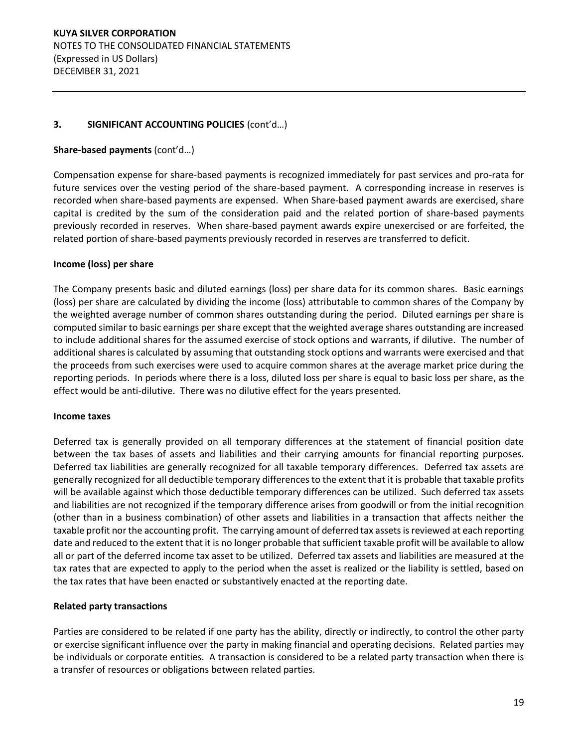## 3. SIGNIFICANT ACCOUNTING POLICIES (cont'd…)

**Share-based payments** (cont'd…)

Compensation expense for share-based payments is recognized immediately for past services and pro-rata for future services over the vesting period of the share-based payment. A corresponding increase in reserves is recorded when share-based payments are expensed. When Share-based payment awards are exercised, share capital is credited by the sum of the consideration paid and the related portion of share-based payments previously recorded in reserves. When share-based payment awards expire unexercised or are forfeited, the related portion of share-based payments previously recorded in reserves are transferred to deficit.

**Income (loss) per share**

The Company presents basic and diluted earnings (loss) per share data for its common shares. Basic earnings (loss) per share are calculated by dividing the income (loss) attributable to common shares of the Company by the weighted average number of common shares outstanding during the period. Diluted earnings per share is computed similar to basic earnings per share except that the weighted average shares outstanding are increased to include additional shares for the assumed exercise of stock options and warrants, if dilutive. The number of additional shares is calculated by assuming that outstanding stock options and warrants were exercised and that the proceeds from such exercises were used to acquire common shares at the average market price during the reporting periods. In periods where there is a loss, diluted loss per share is equal to basic loss per share, as the effect would be anti-dilutive. There was no dilutive effect for the years presented.

**Income taxes**

Deferred tax is generally provided on all temporary differences at the statement of financial position date between the tax bases of assets and liabilities and their carrying amounts for financial reporting purposes. Deferred tax liabilities are generally recognized for all taxable temporary differences. Deferred tax assets are generally recognized for all deductible temporary differences to the extent that it is probable that taxable profits will be available against which those deductible temporary differences can be utilized. Such deferred tax assets and liabilities are not recognized if the temporary difference arises from goodwill or from the initial recognition (other than in a business combination) of other assets and liabilities in a transaction that affects neither the taxable profit nor the accounting profit. The carrying amount of deferred tax assets is reviewed at each reporting date and reduced to the extent that it is no longer probable that sufficient taxable profit will be available to allow all or part of the deferred income tax asset to be utilized. Deferred tax assets and liabilities are measured at the tax rates that are expected to apply to the period when the asset is realized or the liability is settled, based on the tax rates that have been enacted or substantively enacted at the reporting date.

**Related party transactions**

Parties are considered to be related if one party has the ability, directly or indirectly, to control the other party or exercise significant influence over the party in making financial and operating decisions. Related parties may be individuals or corporate entities. A transaction is considered to be a related party transaction when there is a transfer of resources or obligations between related parties.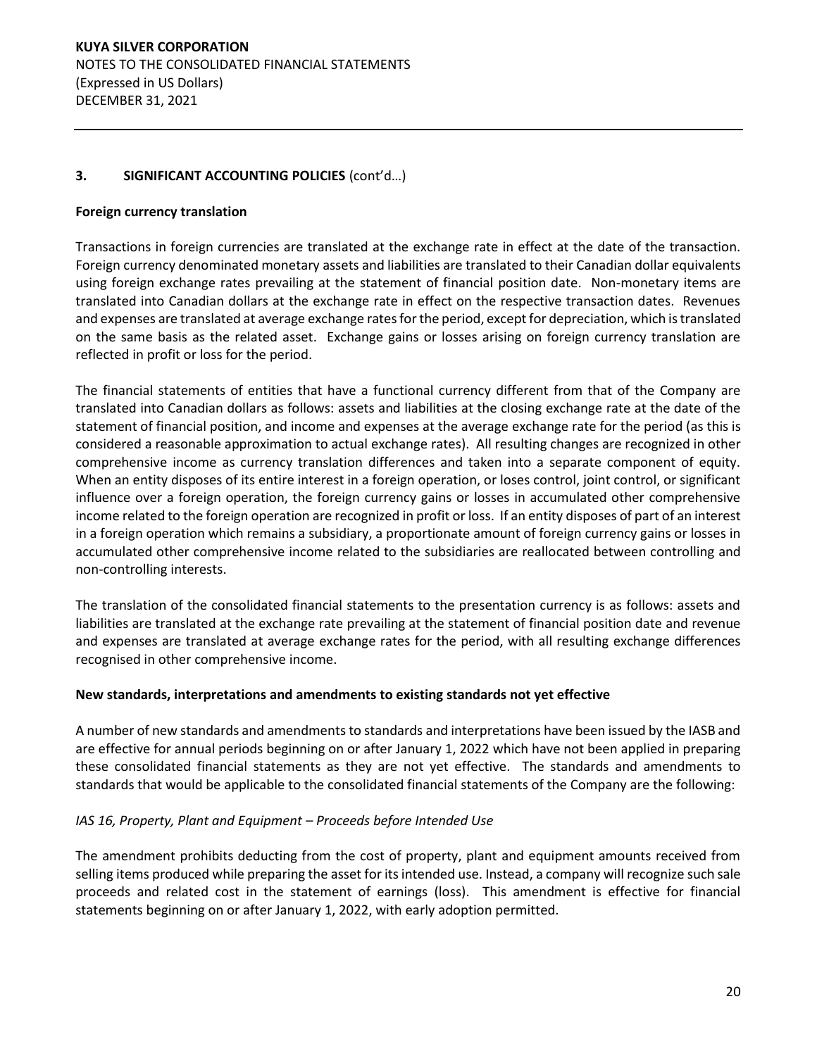### 3. SIGNIFICANT ACCOUNTING POLICIES (cont'd…)

**Foreign currency translation**

Transactions in foreign currencies are translated at the exchange rate in effect at the date of the transaction. Foreign currency denominated monetary assets and liabilities are translated to their Canadian dollar equivalents using foreign exchange rates prevailing at the statement of financial position date. Non-monetary items are translated into Canadian dollars at the exchange rate in effect on the respective transaction dates. Revenues and expenses are translated at average exchange rates for the period, except for depreciation, which is translated on the same basis as the related asset. Exchange gains or losses arising on foreign currency translation are reflected in profit or loss for the period.

The financial statements of entities that have a functional currency different from that of the Company are translated into Canadian dollars as follows: assets and liabilities at the closing exchange rate at the date of the statement of financial position, and income and expenses at the average exchange rate for the period (as this is considered a reasonable approximation to actual exchange rates). All resulting changes are recognized in other comprehensive income as currency translation differences and taken into a separate component of equity. When an entity disposes of its entire interest in a foreign operation, or loses control, joint control, or significant influence over a foreign operation, the foreign currency gains or losses in accumulated other comprehensive income related to the foreign operation are recognized in profit or loss. If an entity disposes of part of an interest in a foreign operation which remains a subsidiary, a proportionate amount of foreign currency gains or losses in accumulated other comprehensive income related to the subsidiaries are reallocated between controlling and non-controlling interests.

The translation of the consolidated financial statements to the presentation currency is as follows: assets and liabilities are translated at the exchange rate prevailing at the statement of financial position date and revenue and expenses are translated at average exchange rates for the period, with all resulting exchange differences recognised in other comprehensive income.

**New standards, interpretations and amendments to existing standards not yet effective**

A number of new standards and amendments to standards and interpretations have been issued by the IASB and are effective for annual periods beginning on or after January 1, 2022 which have not been applied in preparing these consolidated financial statements as they are not yet effective. The standards and amendments to standards that would be applicable to the consolidated financial statements of the Company are the following:

*IAS 16, Property, Plant and Equipment – Proceeds before Intended Use*

The amendment prohibits deducting from the cost of property, plant and equipment amounts received from selling items produced while preparing the asset for its intended use. Instead, a company will recognize such sale proceeds and related cost in the statement of earnings (loss). This amendment is effective for financial statements beginning on or after January 1, 2022, with early adoption permitted.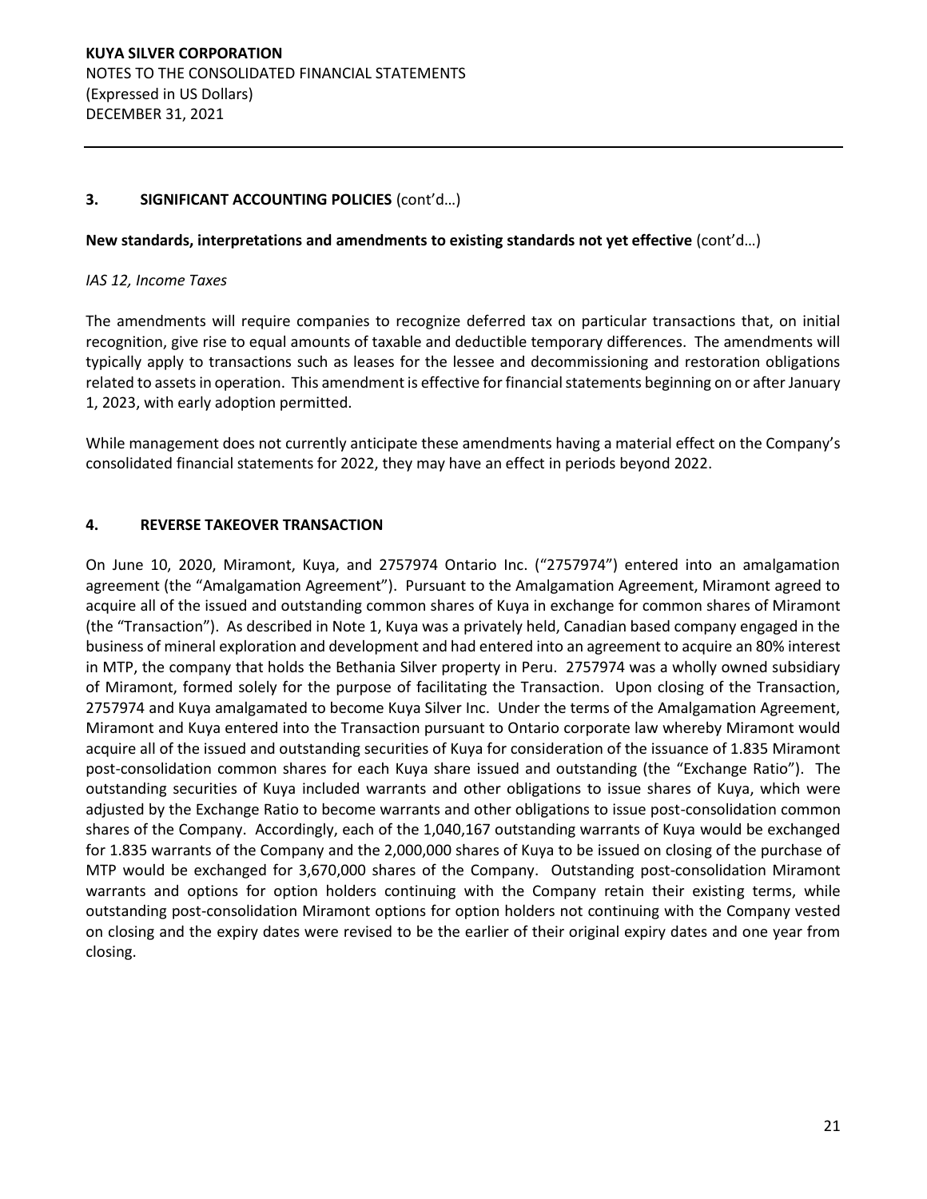### 3. SIGNIFICANT ACCOUNTING POLICIES (cont'd…)

**New standards, interpretations and amendments to existing standards not yet effective** (cont'd…)

*IAS 12, Income Taxes*

The amendments will require companies to recognize deferred tax on particular transactions that, on initial recognition, give rise to equal amounts of taxable and deductible temporary differences. The amendments will typically apply to transactions such as leases for the lessee and decommissioning and restoration obligations related to assets in operation. This amendment is effective for financial statements beginning on or after January 1, 2023, with early adoption permitted.

While management does not currently anticipate these amendments having a material effect on the Company's consolidated financial statements for 2022, they may have an effect in periods beyond 2022.

### 4. REVERSE TAKEOVER TRANSACTION

On June 10, 2020, Miramont, Kuya, and 2757974 Ontario Inc. ("2757974") entered into an amalgamation agreement (the "Amalgamation Agreement"). Pursuant to the Amalgamation Agreement, Miramont agreed to acquire all of the issued and outstanding common shares of Kuya in exchange for common shares of Miramont (the "Transaction"). As described in Note 1, Kuya was a privately held, Canadian based company engaged in the business of mineral exploration and development and had entered into an agreement to acquire an 80% interest in MTP, the company that holds the Bethania Silver property in Peru. 2757974 was a wholly owned subsidiary of Miramont, formed solely for the purpose of facilitating the Transaction. Upon closing of the Transaction, 2757974 and Kuya amalgamated to become Kuya Silver Inc. Under the terms of the Amalgamation Agreement, Miramont and Kuya entered into the Transaction pursuant to Ontario corporate law whereby Miramont would acquire all of the issued and outstanding securities of Kuya for consideration of the issuance of 1.835 Miramont post-consolidation common shares for each Kuya share issued and outstanding (the "Exchange Ratio"). The outstanding securities of Kuya included warrants and other obligations to issue shares of Kuya, which were adjusted by the Exchange Ratio to become warrants and other obligations to issue post-consolidation common shares of the Company. Accordingly, each of the 1,040,167 outstanding warrants of Kuya would be exchanged for 1.835 warrants of the Company and the 2,000,000 shares of Kuya to be issued on closing of the purchase of MTP would be exchanged for 3,670,000 shares of the Company. Outstanding post-consolidation Miramont warrants and options for option holders continuing with the Company retain their existing terms, while outstanding post-consolidation Miramont options for option holders not continuing with the Company vested on closing and the expiry dates were revised to be the earlier of their original expiry dates and one year from closing.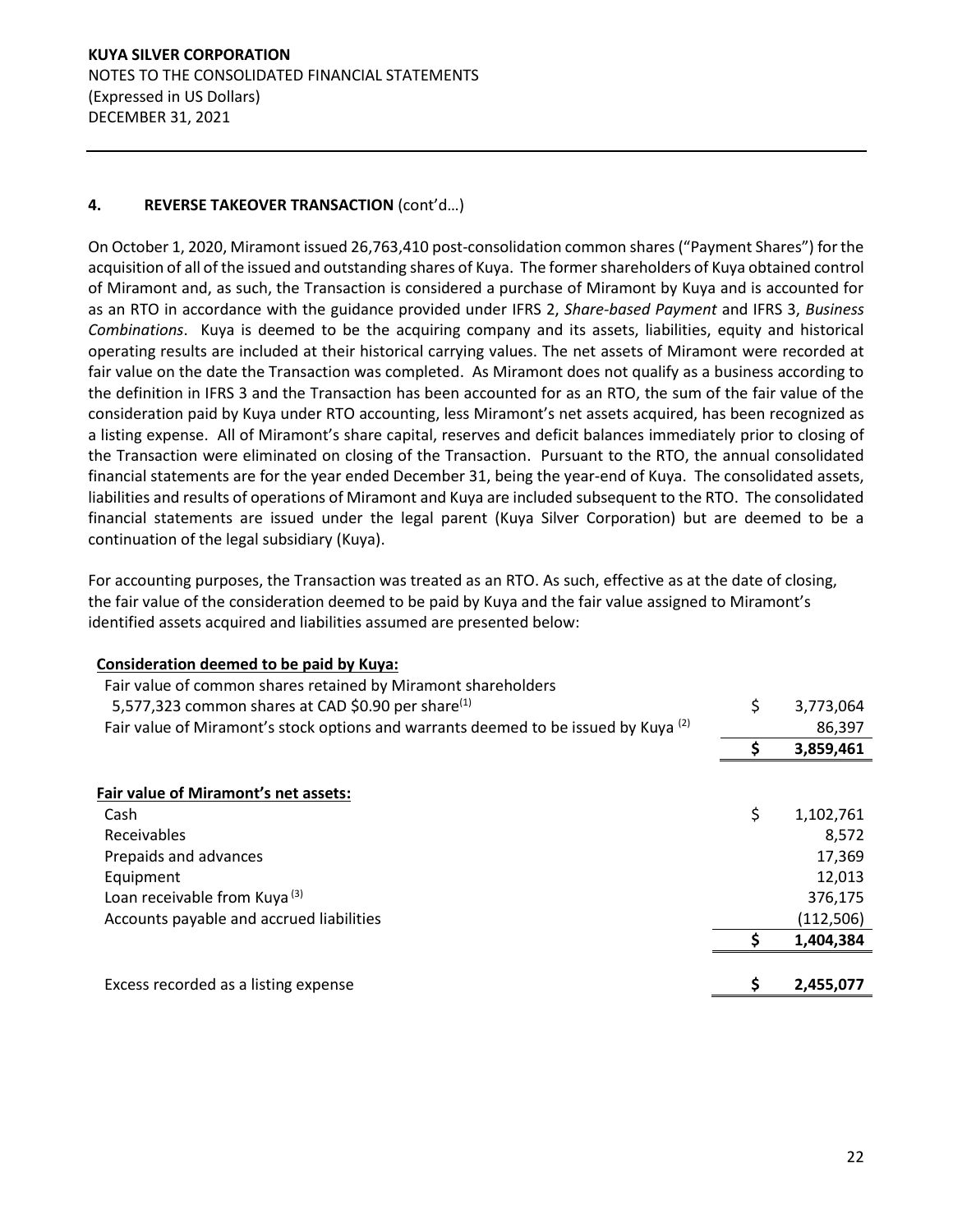## 4. REVERSE TAKEOVER TRANSACTION (cont'd…)

On October 1, 2020, Miramont issued 26,763,410 post-consolidation common shares ("Payment Shares") for the acquisition of all of the issued and outstanding shares of Kuya. The former shareholders of Kuya obtained control of Miramont and, as such, the Transaction is considered a purchase of Miramont by Kuya and is accounted for as an RTO in accordance with the guidance provided under IFRS 2, *Share-based Payment* and IFRS 3, *Business Combinations*. Kuya is deemed to be the acquiring company and its assets, liabilities, equity and historical operating results are included at their historical carrying values. The net assets of Miramont were recorded at fair value on the date the Transaction was completed. As Miramont does not qualify as a business according to the definition in IFRS 3 and the Transaction has been accounted for as an RTO, the sum of the fair value of the consideration paid by Kuya under RTO accounting, less Miramont's net assets acquired, has been recognized as a listing expense. All of Miramont's share capital, reserves and deficit balances immediately prior to closing of the Transaction were eliminated on closing of the Transaction. Pursuant to the RTO, the annual consolidated financial statements are for the year ended December 31, being the year-end of Kuya. The consolidated assets, liabilities and results of operations of Miramont and Kuya are included subsequent to the RTO. The consolidated financial statements are issued under the legal parent (Kuya Silver Corporation) but are deemed to be a continuation of the legal subsidiary (Kuya).

For accounting purposes, the Transaction was treated as an RTO. As such, effective as at the date of closing, the fair value of the consideration deemed to be paid by Kuya and the fair value assigned to Miramont's identified assets acquired and liabilities assumed are presented below:

| | |
|---|---|
| **Consideration deemed to be paid by Kuya:** | |
| Fair value of common shares retained by Miramont shareholders 5,577,323 common shares at CAD $0.90 per share[(1)] | $ 3,773,064 |
| Fair value of Miramont's stock options and warrants deemed to be issued by Kuya [(2)] | 86,397 |
| | **$ 3,859,461** |
| **Fair value of Miramont's net assets:** | |
| Cash | $ 1,102,761 |
| Receivables | 8,572 |
| Prepaids and advances | 17,369 |
| Equipment | 12,013 |
| Loan receivable from Kuya [(3)] | 376,175 |
| Accounts payable and accrued liabilities | (112,506) |
| | **$ 1,404,384** |
| Excess recorded as a listing expense | **$ 2,455,077** |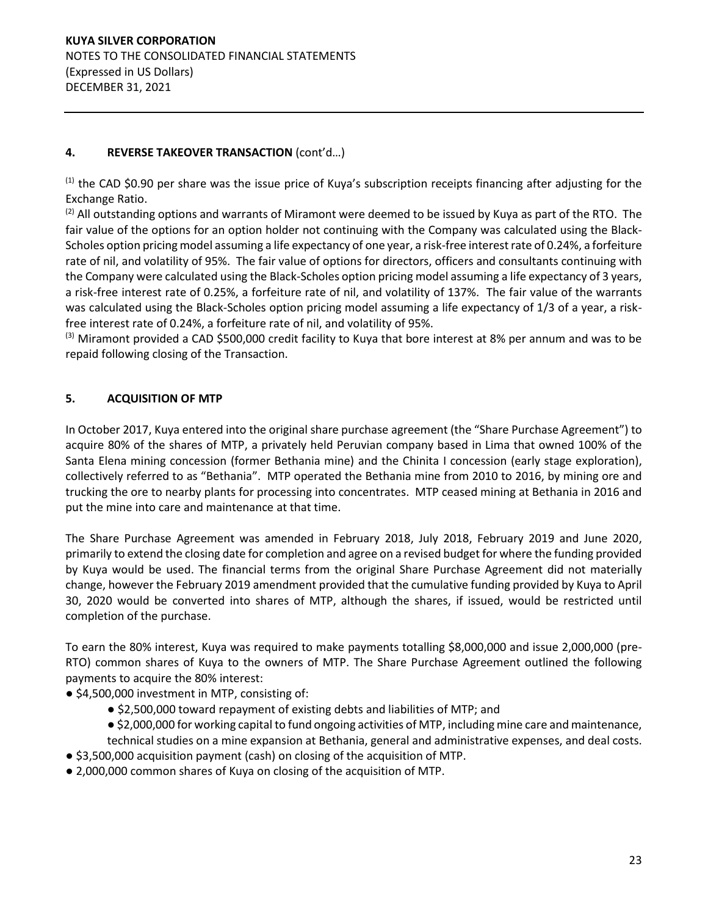## 4. REVERSE TAKEOVER TRANSACTION (cont'd…)

[1] the CAD $0.90 per share was the issue price of Kuya's subscription receipts financing after adjusting for the Exchange Ratio.

[2] All outstanding options and warrants of Miramont were deemed to be issued by Kuya as part of the RTO. The fair value of the options for an option holder not continuing with the Company was calculated using the Black-Scholes option pricing model assuming a life expectancy of one year, a risk-free interest rate of 0.24%, a forfeiture rate of nil, and volatility of 95%. The fair value of options for directors, officers and consultants continuing with the Company were calculated using the Black-Scholes option pricing model assuming a life expectancy of 3 years, a risk-free interest rate of 0.25%, a forfeiture rate of nil, and volatility of 137%. The fair value of the warrants was calculated using the Black-Scholes option pricing model assuming a life expectancy of 1/3 of a year, a risk-free interest rate of 0.24%, a forfeiture rate of nil, and volatility of 95%.

[3] Miramont provided a CAD $500,000 credit facility to Kuya that bore interest at 8% per annum and was to be repaid following closing of the Transaction.

## 5. ACQUISITION OF MTP

In October 2017, Kuya entered into the original share purchase agreement (the "Share Purchase Agreement") to acquire 80% of the shares of MTP, a privately held Peruvian company based in Lima that owned 100% of the Santa Elena mining concession (former Bethania mine) and the Chinita I concession (early stage exploration), collectively referred to as "Bethania". MTP operated the Bethania mine from 2010 to 2016, by mining ore and trucking the ore to nearby plants for processing into concentrates. MTP ceased mining at Bethania in 2016 and put the mine into care and maintenance at that time.

The Share Purchase Agreement was amended in February 2018, July 2018, February 2019 and June 2020, primarily to extend the closing date for completion and agree on a revised budget for where the funding provided by Kuya would be used. The financial terms from the original Share Purchase Agreement did not materially change, however the February 2019 amendment provided that the cumulative funding provided by Kuya to April 30, 2020 would be converted into shares of MTP, although the shares, if issued, would be restricted until completion of the purchase.

To earn the 80% interest, Kuya was required to make payments totalling $8,000,000 and issue 2,000,000 (pre-RTO) common shares of Kuya to the owners of MTP. The Share Purchase Agreement outlined the following payments to acquire the 80% interest:

- $4,500,000 investment in MTP, consisting of:
  - $2,500,000 toward repayment of existing debts and liabilities of MTP; and
  - $2,000,000 for working capital to fund ongoing activities of MTP, including mine care and maintenance, technical studies on a mine expansion at Bethania, general and administrative expenses, and deal costs.
- $3,500,000 acquisition payment (cash) on closing of the acquisition of MTP.
- 2,000,000 common shares of Kuya on closing of the acquisition of MTP.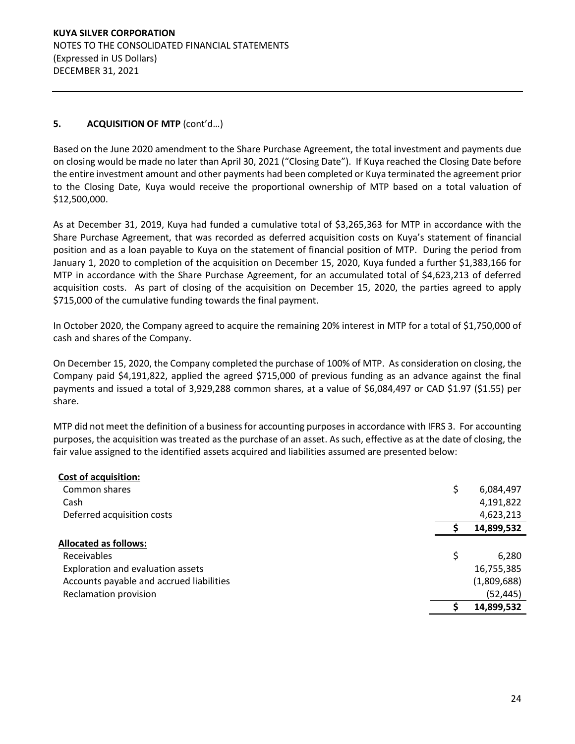## 5. ACQUISITION OF MTP (cont'd…)

Based on the June 2020 amendment to the Share Purchase Agreement, the total investment and payments due on closing would be made no later than April 30, 2021 ("Closing Date"). If Kuya reached the Closing Date before the entire investment amount and other payments had been completed or Kuya terminated the agreement prior to the Closing Date, Kuya would receive the proportional ownership of MTP based on a total valuation of $12,500,000.

As at December 31, 2019, Kuya had funded a cumulative total of $3,265,363 for MTP in accordance with the Share Purchase Agreement, that was recorded as deferred acquisition costs on Kuya's statement of financial position and as a loan payable to Kuya on the statement of financial position of MTP. During the period from January 1, 2020 to completion of the acquisition on December 15, 2020, Kuya funded a further $1,383,166 for MTP in accordance with the Share Purchase Agreement, for an accumulated total of $4,623,213 of deferred acquisition costs. As part of closing of the acquisition on December 15, 2020, the parties agreed to apply $715,000 of the cumulative funding towards the final payment.

In October 2020, the Company agreed to acquire the remaining 20% interest in MTP for a total of $1,750,000 of cash and shares of the Company.

On December 15, 2020, the Company completed the purchase of 100% of MTP. As consideration on closing, the Company paid $4,191,822, applied the agreed $715,000 of previous funding as an advance against the final payments and issued a total of 3,929,288 common shares, at a value of $6,084,497 or CAD $1.97 ($1.55) per share.

MTP did not meet the definition of a business for accounting purposes in accordance with IFRS 3. For accounting purposes, the acquisition was treated as the purchase of an asset. As such, effective as at the date of closing, the fair value assigned to the identified assets acquired and liabilities assumed are presented below:

| | |
|---|---|
| **Cost of acquisition:** | |
| Common shares | $ 6,084,497 |
| Cash | 4,191,822 |
| Deferred acquisition costs | 4,623,213 |
| | **$ 14,899,532** |
| **Allocated as follows:** | |
| Receivables | $ 6,280 |
| Exploration and evaluation assets | 16,755,385 |
| Accounts payable and accrued liabilities | (1,809,688) |
| Reclamation provision | (52,445) |
| | **$ 14,899,532** |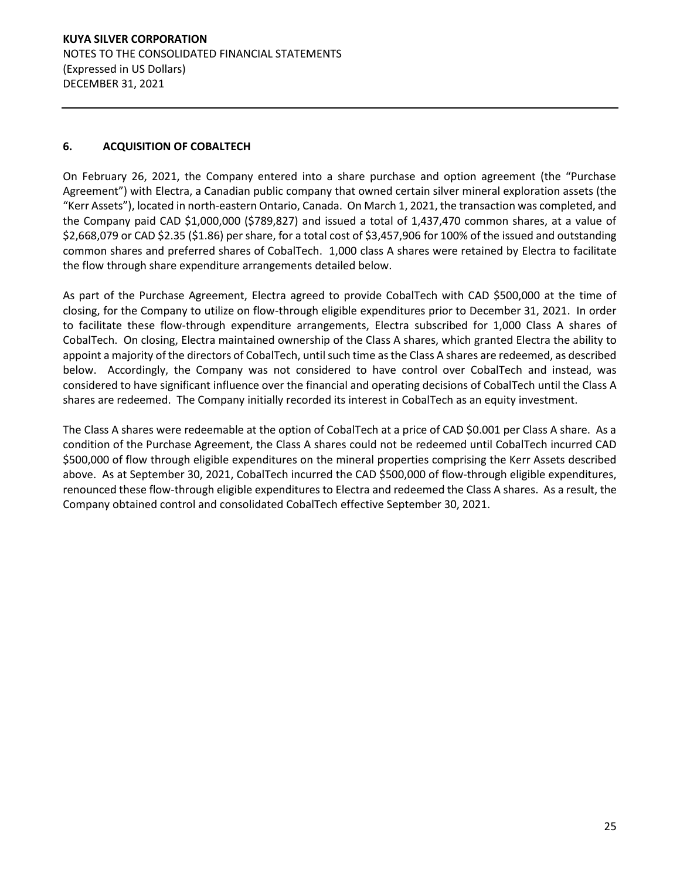## 6. ACQUISITION OF COBALTECH

On February 26, 2021, the Company entered into a share purchase and option agreement (the "Purchase Agreement") with Electra, a Canadian public company that owned certain silver mineral exploration assets (the "Kerr Assets"), located in north-eastern Ontario, Canada. On March 1, 2021, the transaction was completed, and the Company paid CAD $1,000,000 ($789,827) and issued a total of 1,437,470 common shares, at a value of $2,668,079 or CAD $2.35 ($1.86) per share, for a total cost of $3,457,906 for 100% of the issued and outstanding common shares and preferred shares of CobalTech. 1,000 class A shares were retained by Electra to facilitate the flow through share expenditure arrangements detailed below.

As part of the Purchase Agreement, Electra agreed to provide CobalTech with CAD $500,000 at the time of closing, for the Company to utilize on flow-through eligible expenditures prior to December 31, 2021. In order to facilitate these flow-through expenditure arrangements, Electra subscribed for 1,000 Class A shares of CobalTech. On closing, Electra maintained ownership of the Class A shares, which granted Electra the ability to appoint a majority of the directors of CobalTech, until such time as the Class A shares are redeemed, as described below. Accordingly, the Company was not considered to have control over CobalTech and instead, was considered to have significant influence over the financial and operating decisions of CobalTech until the Class A shares are redeemed. The Company initially recorded its interest in CobalTech as an equity investment.

The Class A shares were redeemable at the option of CobalTech at a price of CAD $0.001 per Class A share. As a condition of the Purchase Agreement, the Class A shares could not be redeemed until CobalTech incurred CAD $500,000 of flow through eligible expenditures on the mineral properties comprising the Kerr Assets described above. As at September 30, 2021, CobalTech incurred the CAD $500,000 of flow-through eligible expenditures, renounced these flow-through eligible expenditures to Electra and redeemed the Class A shares. As a result, the Company obtained control and consolidated CobalTech effective September 30, 2021.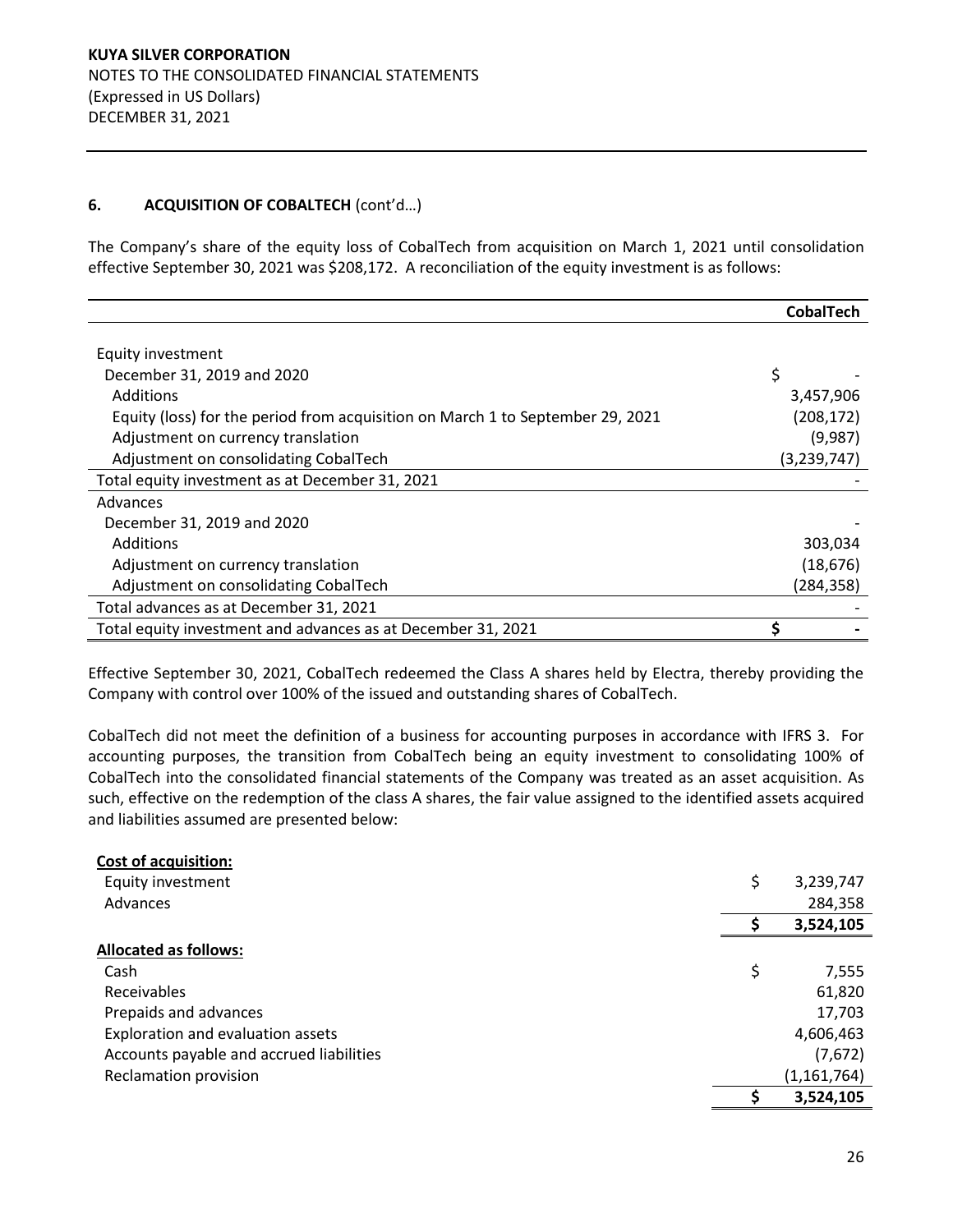## 6. ACQUISITION OF COBALTECH (cont'd…)

The Company's share of the equity loss of CobalTech from acquisition on March 1, 2021 until consolidation effective September 30, 2021 was $208,172. A reconciliation of the equity investment is as follows:

| | CobalTech |
|---|---|
| Equity investment | |
| December 31, 2019 and 2020 | $ - |
| Additions | 3,457,906 |
| Equity (loss) for the period from acquisition on March 1 to September 29, 2021 | (208,172) |
| Adjustment on currency translation | (9,987) |
| Adjustment on consolidating CobalTech | (3,239,747) |
| Total equity investment as at December 31, 2021 | - |
| Advances | |
| December 31, 2019 and 2020 | - |
| Additions | 303,034 |
| Adjustment on currency translation | (18,676) |
| Adjustment on consolidating CobalTech | (284,358) |
| Total advances as at December 31, 2021 | - |
| Total equity investment and advances as at December 31, 2021 | $ - |

Effective September 30, 2021, CobalTech redeemed the Class A shares held by Electra, thereby providing the Company with control over 100% of the issued and outstanding shares of CobalTech.

CobalTech did not meet the definition of a business for accounting purposes in accordance with IFRS 3. For accounting purposes, the transition from CobalTech being an equity investment to consolidating 100% of CobalTech into the consolidated financial statements of the Company was treated as an asset acquisition. As such, effective on the redemption of the class A shares, the fair value assigned to the identified assets acquired and liabilities assumed are presented below:

| | |
|---|---|
| **Cost of acquisition:** | |
| Equity investment | $ 3,239,747 |
| Advances | 284,358 |
| | **$ 3,524,105** |
| **Allocated as follows:** | |
| Cash | $ 7,555 |
| Receivables | 61,820 |
| Prepaids and advances | 17,703 |
| Exploration and evaluation assets | 4,606,463 |
| Accounts payable and accrued liabilities | (7,672) |
| Reclamation provision | (1,161,764) |
| | **$ 3,524,105** |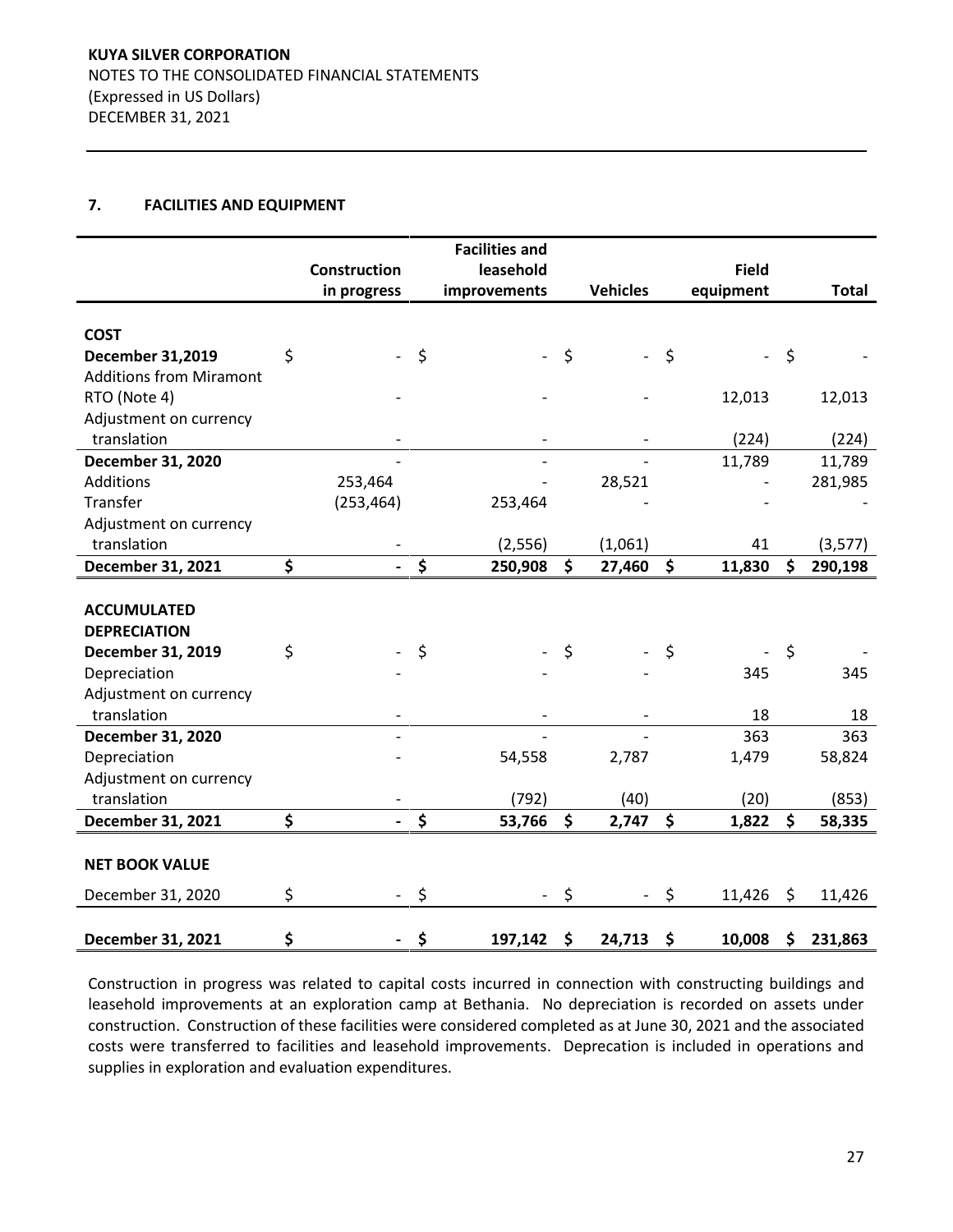## 7. FACILITIES AND EQUIPMENT

| | Construction in progress | Facilities and leasehold improvements | Vehicles | Field equipment | Total |
|---|---|---|---|---|---|
| **COST** | | | | | |
| **December 31,2019** | $ - | $ - | $ - | $ - | $ - |
| Additions from Miramont RTO (Note 4) | - | - | - | 12,013 | 12,013 |
| Adjustment on currency translation | - | - | - | (224) | (224) |
| **December 31, 2020** | - | - | - | 11,789 | 11,789 |
| Additions | 253,464 | - | 28,521 | - | 281,985 |
| Transfer | (253,464) | 253,464 | - | - | - |
| Adjustment on currency translation | - | (2,556) | (1,061) | 41 | (3,577) |
| **December 31, 2021** | **$ -** | **$ 250,908** | **$ 27,460** | **$ 11,830** | **$ 290,198** |
| **ACCUMULATED DEPRECIATION** | | | | | |
| **December 31, 2019** | $ - | $ - | $ - | $ - | $ - |
| Depreciation | - | - | - | 345 | 345 |
| Adjustment on currency translation | - | - | - | 18 | 18 |
| **December 31, 2020** | - | - | - | 363 | 363 |
| Depreciation | - | 54,558 | 2,787 | 1,479 | 58,824 |
| Adjustment on currency translation | - | (792) | (40) | (20) | (853) |
| **December 31, 2021** | **$ -** | **$ 53,766** | **$ 2,747** | **$ 1,822** | **$ 58,335** |
| **NET BOOK VALUE** | | | | | |
| December 31, 2020 | $ - | $ - | $ - | $ 11,426 | $ 11,426 |
| **December 31, 2021** | **$ -** | **$ 197,142** | **$ 24,713** | **$ 10,008** | **$ 231,863** |

Construction in progress was related to capital costs incurred in connection with constructing buildings and leasehold improvements at an exploration camp at Bethania. No depreciation is recorded on assets under construction. Construction of these facilities were considered completed as at June 30, 2021 and the associated costs were transferred to facilities and leasehold improvements. Deprecation is included in operations and supplies in exploration and evaluation expenditures.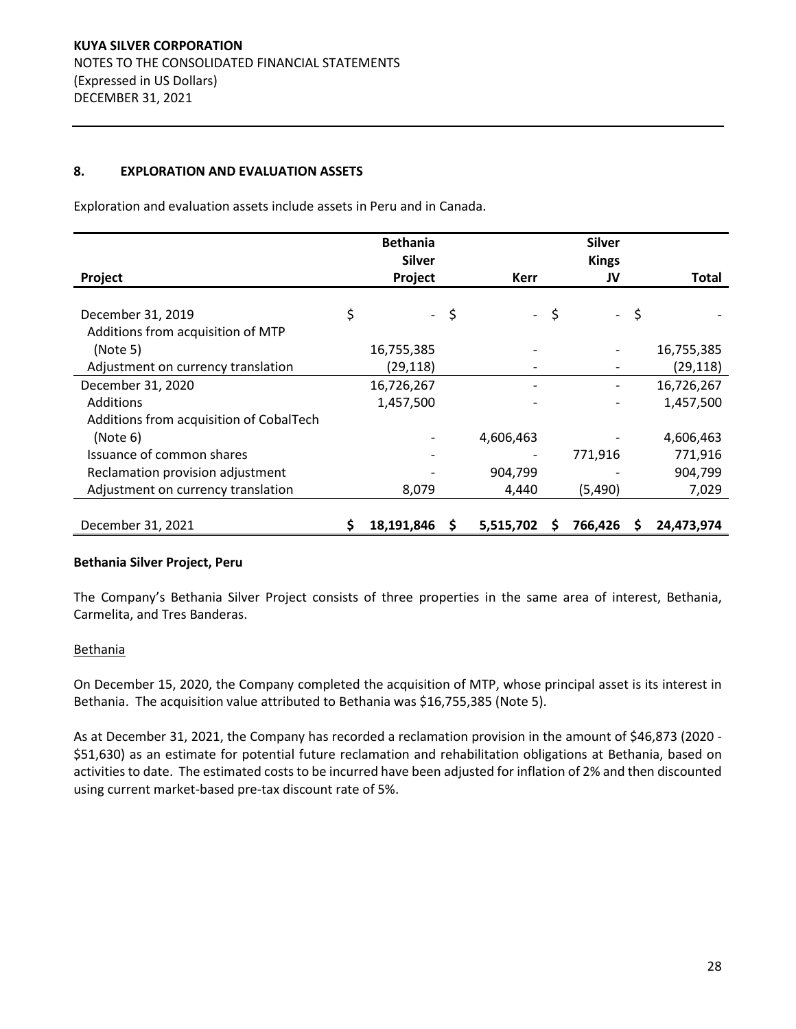**KUYA SILVER CORPORATION**
NOTES TO THE CONSOLIDATED FINANCIAL STATEMENTS
(Expressed in US Dollars)
DECEMBER 31, 2021

## 8. EXPLORATION AND EVALUATION ASSETS

Exploration and evaluation assets include assets in Peru and in Canada.

| Project | Bethania Silver Project | Kerr | Silver Kings JV | Total |
|---|---|---|---|---|
| December 31, 2019 | $ - | $ - | $ - | $ - |
| Additions from acquisition of MTP (Note 5) | 16,755,385 | - | - | 16,755,385 |
| Adjustment on currency translation | (29,118) | - | - | (29,118) |
| December 31, 2020 | 16,726,267 | - | - | 16,726,267 |
| Additions | 1,457,500 | - | - | 1,457,500 |
| Additions from acquisition of CobalTech (Note 6) | - | 4,606,463 | - | 4,606,463 |
| Issuance of common shares | - | - | 771,916 | 771,916 |
| Reclamation provision adjustment | - | 904,799 | - | 904,799 |
| Adjustment on currency translation | 8,079 | 4,440 | (5,490) | 7,029 |
| December 31, 2021 | $ 18,191,846 | $ 5,515,702 | $ 766,426 | $ 24,473,974 |

**Bethania Silver Project, Peru**

The Company's Bethania Silver Project consists of three properties in the same area of interest, Bethania, Carmelita, and Tres Banderas.

Bethania

On December 15, 2020, the Company completed the acquisition of MTP, whose principal asset is its interest in Bethania. The acquisition value attributed to Bethania was $16,755,385 (Note 5).

As at December 31, 2021, the Company has recorded a reclamation provision in the amount of $46,873 (2020 - $51,630) as an estimate for potential future reclamation and rehabilitation obligations at Bethania, based on activities to date. The estimated costs to be incurred have been adjusted for inflation of 2% and then discounted using current market-based pre-tax discount rate of 5%.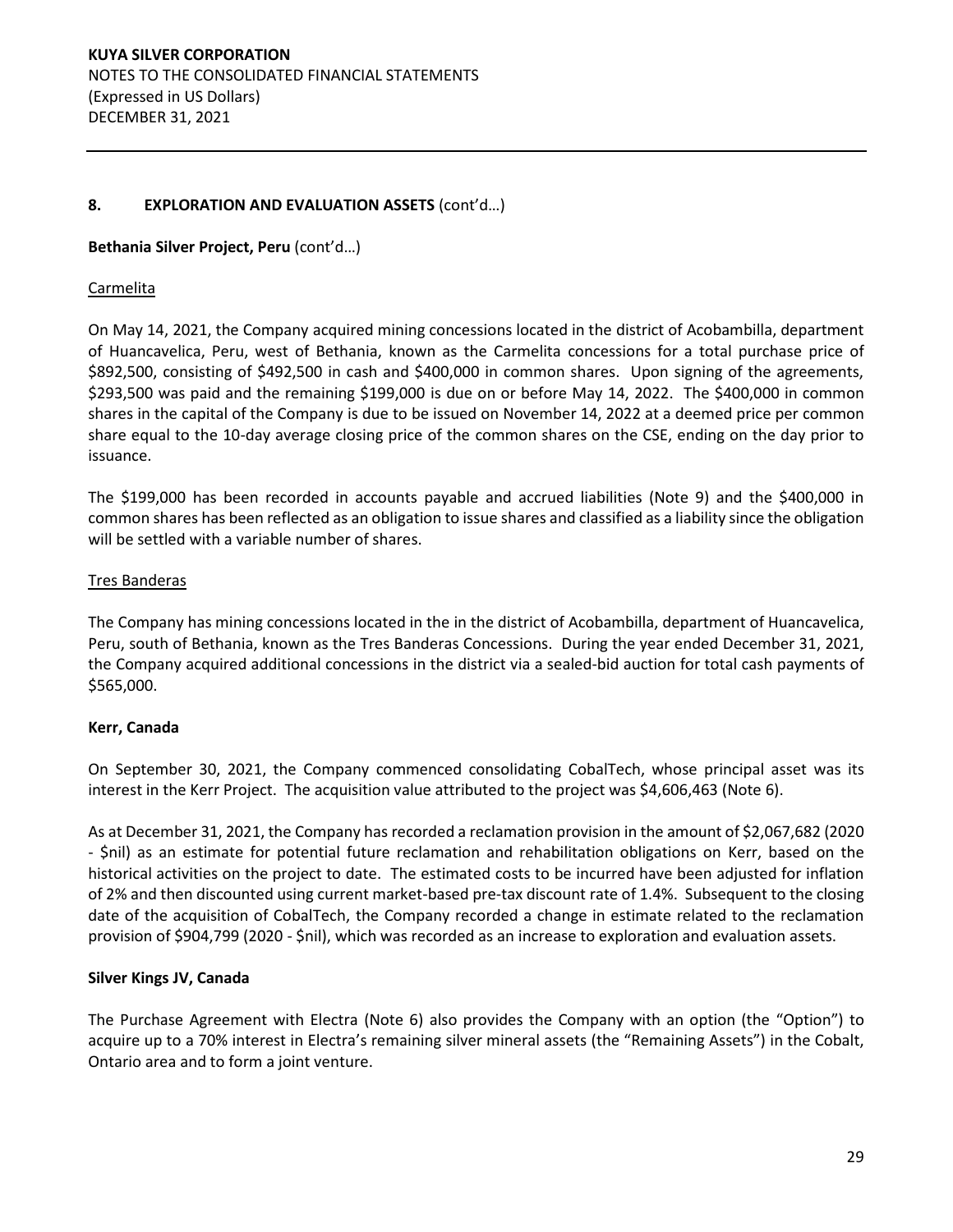## 8. EXPLORATION AND EVALUATION ASSETS (cont'd…)

**Bethania Silver Project, Peru** (cont'd…)

Carmelita

On May 14, 2021, the Company acquired mining concessions located in the district of Acobambilla, department of Huancavelica, Peru, west of Bethania, known as the Carmelita concessions for a total purchase price of $892,500, consisting of $492,500 in cash and $400,000 in common shares. Upon signing of the agreements, $293,500 was paid and the remaining $199,000 is due on or before May 14, 2022. The $400,000 in common shares in the capital of the Company is due to be issued on November 14, 2022 at a deemed price per common share equal to the 10-day average closing price of the common shares on the CSE, ending on the day prior to issuance.

The $199,000 has been recorded in accounts payable and accrued liabilities (Note 9) and the $400,000 in common shares has been reflected as an obligation to issue shares and classified as a liability since the obligation will be settled with a variable number of shares.

Tres Banderas

The Company has mining concessions located in the in the district of Acobambilla, department of Huancavelica, Peru, south of Bethania, known as the Tres Banderas Concessions. During the year ended December 31, 2021, the Company acquired additional concessions in the district via a sealed-bid auction for total cash payments of $565,000.

**Kerr, Canada**

On September 30, 2021, the Company commenced consolidating CobalTech, whose principal asset was its interest in the Kerr Project. The acquisition value attributed to the project was $4,606,463 (Note 6).

As at December 31, 2021, the Company has recorded a reclamation provision in the amount of $2,067,682 (2020 - $nil) as an estimate for potential future reclamation and rehabilitation obligations on Kerr, based on the historical activities on the project to date. The estimated costs to be incurred have been adjusted for inflation of 2% and then discounted using current market-based pre-tax discount rate of 1.4%. Subsequent to the closing date of the acquisition of CobalTech, the Company recorded a change in estimate related to the reclamation provision of $904,799 (2020 - $nil), which was recorded as an increase to exploration and evaluation assets.

**Silver Kings JV, Canada**

The Purchase Agreement with Electra (Note 6) also provides the Company with an option (the "Option") to acquire up to a 70% interest in Electra's remaining silver mineral assets (the "Remaining Assets") in the Cobalt, Ontario area and to form a joint venture.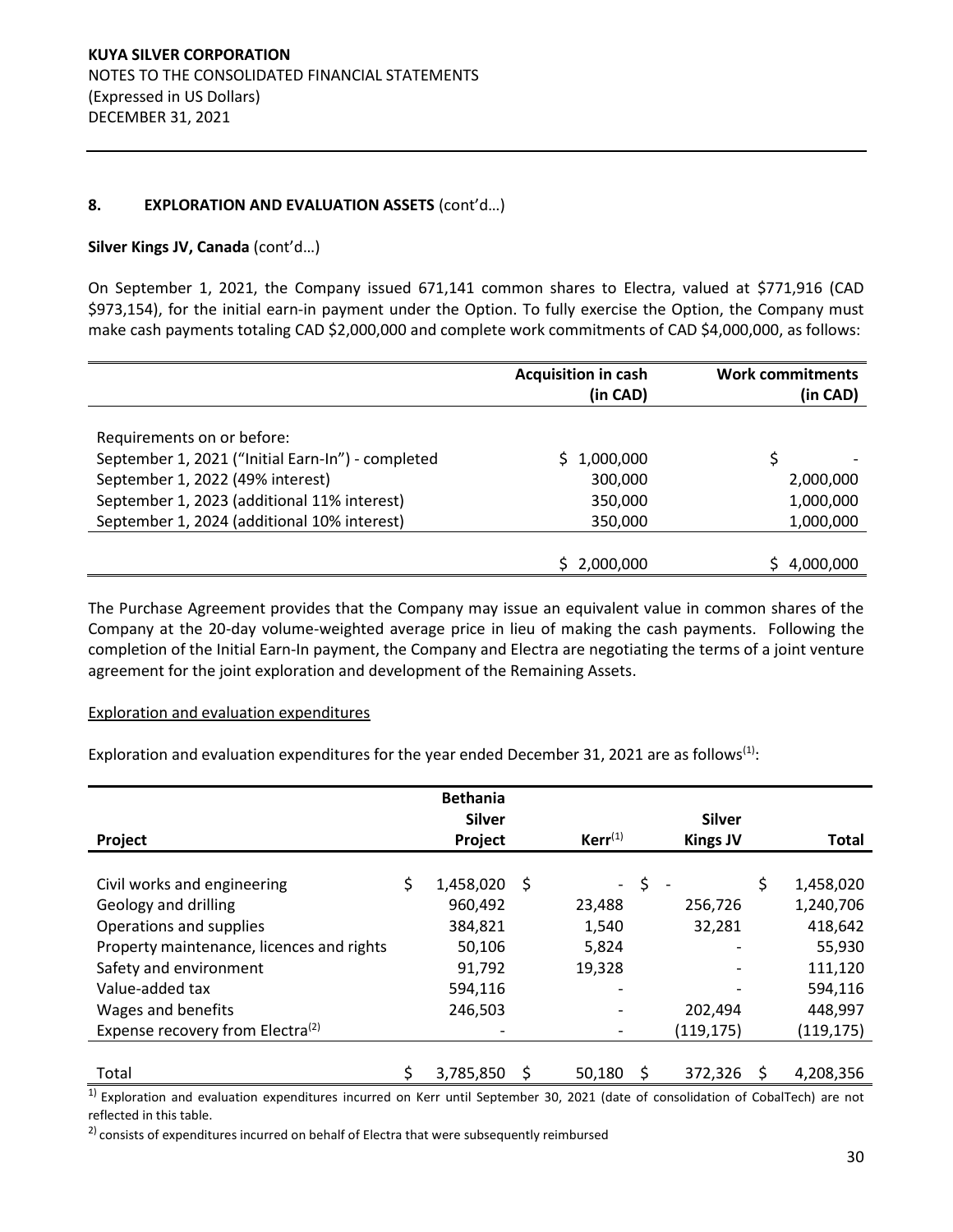**KUYA SILVER CORPORATION**
NOTES TO THE CONSOLIDATED FINANCIAL STATEMENTS
(Expressed in US Dollars)
DECEMBER 31, 2021

## 8. EXPLORATION AND EVALUATION ASSETS (cont'd…)

**Silver Kings JV, Canada** (cont'd…)

On September 1, 2021, the Company issued 671,141 common shares to Electra, valued at $771,916 (CAD $973,154), for the initial earn-in payment under the Option. To fully exercise the Option, the Company must make cash payments totaling CAD $2,000,000 and complete work commitments of CAD $4,000,000, as follows:

| | Acquisition in cash (in CAD) | Work commitments (in CAD) |
|---|---:|---:|
| Requirements on or before: | | |
| September 1, 2021 ("Initial Earn-In") - completed | $ 1,000,000 | $ - |
| September 1, 2022 (49% interest) | 300,000 | 2,000,000 |
| September 1, 2023 (additional 11% interest) | 350,000 | 1,000,000 |
| September 1, 2024 (additional 10% interest) | 350,000 | 1,000,000 |
| | $ 2,000,000 | $ 4,000,000 |

The Purchase Agreement provides that the Company may issue an equivalent value in common shares of the Company at the 20-day volume-weighted average price in lieu of making the cash payments. Following the completion of the Initial Earn-In payment, the Company and Electra are negotiating the terms of a joint venture agreement for the joint exploration and development of the Remaining Assets.

Exploration and evaluation expenditures

Exploration and evaluation expenditures for the year ended December 31, 2021 are as follows[(1)]:

| Project | Bethania Silver Project | Kerr[(1)] | Silver Kings JV | Total |
|---|---:|---:|---:|---:|
| Civil works and engineering | $ 1,458,020 | $ - | $ - | $ 1,458,020 |
| Geology and drilling | 960,492 | 23,488 | 256,726 | 1,240,706 |
| Operations and supplies | 384,821 | 1,540 | 32,281 | 418,642 |
| Property maintenance, licences and rights | 50,106 | 5,824 | - | 55,930 |
| Safety and environment | 91,792 | 19,328 | - | 111,120 |
| Value-added tax | 594,116 | - | - | 594,116 |
| Wages and benefits | 246,503 | - | 202,494 | 448,997 |
| Expense recovery from Electra[(2)] | - | - | (119,175) | (119,175) |
| Total | $ 3,785,850 | $ 50,180 | $ 372,326 | $ 4,208,356 |

[1)] Exploration and evaluation expenditures incurred on Kerr until September 30, 2021 (date of consolidation of CobalTech) are not reflected in this table.

[2)] consists of expenditures incurred on behalf of Electra that were subsequently reimbursed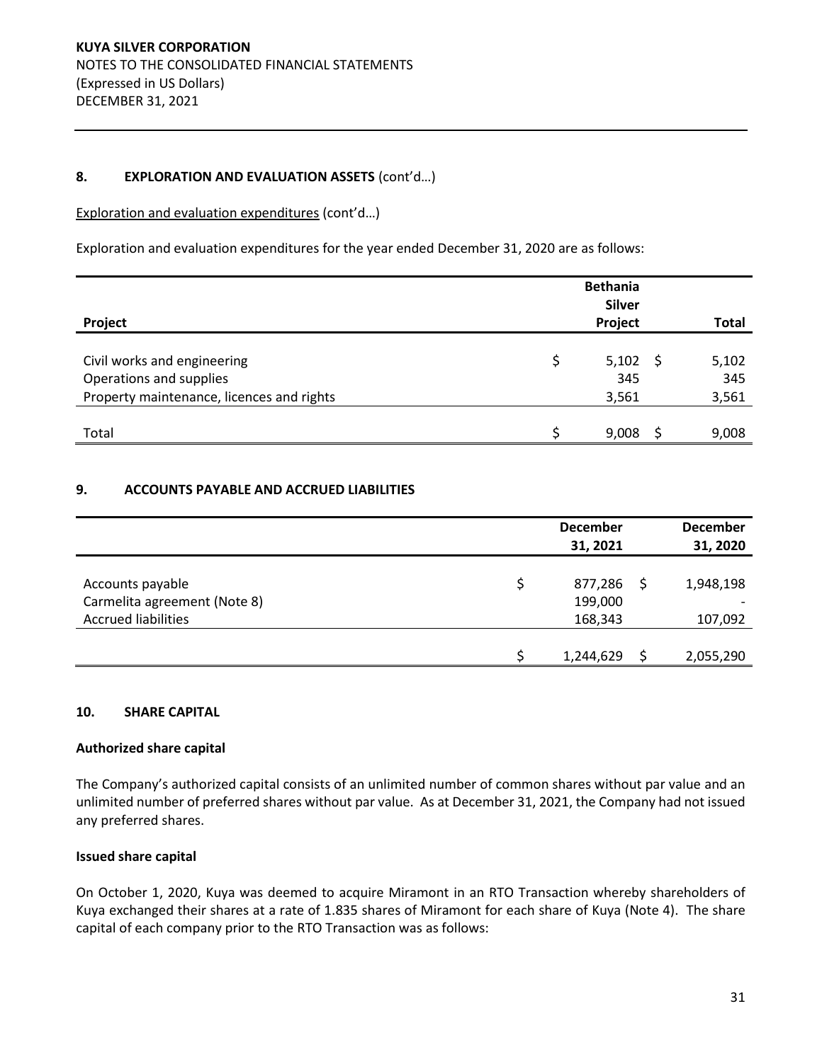## 8. EXPLORATION AND EVALUATION ASSETS (cont'd…)

Exploration and evaluation expenditures (cont'd…)

Exploration and evaluation expenditures for the year ended December 31, 2020 are as follows:

| Project | Bethania Silver Project | Total |
|---|---|---|
| Civil works and engineering | $ 5,102 | $ 5,102 |
| Operations and supplies | 345 | 345 |
| Property maintenance, licences and rights | 3,561 | 3,561 |
| Total | $ 9,008 | $ 9,008 |

## 9. ACCOUNTS PAYABLE AND ACCRUED LIABILITIES

| | December 31, 2021 | December 31, 2020 |
|---|---|---|
| Accounts payable | $ 877,286 | $ 1,948,198 |
| Carmelita agreement (Note 8) | 199,000 | - |
| Accrued liabilities | 168,343 | 107,092 |
| | $ 1,244,629 | $ 2,055,290 |

## 10. SHARE CAPITAL

**Authorized share capital**

The Company's authorized capital consists of an unlimited number of common shares without par value and an unlimited number of preferred shares without par value. As at December 31, 2021, the Company had not issued any preferred shares.

**Issued share capital**

On October 1, 2020, Kuya was deemed to acquire Miramont in an RTO Transaction whereby shareholders of Kuya exchanged their shares at a rate of 1.835 shares of Miramont for each share of Kuya (Note 4). The share capital of each company prior to the RTO Transaction was as follows: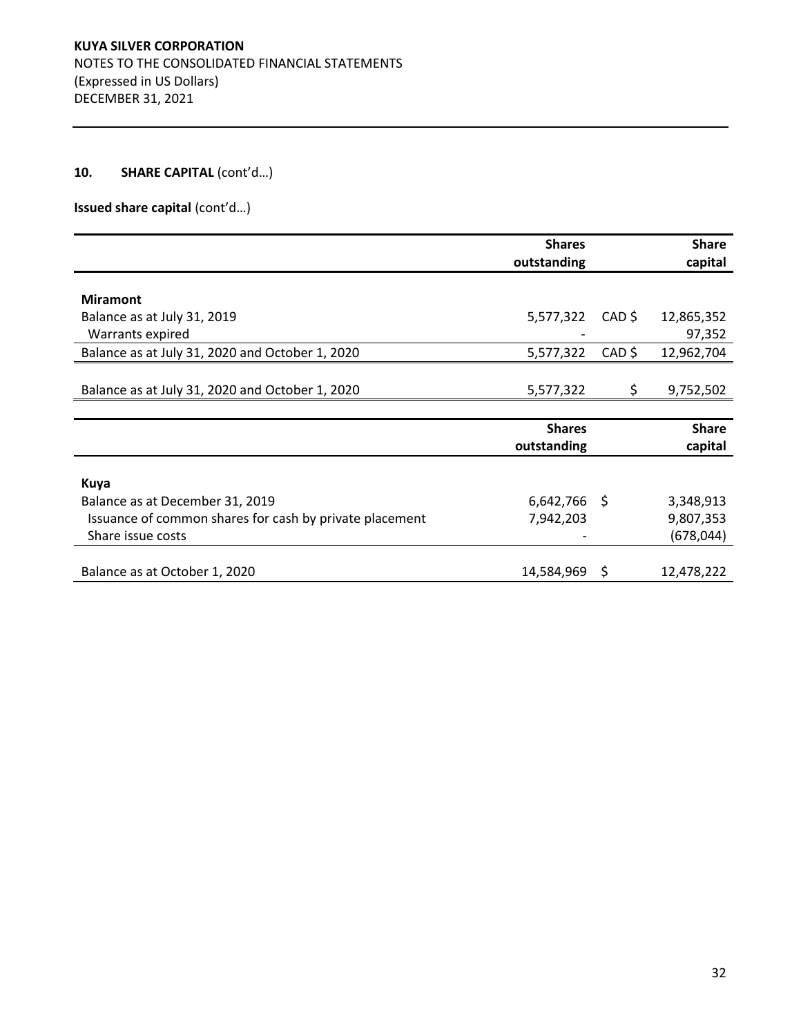## 10. SHARE CAPITAL (cont'd…)

**Issued share capital** (cont'd…)

| | Shares outstanding | | Share capital |
|---|---|---|---|
| **Miramont** | | | |
| Balance as at July 31, 2019 | 5,577,322 | CAD $ | 12,865,352 |
| Warrants expired | - | | 97,352 |
| Balance as at July 31, 2020 and October 1, 2020 | 5,577,322 | CAD $ | 12,962,704 |
| | | | |
| Balance as at July 31, 2020 and October 1, 2020 | 5,577,322 | $ | 9,752,502 |

| | Shares outstanding | | Share capital |
|---|---|---|---|
| **Kuya** | | | |
| Balance as at December 31, 2019 | 6,642,766 | $ | 3,348,913 |
| Issuance of common shares for cash by private placement | 7,942,203 | | 9,807,353 |
| Share issue costs | - | | (678,044) |
| | | | |
| Balance as at October 1, 2020 | 14,584,969 | $ | 12,478,222 |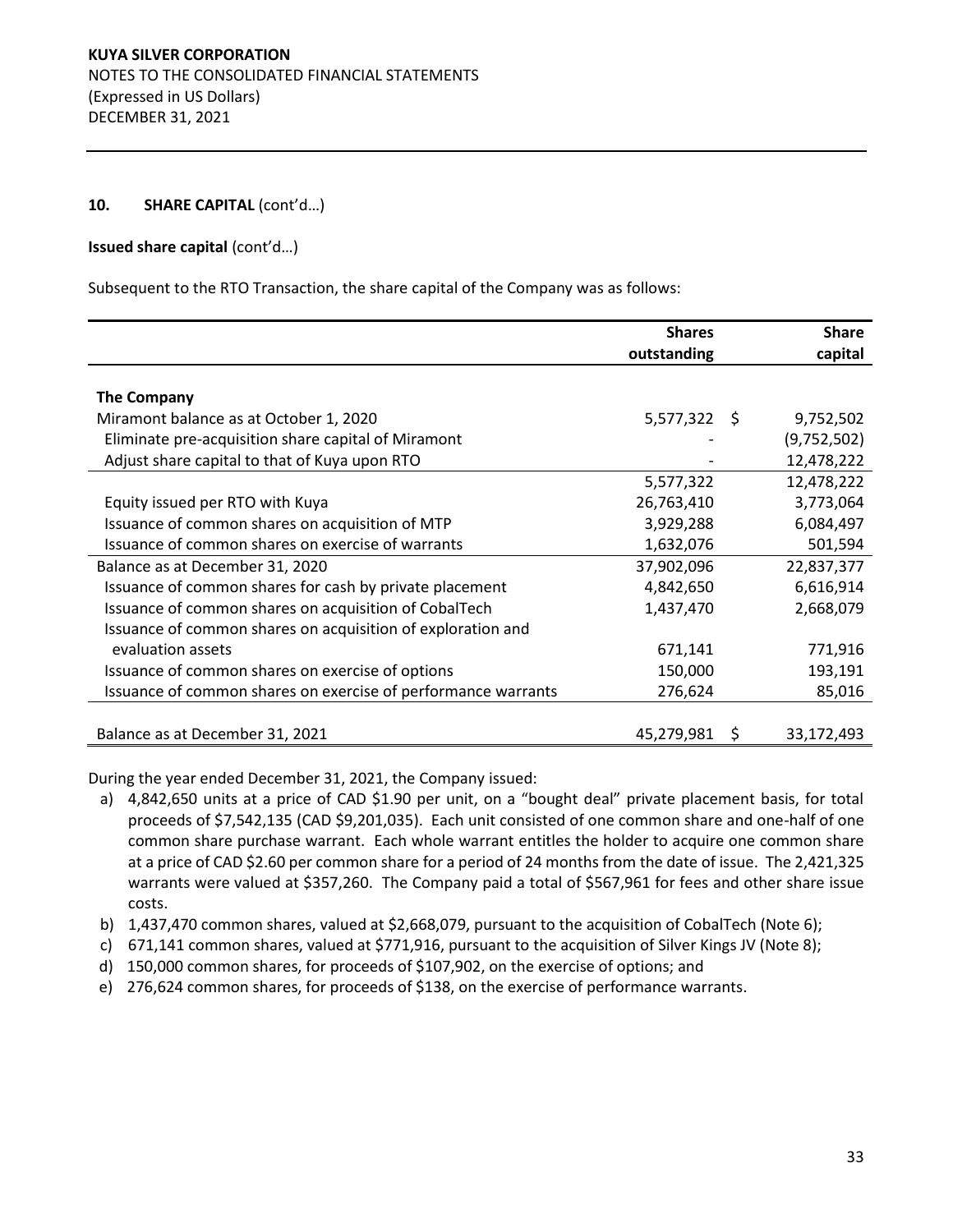**KUYA SILVER CORPORATION**
NOTES TO THE CONSOLIDATED FINANCIAL STATEMENTS
(Expressed in US Dollars)
DECEMBER 31, 2021

**10. SHARE CAPITAL** (cont'd…)

**Issued share capital** (cont'd…)

Subsequent to the RTO Transaction, the share capital of the Company was as follows:

| | Shares outstanding | | Share capital |
|---|---|---|---|
| **The Company** | | | |
| Miramont balance as at October 1, 2020 | 5,577,322 | $ | 9,752,502 |
| Eliminate pre-acquisition share capital of Miramont | - | | (9,752,502) |
| Adjust share capital to that of Kuya upon RTO | - | | 12,478,222 |
| | 5,577,322 | | 12,478,222 |
| Equity issued per RTO with Kuya | 26,763,410 | | 3,773,064 |
| Issuance of common shares on acquisition of MTP | 3,929,288 | | 6,084,497 |
| Issuance of common shares on exercise of warrants | 1,632,076 | | 501,594 |
| Balance as at December 31, 2020 | 37,902,096 | | 22,837,377 |
| Issuance of common shares for cash by private placement | 4,842,650 | | 6,616,914 |
| Issuance of common shares on acquisition of CobalTech | 1,437,470 | | 2,668,079 |
| Issuance of common shares on acquisition of exploration and evaluation assets | 671,141 | | 771,916 |
| Issuance of common shares on exercise of options | 150,000 | | 193,191 |
| Issuance of common shares on exercise of performance warrants | 276,624 | | 85,016 |
| Balance as at December 31, 2021 | 45,279,981 | $ | 33,172,493 |

During the year ended December 31, 2021, the Company issued:

a) 4,842,650 units at a price of CAD $1.90 per unit, on a "bought deal" private placement basis, for total proceeds of $7,542,135 (CAD $9,201,035). Each unit consisted of one common share and one-half of one common share purchase warrant. Each whole warrant entitles the holder to acquire one common share at a price of CAD $2.60 per common share for a period of 24 months from the date of issue. The 2,421,325 warrants were valued at $357,260. The Company paid a total of $567,961 for fees and other share issue costs.
b) 1,437,470 common shares, valued at $2,668,079, pursuant to the acquisition of CobalTech (Note 6);
c) 671,141 common shares, valued at $771,916, pursuant to the acquisition of Silver Kings JV (Note 8);
d) 150,000 common shares, for proceeds of $107,902, on the exercise of options; and
e) 276,624 common shares, for proceeds of $138, on the exercise of performance warrants.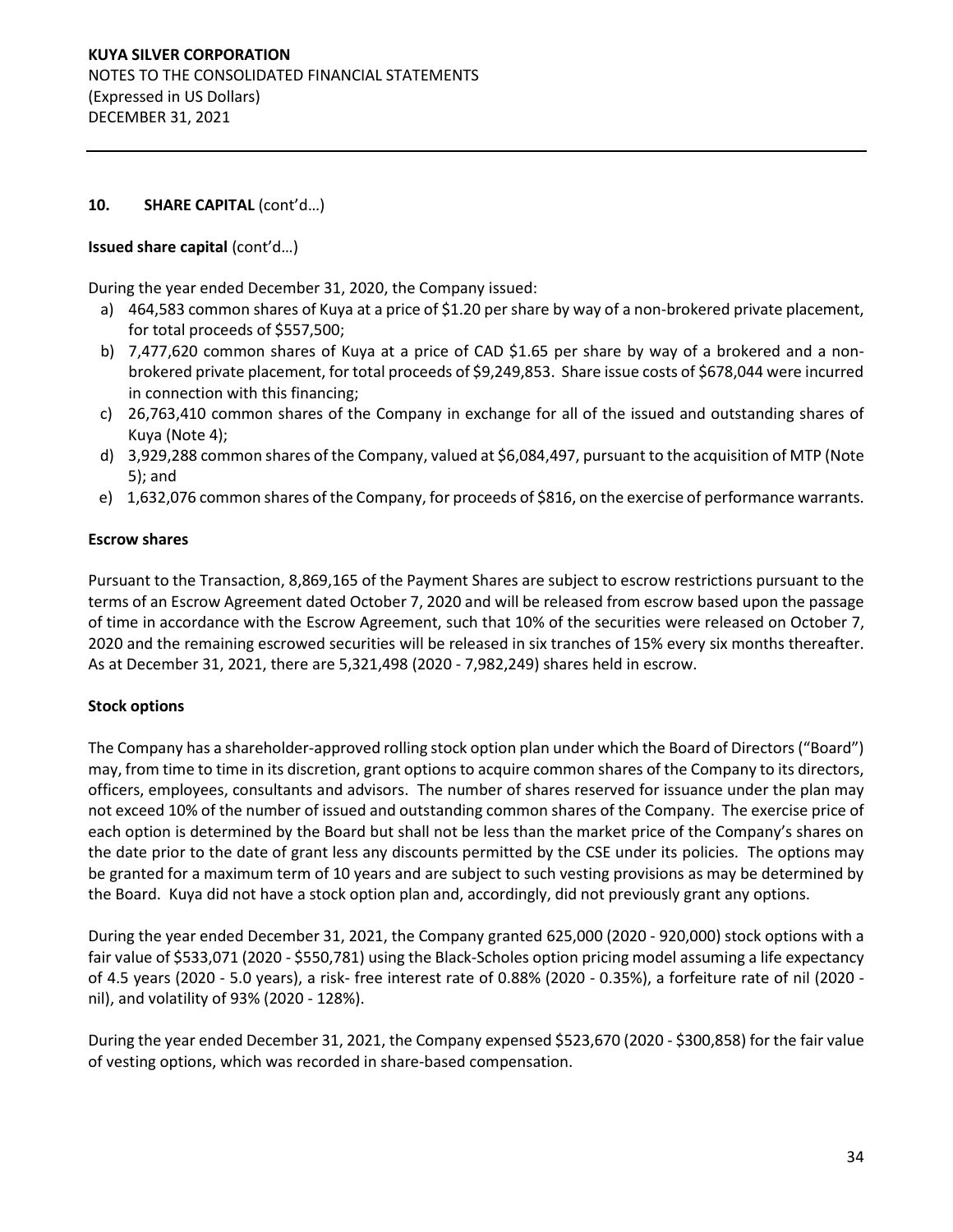## 10. SHARE CAPITAL (cont'd…)

**Issued share capital** (cont'd…)

During the year ended December 31, 2020, the Company issued:

a) 464,583 common shares of Kuya at a price of $1.20 per share by way of a non-brokered private placement, for total proceeds of $557,500;
b) 7,477,620 common shares of Kuya at a price of CAD $1.65 per share by way of a brokered and a non-brokered private placement, for total proceeds of $9,249,853. Share issue costs of $678,044 were incurred in connection with this financing;
c) 26,763,410 common shares of the Company in exchange for all of the issued and outstanding shares of Kuya (Note 4);
d) 3,929,288 common shares of the Company, valued at $6,084,497, pursuant to the acquisition of MTP (Note 5); and
e) 1,632,076 common shares of the Company, for proceeds of $816, on the exercise of performance warrants.

**Escrow shares**

Pursuant to the Transaction, 8,869,165 of the Payment Shares are subject to escrow restrictions pursuant to the terms of an Escrow Agreement dated October 7, 2020 and will be released from escrow based upon the passage of time in accordance with the Escrow Agreement, such that 10% of the securities were released on October 7, 2020 and the remaining escrowed securities will be released in six tranches of 15% every six months thereafter. As at December 31, 2021, there are 5,321,498 (2020 - 7,982,249) shares held in escrow.

**Stock options**

The Company has a shareholder-approved rolling stock option plan under which the Board of Directors ("Board") may, from time to time in its discretion, grant options to acquire common shares of the Company to its directors, officers, employees, consultants and advisors. The number of shares reserved for issuance under the plan may not exceed 10% of the number of issued and outstanding common shares of the Company. The exercise price of each option is determined by the Board but shall not be less than the market price of the Company's shares on the date prior to the date of grant less any discounts permitted by the CSE under its policies. The options may be granted for a maximum term of 10 years and are subject to such vesting provisions as may be determined by the Board. Kuya did not have a stock option plan and, accordingly, did not previously grant any options.

During the year ended December 31, 2021, the Company granted 625,000 (2020 - 920,000) stock options with a fair value of $533,071 (2020 - $550,781) using the Black-Scholes option pricing model assuming a life expectancy of 4.5 years (2020 - 5.0 years), a risk- free interest rate of 0.88% (2020 - 0.35%), a forfeiture rate of nil (2020 - nil), and volatility of 93% (2020 - 128%).

During the year ended December 31, 2021, the Company expensed $523,670 (2020 - $300,858) for the fair value of vesting options, which was recorded in share-based compensation.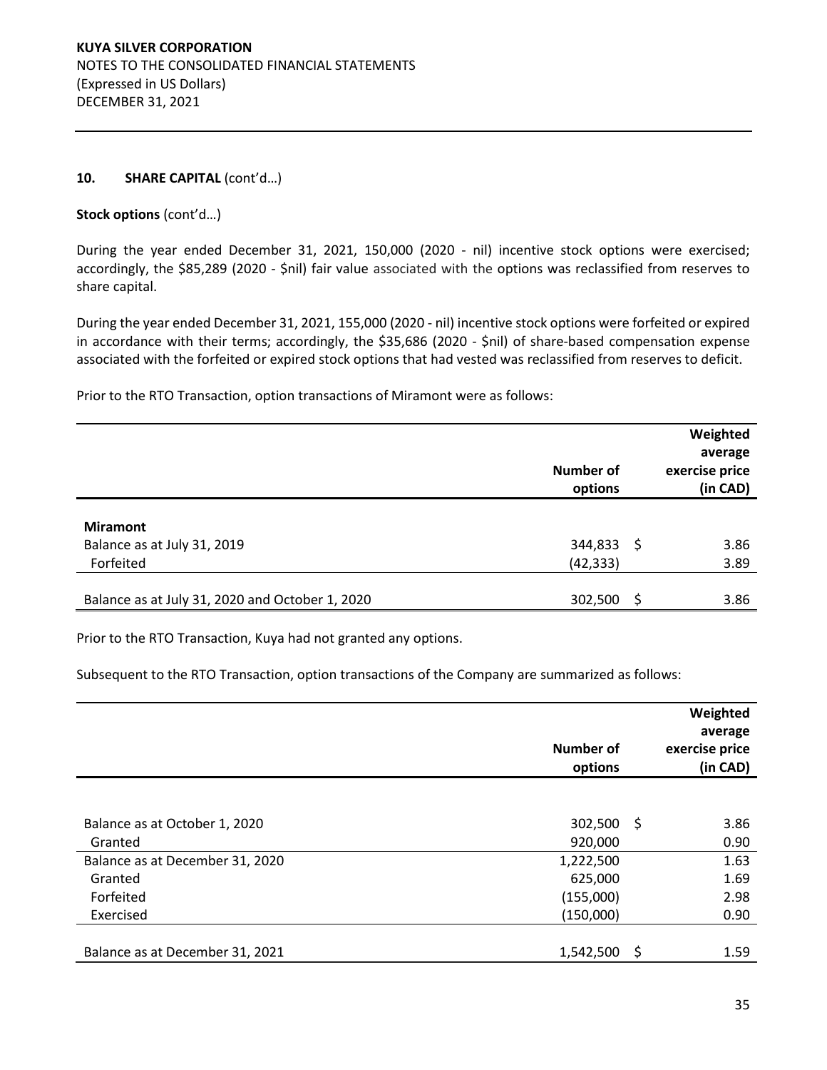## 10. SHARE CAPITAL (cont'd…)

**Stock options** (cont'd…)

During the year ended December 31, 2021, 150,000 (2020 - nil) incentive stock options were exercised; accordingly, the $85,289 (2020 - $nil) fair value associated with the options was reclassified from reserves to share capital.

During the year ended December 31, 2021, 155,000 (2020 - nil) incentive stock options were forfeited or expired in accordance with their terms; accordingly, the $35,686 (2020 - $nil) of share-based compensation expense associated with the forfeited or expired stock options that had vested was reclassified from reserves to deficit.

Prior to the RTO Transaction, option transactions of Miramont were as follows:

| | Number of options | Weighted average exercise price (in CAD) |
|---|---|---|
| **Miramont** | | |
| Balance as at July 31, 2019 | 344,833 | $ 3.86 |
| Forfeited | (42,333) | 3.89 |
| Balance as at July 31, 2020 and October 1, 2020 | 302,500 | $ 3.86 |

Prior to the RTO Transaction, Kuya had not granted any options.

Subsequent to the RTO Transaction, option transactions of the Company are summarized as follows:

| | Number of options | Weighted average exercise price (in CAD) |
|---|---|---|
| Balance as at October 1, 2020 | 302,500 | $ 3.86 |
| Granted | 920,000 | 0.90 |
| Balance as at December 31, 2020 | 1,222,500 | 1.63 |
| Granted | 625,000 | 1.69 |
| Forfeited | (155,000) | 2.98 |
| Exercised | (150,000) | 0.90 |
| Balance as at December 31, 2021 | 1,542,500 | $ 1.59 |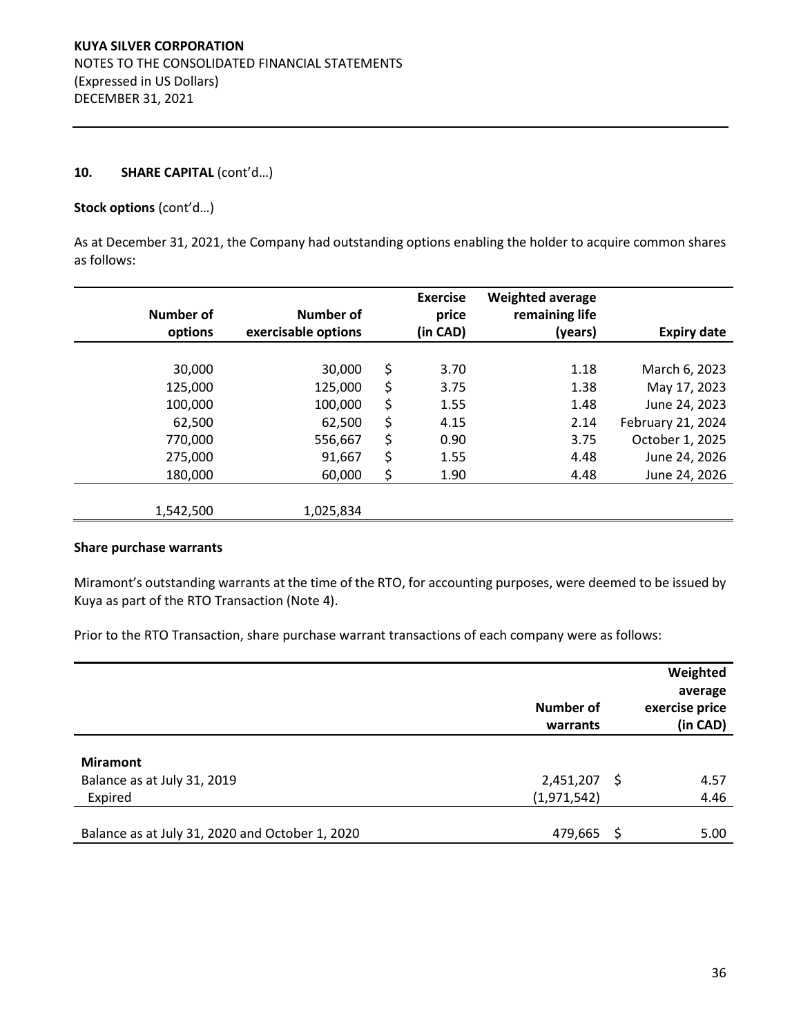**10. SHARE CAPITAL** (cont'd…)

**Stock options** (cont'd…)

As at December 31, 2021, the Company had outstanding options enabling the holder to acquire common shares as follows:

| Number of options | Number of exercisable options | Exercise price (in CAD) | Weighted average remaining life (years) | Expiry date |
|---:|---:|---:|---:|---:|
| 30,000 | 30,000 | $ 3.70 | 1.18 | March 6, 2023 |
| 125,000 | 125,000 | $ 3.75 | 1.38 | May 17, 2023 |
| 100,000 | 100,000 | $ 1.55 | 1.48 | June 24, 2023 |
| 62,500 | 62,500 | $ 4.15 | 2.14 | February 21, 2024 |
| 770,000 | 556,667 | $ 0.90 | 3.75 | October 1, 2025 |
| 275,000 | 91,667 | $ 1.55 | 4.48 | June 24, 2026 |
| 180,000 | 60,000 | $ 1.90 | 4.48 | June 24, 2026 |
| 1,542,500 | 1,025,834 | | | |

**Share purchase warrants**

Miramont's outstanding warrants at the time of the RTO, for accounting purposes, were deemed to be issued by Kuya as part of the RTO Transaction (Note 4).

Prior to the RTO Transaction, share purchase warrant transactions of each company were as follows:

| | Number of warrants | Weighted average exercise price (in CAD) |
|---|---:|---:|
| **Miramont** | | |
| Balance as at July 31, 2019 | 2,451,207 | $ 4.57 |
| Expired | (1,971,542) | 4.46 |
| Balance as at July 31, 2020 and October 1, 2020 | 479,665 | $ 5.00 |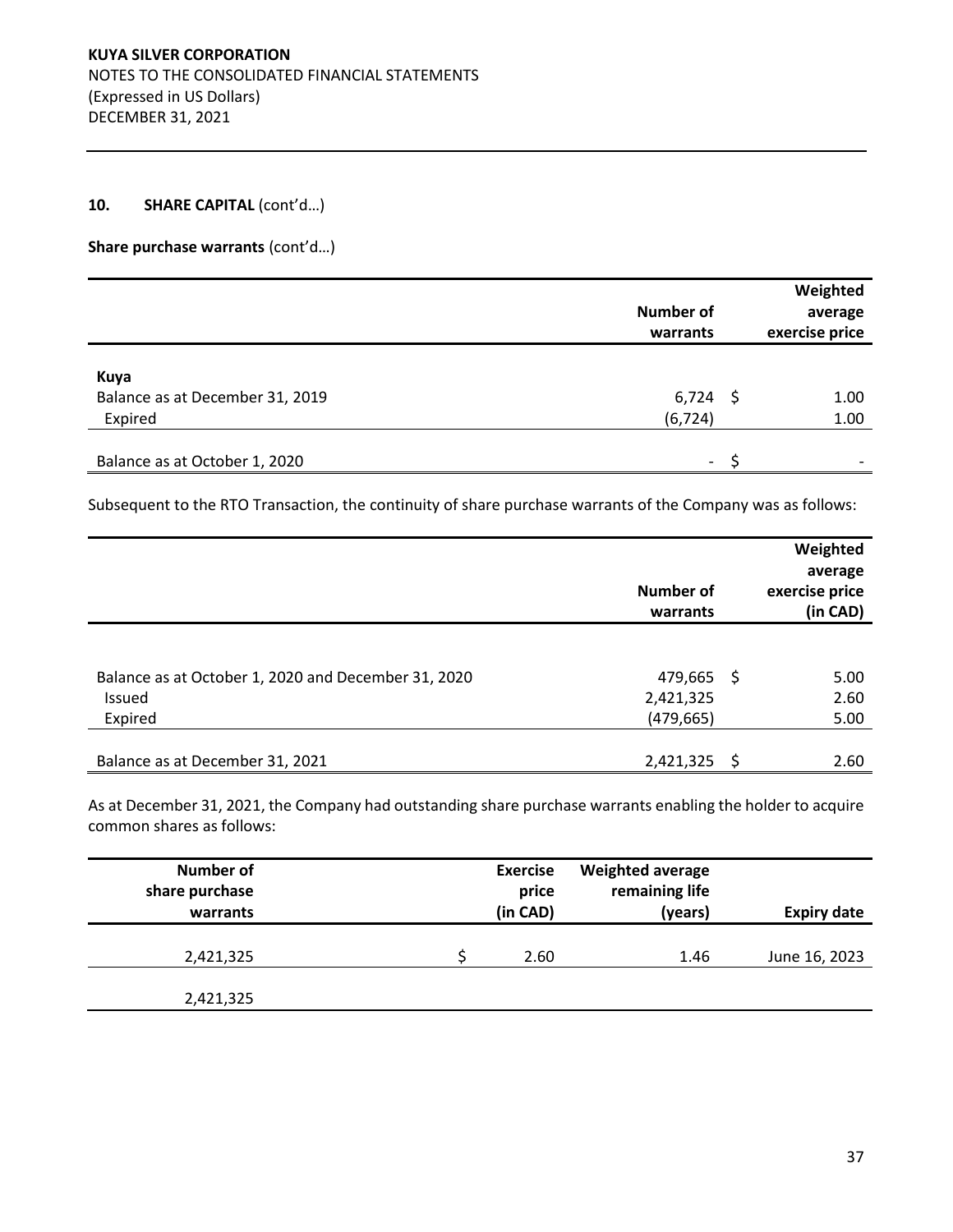## 10. SHARE CAPITAL (cont'd…)

**Share purchase warrants** (cont'd…)

| | Number of warrants | Weighted average exercise price |
|---|---|---|
| **Kuya** | | |
| Balance as at December 31, 2019 | 6,724 | $ 1.00 |
| Expired | (6,724) | 1.00 |
| Balance as at October 1, 2020 | - | $ - |

Subsequent to the RTO Transaction, the continuity of share purchase warrants of the Company was as follows:

| | Number of warrants | Weighted average exercise price (in CAD) |
|---|---|---|
| Balance as at October 1, 2020 and December 31, 2020 | 479,665 | $ 5.00 |
| Issued | 2,421,325 | 2.60 |
| Expired | (479,665) | 5.00 |
| Balance as at December 31, 2021 | 2,421,325 | $ 2.60 |

As at December 31, 2021, the Company had outstanding share purchase warrants enabling the holder to acquire common shares as follows:

| Number of share purchase warrants | Exercise price (in CAD) | Weighted average remaining life (years) | Expiry date |
|---|---|---|---|
| 2,421,325 | $ 2.60 | 1.46 | June 16, 2023 |
| 2,421,325 | | | |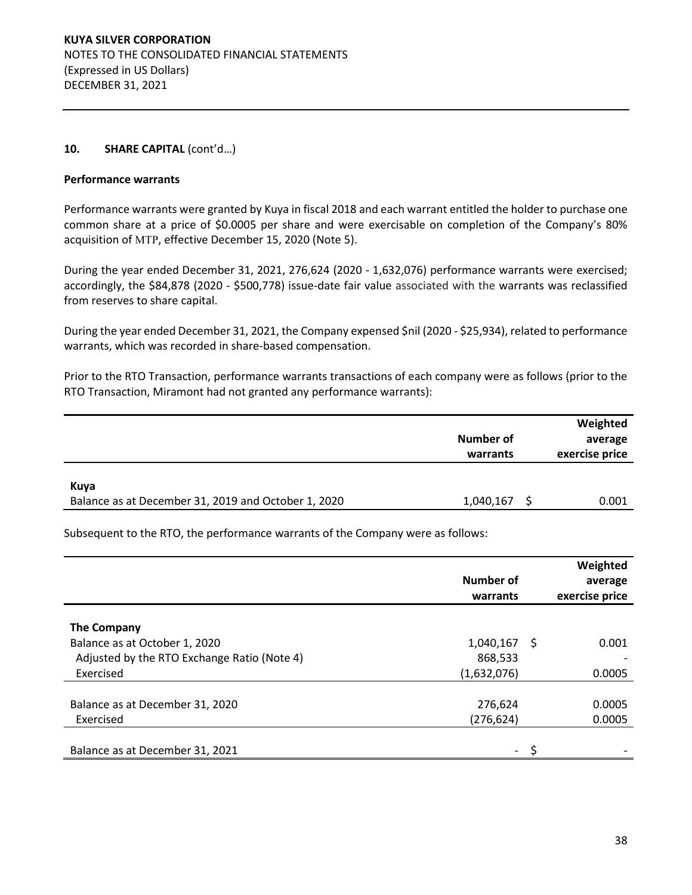**10. SHARE CAPITAL** (cont'd…)

**Performance warrants**

Performance warrants were granted by Kuya in fiscal 2018 and each warrant entitled the holder to purchase one common share at a price of $0.0005 per share and were exercisable on completion of the Company's 80% acquisition of MTP, effective December 15, 2020 (Note 5).

During the year ended December 31, 2021, 276,624 (2020 - 1,632,076) performance warrants were exercised; accordingly, the $84,878 (2020 - $500,778) issue-date fair value associated with the warrants was reclassified from reserves to share capital.

During the year ended December 31, 2021, the Company expensed $nil (2020 - $25,934), related to performance warrants, which was recorded in share-based compensation.

Prior to the RTO Transaction, performance warrants transactions of each company were as follows (prior to the RTO Transaction, Miramont had not granted any performance warrants):

| | Number of warrants | Weighted average exercise price |
|---|---|---|
| **Kuya** | | |
| Balance as at December 31, 2019 and October 1, 2020 | 1,040,167 | $ 0.001 |

Subsequent to the RTO, the performance warrants of the Company were as follows:

| | Number of warrants | Weighted average exercise price |
|---|---|---|
| **The Company** | | |
| Balance as at October 1, 2020 | 1,040,167 | $ 0.001 |
| Adjusted by the RTO Exchange Ratio (Note 4) | 868,533 | - |
| Exercised | (1,632,076) | 0.0005 |
| Balance as at December 31, 2020 | 276,624 | 0.0005 |
| Exercised | (276,624) | 0.0005 |
| Balance as at December 31, 2021 | - | $ - |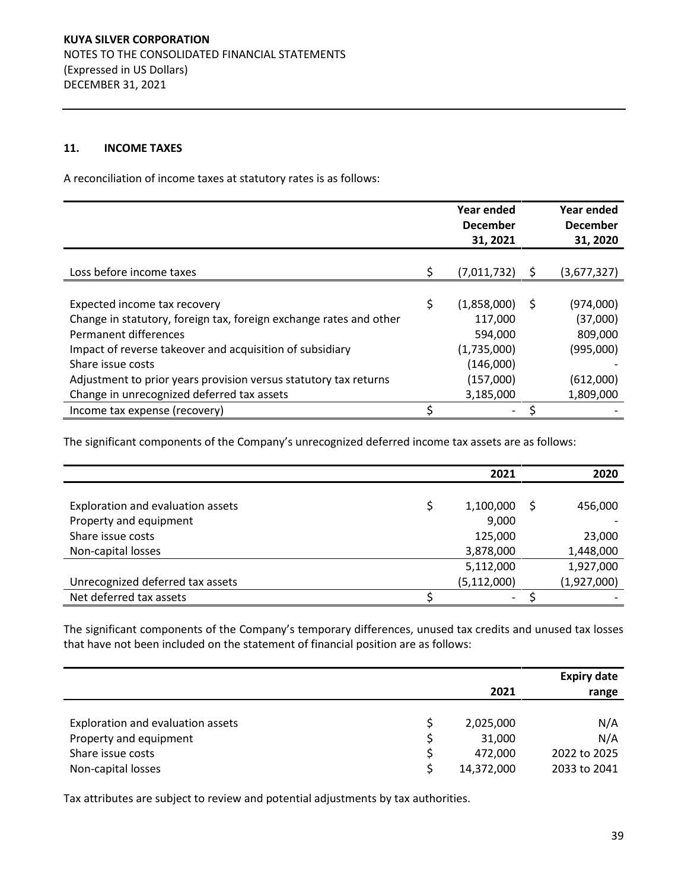## 11. INCOME TAXES

A reconciliation of income taxes at statutory rates is as follows:

| | Year ended December 31, 2021 | Year ended December 31, 2020 |
|---|---|---|
| Loss before income taxes | $ (7,011,732) | $ (3,677,327) |
| | | |
| Expected income tax recovery | $ (1,858,000) | $ (974,000) |
| Change in statutory, foreign tax, foreign exchange rates and other | 117,000 | (37,000) |
| Permanent differences | 594,000 | 809,000 |
| Impact of reverse takeover and acquisition of subsidiary | (1,735,000) | (995,000) |
| Share issue costs | (146,000) | - |
| Adjustment to prior years provision versus statutory tax returns | (157,000) | (612,000) |
| Change in unrecognized deferred tax assets | 3,185,000 | 1,809,000 |
| Income tax expense (recovery) | $ - | $ - |

The significant components of the Company's unrecognized deferred income tax assets are as follows:

| | 2021 | 2020 |
|---|---|---|
| Exploration and evaluation assets | $ 1,100,000 | $ 456,000 |
| Property and equipment | 9,000 | - |
| Share issue costs | 125,000 | 23,000 |
| Non-capital losses | 3,878,000 | 1,448,000 |
| | 5,112,000 | 1,927,000 |
| Unrecognized deferred tax assets | (5,112,000) | (1,927,000) |
| Net deferred tax assets | $ - | $ - |

The significant components of the Company's temporary differences, unused tax credits and unused tax losses that have not been included on the statement of financial position are as follows:

| | 2021 | Expiry date range |
|---|---|---|
| Exploration and evaluation assets | $ 2,025,000 | N/A |
| Property and equipment | $ 31,000 | N/A |
| Share issue costs | $ 472,000 | 2022 to 2025 |
| Non-capital losses | $ 14,372,000 | 2033 to 2041 |

Tax attributes are subject to review and potential adjustments by tax authorities.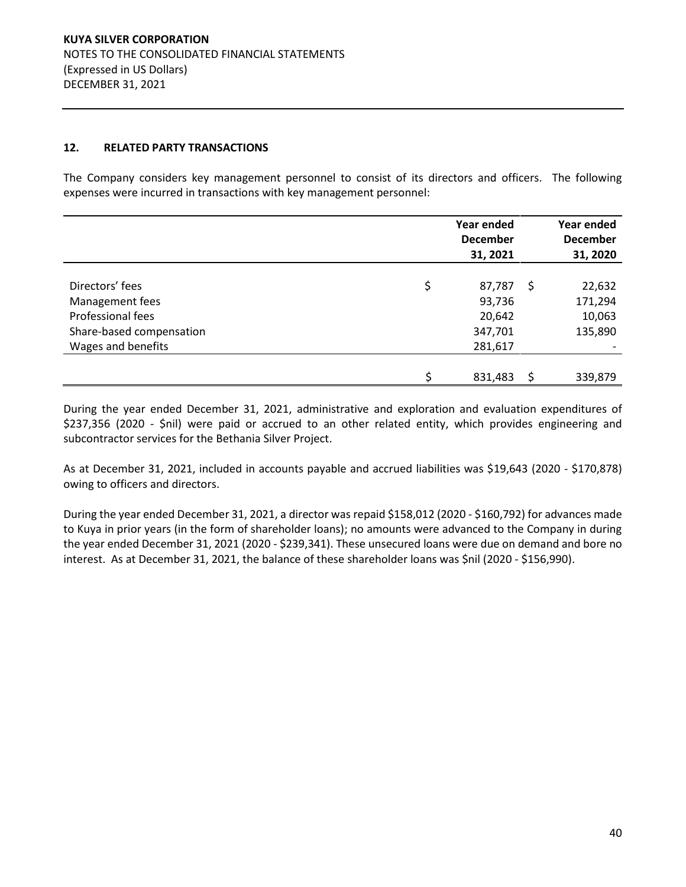## 12. RELATED PARTY TRANSACTIONS

The Company considers key management personnel to consist of its directors and officers. The following expenses were incurred in transactions with key management personnel:

| | Year ended December 31, 2021 | Year ended December 31, 2020 |
|---|---|---|
| Directors' fees | $ 87,787 | $ 22,632 |
| Management fees | 93,736 | 171,294 |
| Professional fees | 20,642 | 10,063 |
| Share-based compensation | 347,701 | 135,890 |
| Wages and benefits | 281,617 | - |
| | $ 831,483 | $ 339,879 |

During the year ended December 31, 2021, administrative and exploration and evaluation expenditures of $237,356 (2020 - $nil) were paid or accrued to an other related entity, which provides engineering and subcontractor services for the Bethania Silver Project.

As at December 31, 2021, included in accounts payable and accrued liabilities was $19,643 (2020 - $170,878) owing to officers and directors.

During the year ended December 31, 2021, a director was repaid $158,012 (2020 - $160,792) for advances made to Kuya in prior years (in the form of shareholder loans); no amounts were advanced to the Company in during the year ended December 31, 2021 (2020 - $239,341). These unsecured loans were due on demand and bore no interest. As at December 31, 2021, the balance of these shareholder loans was $nil (2020 - $156,990).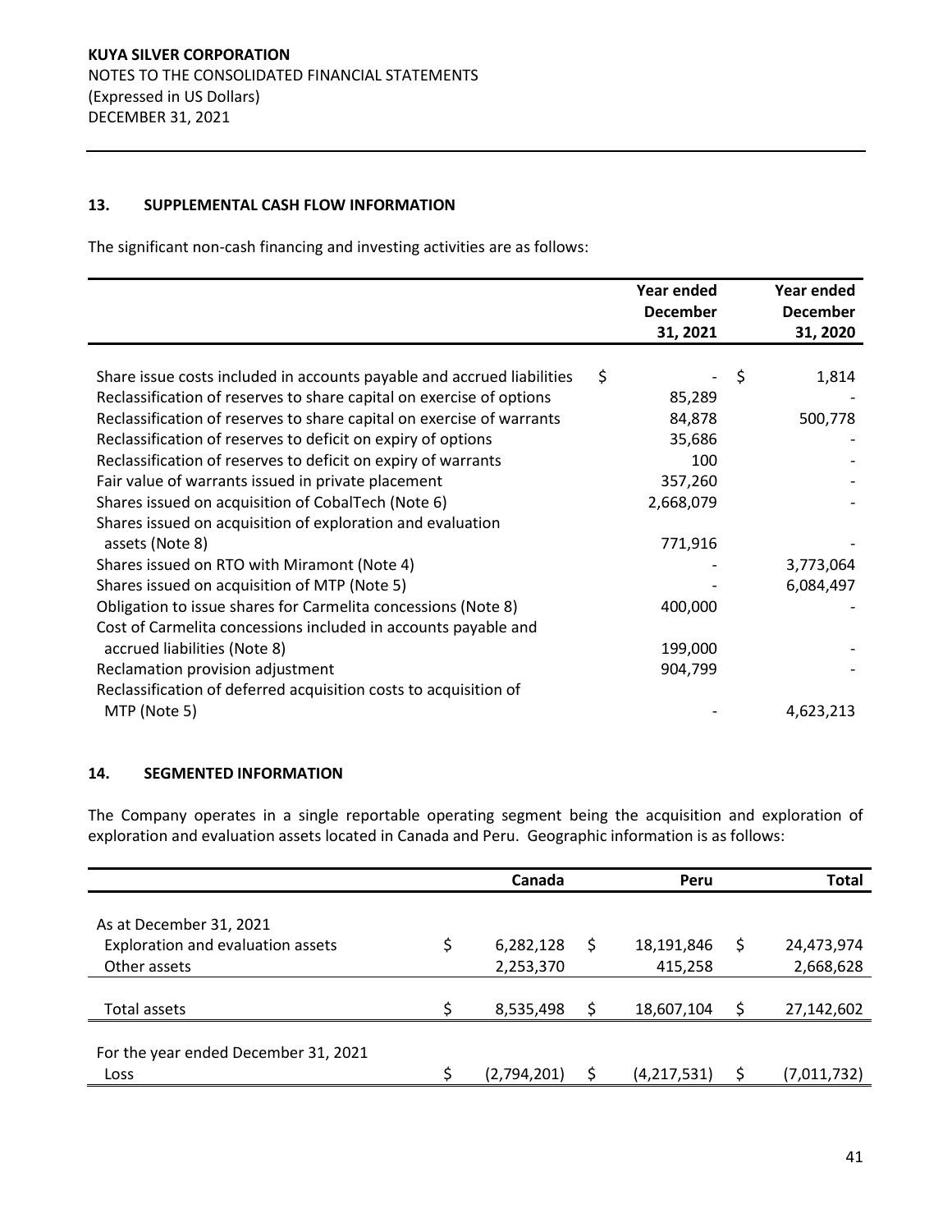## 13. SUPPLEMENTAL CASH FLOW INFORMATION

The significant non-cash financing and investing activities are as follows:

| | Year ended December 31, 2021 | Year ended December 31, 2020 |
|---|---|---|
| Share issue costs included in accounts payable and accrued liabilities | $ - | $ 1,814 |
| Reclassification of reserves to share capital on exercise of options | 85,289 | - |
| Reclassification of reserves to share capital on exercise of warrants | 84,878 | 500,778 |
| Reclassification of reserves to deficit on expiry of options | 35,686 | - |
| Reclassification of reserves to deficit on expiry of warrants | 100 | - |
| Fair value of warrants issued in private placement | 357,260 | - |
| Shares issued on acquisition of CobalTech (Note 6) | 2,668,079 | - |
| Shares issued on acquisition of exploration and evaluation assets (Note 8) | 771,916 | - |
| Shares issued on RTO with Miramont (Note 4) | - | 3,773,064 |
| Shares issued on acquisition of MTP (Note 5) | - | 6,084,497 |
| Obligation to issue shares for Carmelita concessions (Note 8) | 400,000 | - |
| Cost of Carmelita concessions included in accounts payable and accrued liabilities (Note 8) | 199,000 | - |
| Reclamation provision adjustment | 904,799 | - |
| Reclassification of deferred acquisition costs to acquisition of MTP (Note 5) | - | 4,623,213 |

## 14. SEGMENTED INFORMATION

The Company operates in a single reportable operating segment being the acquisition and exploration of exploration and evaluation assets located in Canada and Peru. Geographic information is as follows:

| | Canada | Peru | Total |
|---|---|---|---|
| As at December 31, 2021 | | | |
| Exploration and evaluation assets | $ 6,282,128 | $ 18,191,846 | $ 24,473,974 |
| Other assets | 2,253,370 | 415,258 | 2,668,628 |
| Total assets | $ 8,535,498 | $ 18,607,104 | $ 27,142,602 |
| For the year ended December 31, 2021 | | | |
| Loss | $ (2,794,201) | $ (4,217,531) | $ (7,011,732) |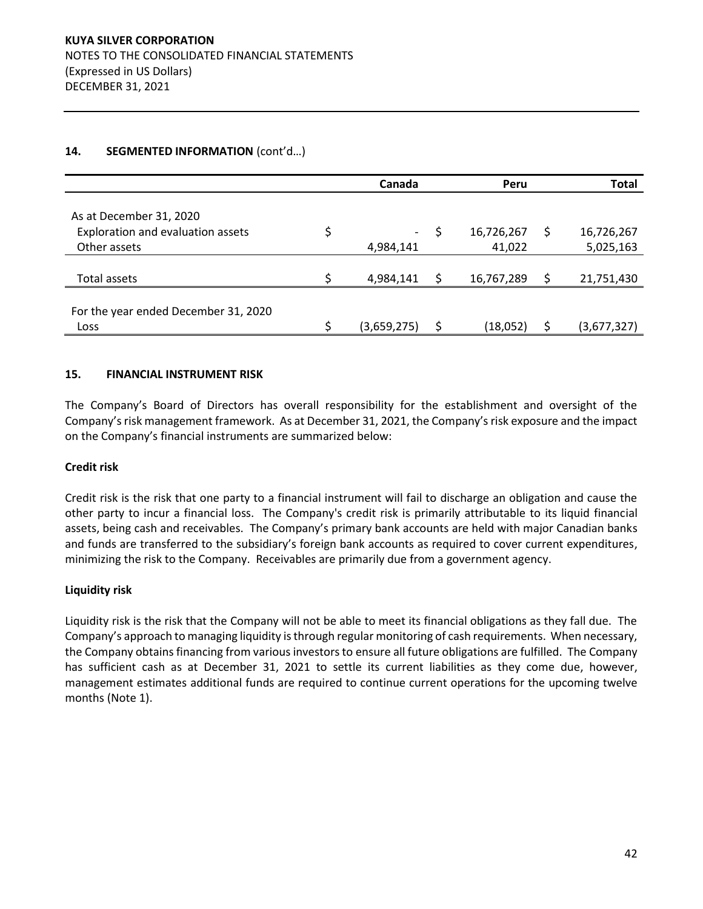**14. SEGMENTED INFORMATION** (cont'd…)

| | Canada | Peru | Total |
|---|---|---|---|
| As at December 31, 2020 | | | |
| Exploration and evaluation assets | $ - | $ 16,726,267 | $ 16,726,267 |
| Other assets | 4,984,141 | 41,022 | 5,025,163 |
| Total assets | $ 4,984,141 | $ 16,767,289 | $ 21,751,430 |
| For the year ended December 31, 2020 | | | |
| Loss | $ (3,659,275) | $ (18,052) | $ (3,677,327) |

## 15. FINANCIAL INSTRUMENT RISK

The Company's Board of Directors has overall responsibility for the establishment and oversight of the Company's risk management framework. As at December 31, 2021, the Company's risk exposure and the impact on the Company's financial instruments are summarized below:

**Credit risk**

Credit risk is the risk that one party to a financial instrument will fail to discharge an obligation and cause the other party to incur a financial loss. The Company's credit risk is primarily attributable to its liquid financial assets, being cash and receivables. The Company's primary bank accounts are held with major Canadian banks and funds are transferred to the subsidiary's foreign bank accounts as required to cover current expenditures, minimizing the risk to the Company. Receivables are primarily due from a government agency.

**Liquidity risk**

Liquidity risk is the risk that the Company will not be able to meet its financial obligations as they fall due. The Company's approach to managing liquidity is through regular monitoring of cash requirements. When necessary, the Company obtains financing from various investors to ensure all future obligations are fulfilled. The Company has sufficient cash as at December 31, 2021 to settle its current liabilities as they come due, however, management estimates additional funds are required to continue current operations for the upcoming twelve months (Note 1).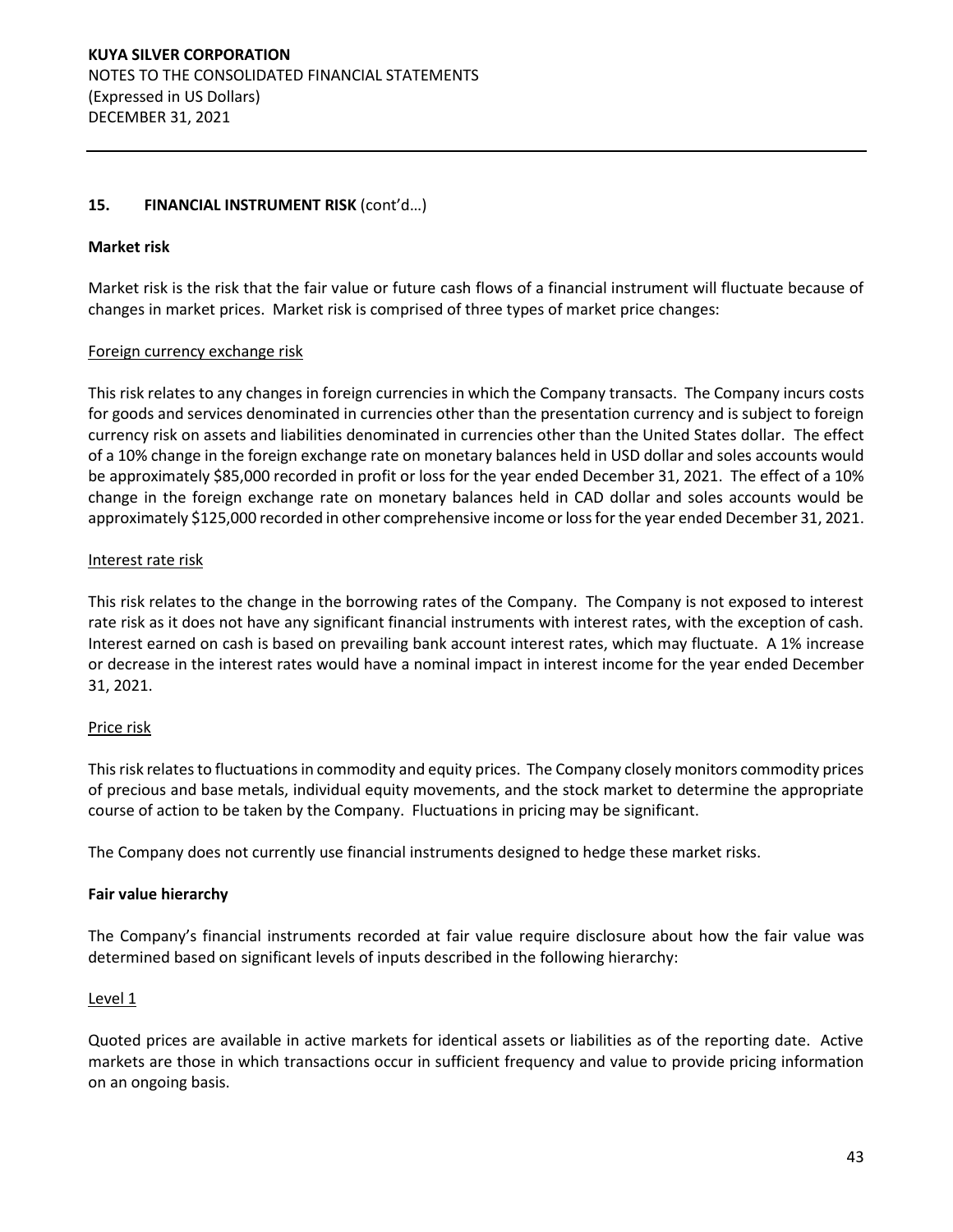## 15. FINANCIAL INSTRUMENT RISK (cont'd…)

### Market risk

Market risk is the risk that the fair value or future cash flows of a financial instrument will fluctuate because of changes in market prices. Market risk is comprised of three types of market price changes:

#### Foreign currency exchange risk

This risk relates to any changes in foreign currencies in which the Company transacts. The Company incurs costs for goods and services denominated in currencies other than the presentation currency and is subject to foreign currency risk on assets and liabilities denominated in currencies other than the United States dollar. The effect of a 10% change in the foreign exchange rate on monetary balances held in USD dollar and soles accounts would be approximately $85,000 recorded in profit or loss for the year ended December 31, 2021. The effect of a 10% change in the foreign exchange rate on monetary balances held in CAD dollar and soles accounts would be approximately $125,000 recorded in other comprehensive income or loss for the year ended December 31, 2021.

#### Interest rate risk

This risk relates to the change in the borrowing rates of the Company. The Company is not exposed to interest rate risk as it does not have any significant financial instruments with interest rates, with the exception of cash. Interest earned on cash is based on prevailing bank account interest rates, which may fluctuate. A 1% increase or decrease in the interest rates would have a nominal impact in interest income for the year ended December 31, 2021.

#### Price risk

This risk relates to fluctuations in commodity and equity prices. The Company closely monitors commodity prices of precious and base metals, individual equity movements, and the stock market to determine the appropriate course of action to be taken by the Company. Fluctuations in pricing may be significant.

The Company does not currently use financial instruments designed to hedge these market risks.

### Fair value hierarchy

The Company's financial instruments recorded at fair value require disclosure about how the fair value was determined based on significant levels of inputs described in the following hierarchy:

#### Level 1

Quoted prices are available in active markets for identical assets or liabilities as of the reporting date. Active markets are those in which transactions occur in sufficient frequency and value to provide pricing information on an ongoing basis.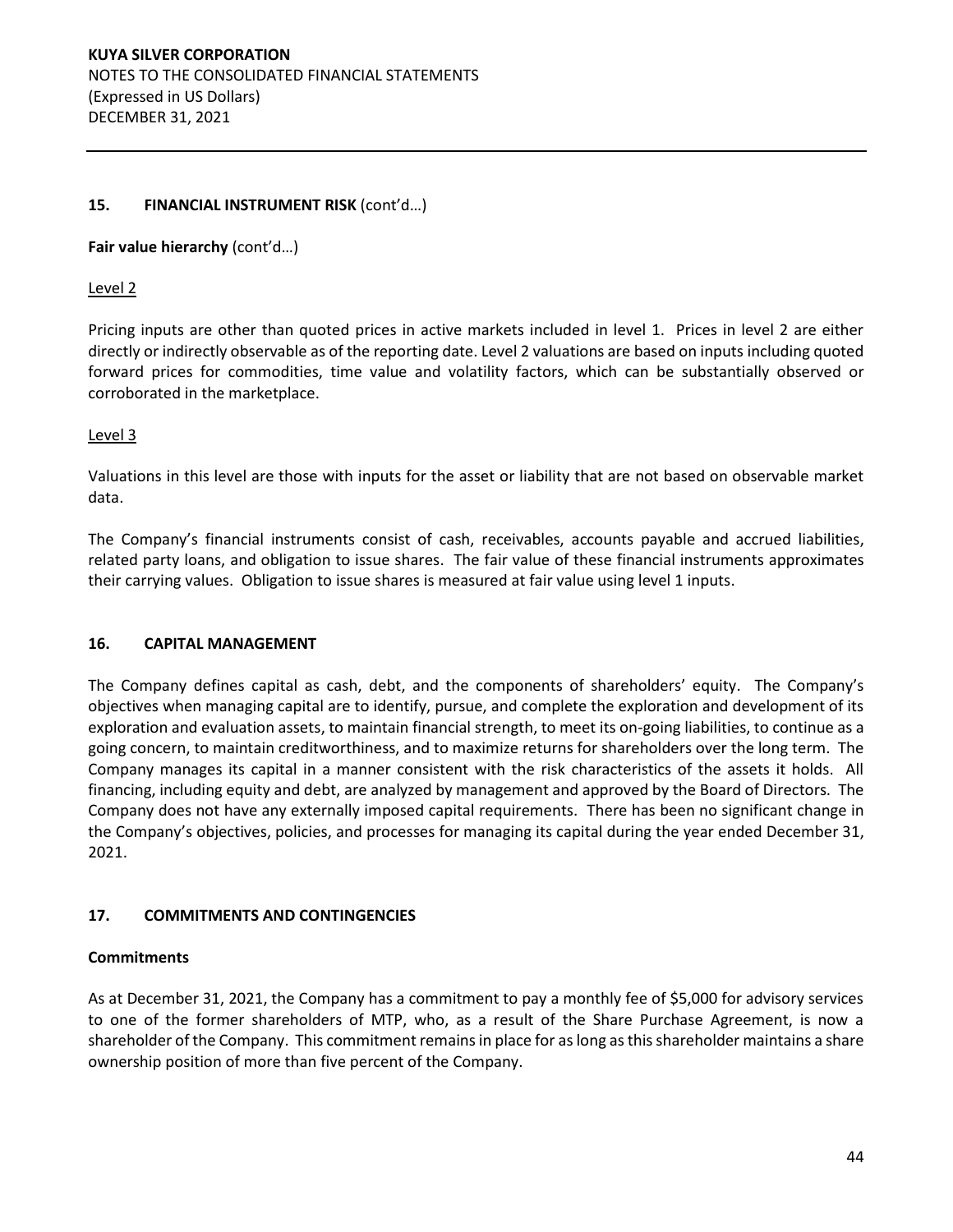## 15. FINANCIAL INSTRUMENT RISK (cont'd…)

**Fair value hierarchy** (cont'd…)

Level 2

Pricing inputs are other than quoted prices in active markets included in level 1. Prices in level 2 are either directly or indirectly observable as of the reporting date. Level 2 valuations are based on inputs including quoted forward prices for commodities, time value and volatility factors, which can be substantially observed or corroborated in the marketplace.

Level 3

Valuations in this level are those with inputs for the asset or liability that are not based on observable market data.

The Company's financial instruments consist of cash, receivables, accounts payable and accrued liabilities, related party loans, and obligation to issue shares. The fair value of these financial instruments approximates their carrying values. Obligation to issue shares is measured at fair value using level 1 inputs.

## 16. CAPITAL MANAGEMENT

The Company defines capital as cash, debt, and the components of shareholders' equity. The Company's objectives when managing capital are to identify, pursue, and complete the exploration and development of its exploration and evaluation assets, to maintain financial strength, to meet its on-going liabilities, to continue as a going concern, to maintain creditworthiness, and to maximize returns for shareholders over the long term. The Company manages its capital in a manner consistent with the risk characteristics of the assets it holds. All financing, including equity and debt, are analyzed by management and approved by the Board of Directors. The Company does not have any externally imposed capital requirements. There has been no significant change in the Company's objectives, policies, and processes for managing its capital during the year ended December 31, 2021.

## 17. COMMITMENTS AND CONTINGENCIES

**Commitments**

As at December 31, 2021, the Company has a commitment to pay a monthly fee of $5,000 for advisory services to one of the former shareholders of MTP, who, as a result of the Share Purchase Agreement, is now a shareholder of the Company. This commitment remains in place for as long as this shareholder maintains a share ownership position of more than five percent of the Company.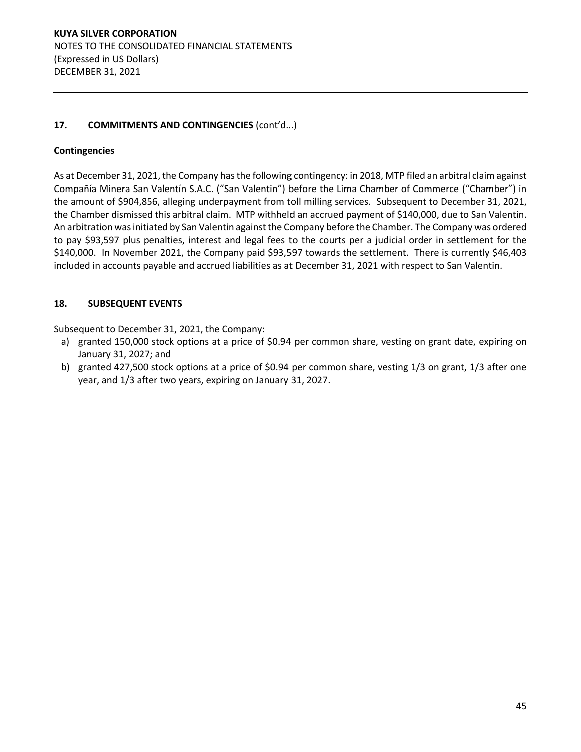## 17. COMMITMENTS AND CONTINGENCIES (cont'd…)

### Contingencies

As at December 31, 2021, the Company has the following contingency: in 2018, MTP filed an arbitral claim against Compañía Minera San Valentín S.A.C. ("San Valentin") before the Lima Chamber of Commerce ("Chamber") in the amount of $904,856, alleging underpayment from toll milling services. Subsequent to December 31, 2021, the Chamber dismissed this arbitral claim. MTP withheld an accrued payment of $140,000, due to San Valentin. An arbitration was initiated by San Valentin against the Company before the Chamber. The Company was ordered to pay $93,597 plus penalties, interest and legal fees to the courts per a judicial order in settlement for the $140,000. In November 2021, the Company paid $93,597 towards the settlement. There is currently $46,403 included in accounts payable and accrued liabilities as at December 31, 2021 with respect to San Valentin.

## 18. SUBSEQUENT EVENTS

Subsequent to December 31, 2021, the Company:

a) granted 150,000 stock options at a price of $0.94 per common share, vesting on grant date, expiring on January 31, 2027; and
b) granted 427,500 stock options at a price of $0.94 per common share, vesting 1/3 on grant, 1/3 after one year, and 1/3 after two years, expiring on January 31, 2027.